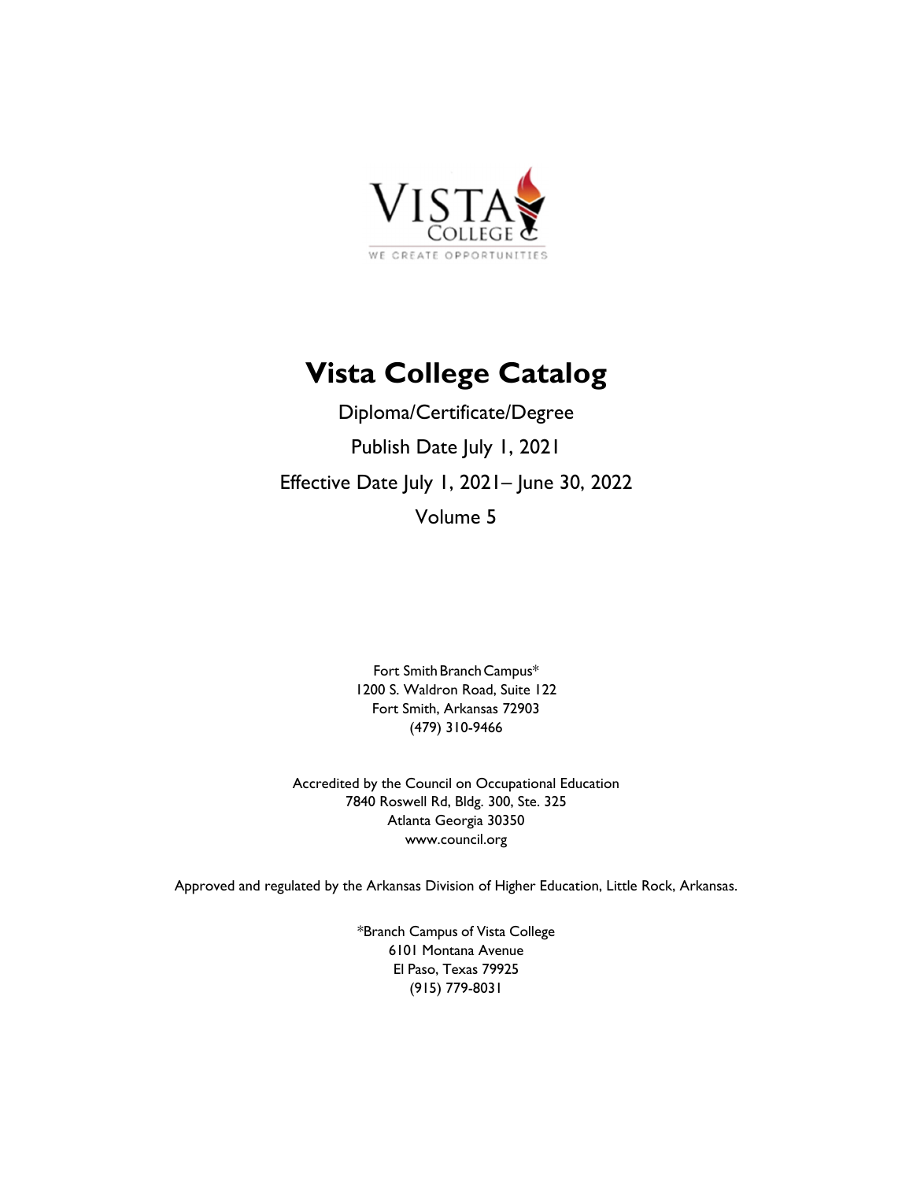# Vista College Catalog

Diploma/Certificate/Degree

Publish Date July 1, 2021

Effective Date July 1, 2021– June 30, 2022

Volume 5

Fort Smith Branch Campus*
1200 S. Waldron Road, Suite 122
Fort Smith, Arkansas 72903
(479) 310-9466

Accredited by the Council on Occupational Education
7840 Roswell Rd, Bldg. 300, Ste. 325
Atlanta Georgia 30350
www.council.org

Approved and regulated by the Arkansas Division of Higher Education, Little Rock, Arkansas.

*Branch Campus of Vista College
6101 Montana Avenue
El Paso, Texas 79925
(915) 779-8031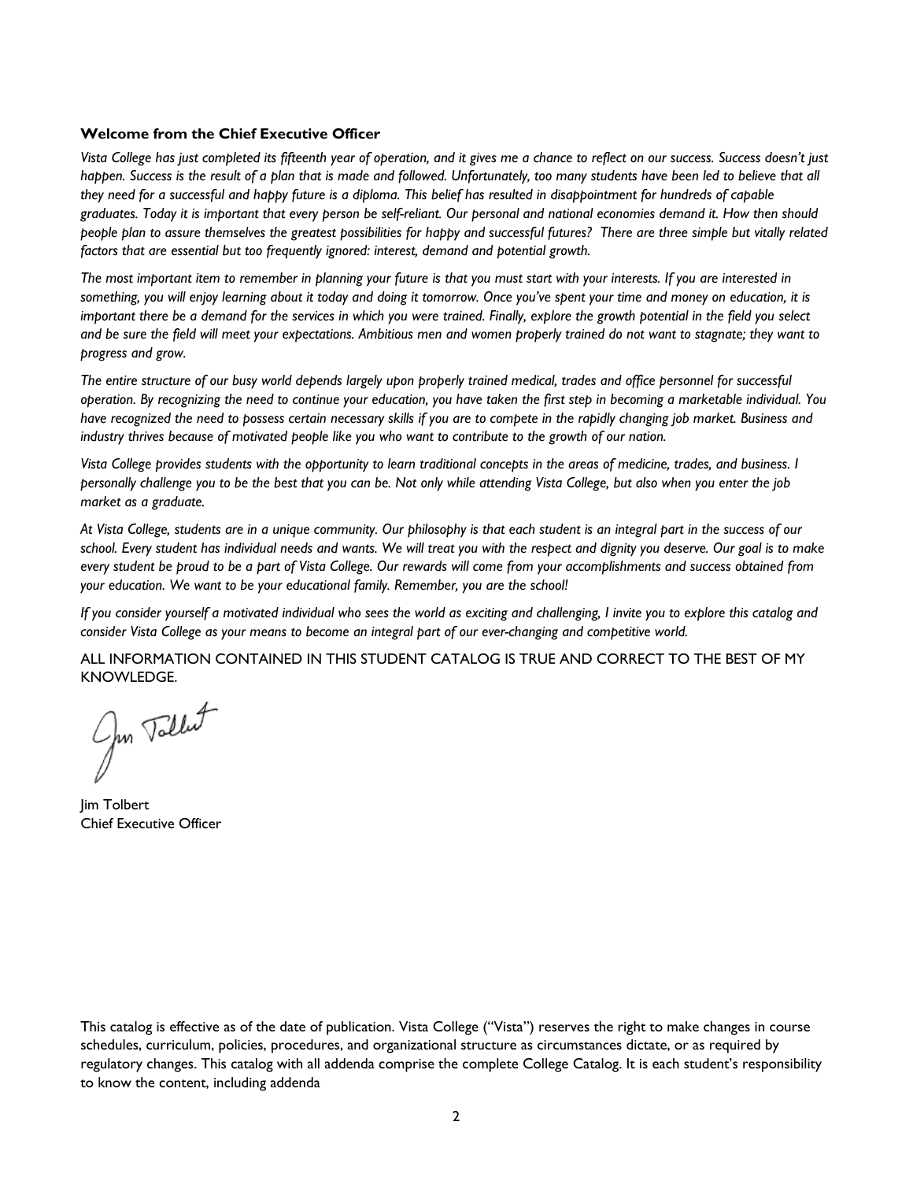**Welcome from the Chief Executive Officer**

*Vista College has just completed its fifteenth year of operation, and it gives me a chance to reflect on our success. Success doesn't just happen. Success is the result of a plan that is made and followed. Unfortunately, too many students have been led to believe that all they need for a successful and happy future is a diploma. This belief has resulted in disappointment for hundreds of capable graduates. Today it is important that every person be self-reliant. Our personal and national economies demand it. How then should people plan to assure themselves the greatest possibilities for happy and successful futures? There are three simple but vitally related factors that are essential but too frequently ignored: interest, demand and potential growth.*

*The most important item to remember in planning your future is that you must start with your interests. If you are interested in something, you will enjoy learning about it today and doing it tomorrow. Once you've spent your time and money on education, it is important there be a demand for the services in which you were trained. Finally, explore the growth potential in the field you select and be sure the field will meet your expectations. Ambitious men and women properly trained do not want to stagnate; they want to progress and grow.*

*The entire structure of our busy world depends largely upon properly trained medical, trades and office personnel for successful operation. By recognizing the need to continue your education, you have taken the first step in becoming a marketable individual. You have recognized the need to possess certain necessary skills if you are to compete in the rapidly changing job market. Business and industry thrives because of motivated people like you who want to contribute to the growth of our nation.*

*Vista College provides students with the opportunity to learn traditional concepts in the areas of medicine, trades, and business. I personally challenge you to be the best that you can be. Not only while attending Vista College, but also when you enter the job market as a graduate.*

*At Vista College, students are in a unique community. Our philosophy is that each student is an integral part in the success of our school. Every student has individual needs and wants. We will treat you with the respect and dignity you deserve. Our goal is to make every student be proud to be a part of Vista College. Our rewards will come from your accomplishments and success obtained from your education. We want to be your educational family. Remember, you are the school!*

*If you consider yourself a motivated individual who sees the world as exciting and challenging, I invite you to explore this catalog and consider Vista College as your means to become an integral part of our ever-changing and competitive world.*

ALL INFORMATION CONTAINED IN THIS STUDENT CATALOG IS TRUE AND CORRECT TO THE BEST OF MY KNOWLEDGE.

Jim Tolbert
Chief Executive Officer

This catalog is effective as of the date of publication. Vista College ("Vista") reserves the right to make changes in course schedules, curriculum, policies, procedures, and organizational structure as circumstances dictate, or as required by regulatory changes. This catalog with all addenda comprise the complete College Catalog. It is each student's responsibility to know the content, including addenda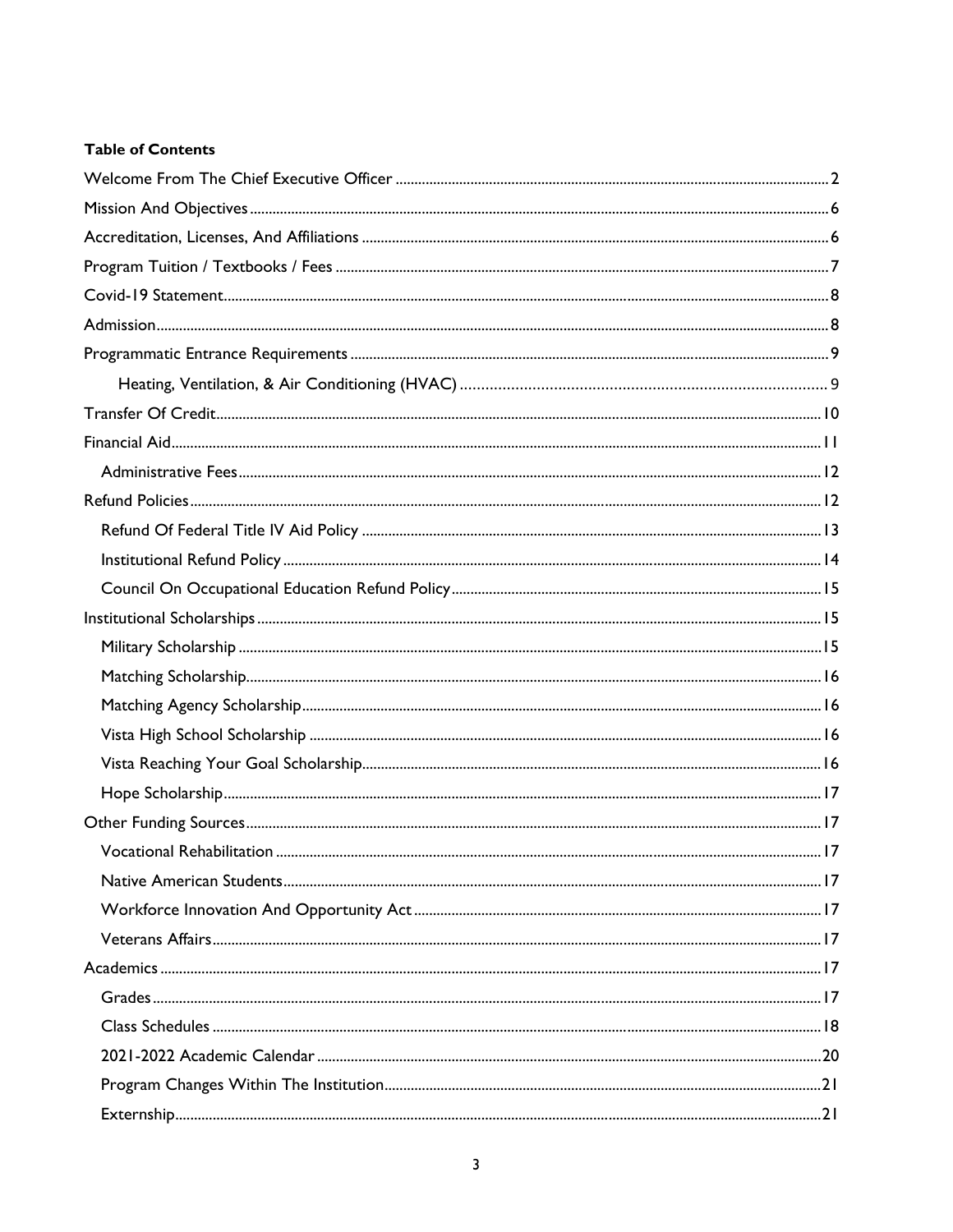**Table of Contents**

- Welcome From The Chief Executive Officer ..... 2
- Mission And Objectives ..... 6
- Accreditation, Licenses, And Affiliations ..... 6
- Program Tuition / Textbooks / Fees ..... 7
- Covid-19 Statement ..... 8
- Admission ..... 8
- Programmatic Entrance Requirements ..... 9
    - Heating, Ventilation, & Air Conditioning (HVAC) ..... 9
- Transfer Of Credit ..... 10
- Financial Aid ..... 11
    - Administrative Fees ..... 12
- Refund Policies ..... 12
    - Refund Of Federal Title IV Aid Policy ..... 13
    - Institutional Refund Policy ..... 14
    - Council On Occupational Education Refund Policy ..... 15
- Institutional Scholarships ..... 15
    - Military Scholarship ..... 15
    - Matching Scholarship ..... 16
    - Matching Agency Scholarship ..... 16
    - Vista High School Scholarship ..... 16
    - Vista Reaching Your Goal Scholarship ..... 16
    - Hope Scholarship ..... 17
- Other Funding Sources ..... 17
    - Vocational Rehabilitation ..... 17
    - Native American Students ..... 17
    - Workforce Innovation And Opportunity Act ..... 17
    - Veterans Affairs ..... 17
- Academics ..... 17
    - Grades ..... 17
    - Class Schedules ..... 18
    - 2021-2022 Academic Calendar ..... 20
    - Program Changes Within The Institution ..... 21
    - Externship ..... 21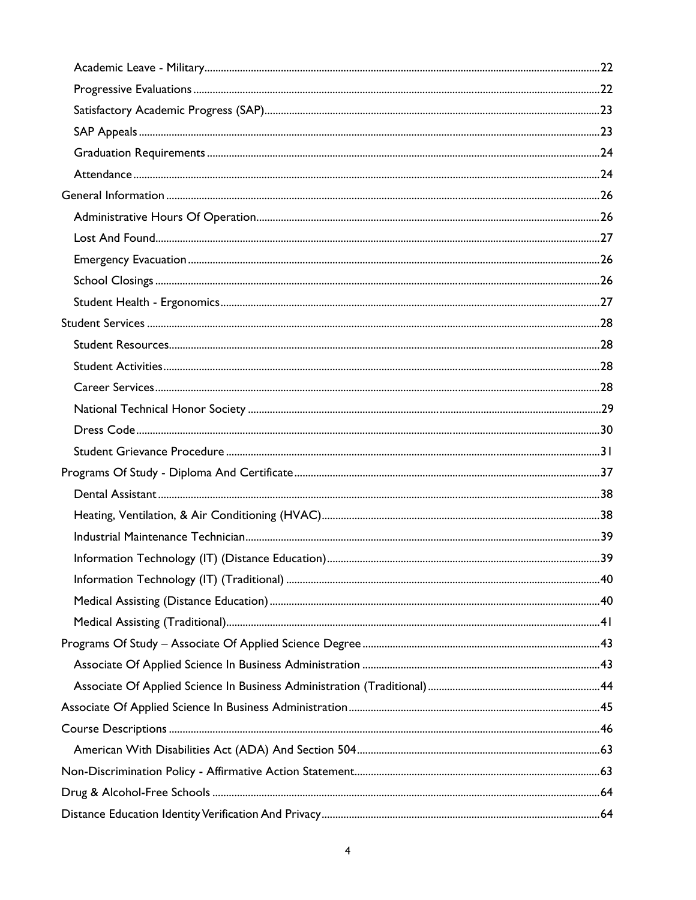- Academic Leave - Military ..... 22
- Progressive Evaluations ..... 22
- Satisfactory Academic Progress (SAP) ..... 23
- SAP Appeals ..... 23
- Graduation Requirements ..... 24
- Attendance ..... 24

General Information ..... 26

- Administrative Hours Of Operation ..... 26
- Lost And Found ..... 27
- Emergency Evacuation ..... 26
- School Closings ..... 26
- Student Health - Ergonomics ..... 27

Student Services ..... 28

- Student Resources ..... 28
- Student Activities ..... 28
- Career Services ..... 28
- National Technical Honor Society ..... 29
- Dress Code ..... 30
- Student Grievance Procedure ..... 31

Programs Of Study - Diploma And Certificate ..... 37

- Dental Assistant ..... 38
- Heating, Ventilation, & Air Conditioning (HVAC) ..... 38
- Industrial Maintenance Technician ..... 39
- Information Technology (IT) (Distance Education) ..... 39
- Information Technology (IT) (Traditional) ..... 40
- Medical Assisting (Distance Education) ..... 40
- Medical Assisting (Traditional) ..... 41

Programs Of Study – Associate Of Applied Science Degree ..... 43

- Associate Of Applied Science In Business Administration ..... 43
- Associate Of Applied Science In Business Administration (Traditional) ..... 44

Associate Of Applied Science In Business Administration ..... 45

Course Descriptions ..... 46

- American With Disabilities Act (ADA) And Section 504 ..... 63

Non-Discrimination Policy - Affirmative Action Statement ..... 63

Drug & Alcohol-Free Schools ..... 64

Distance Education Identity Verification And Privacy ..... 64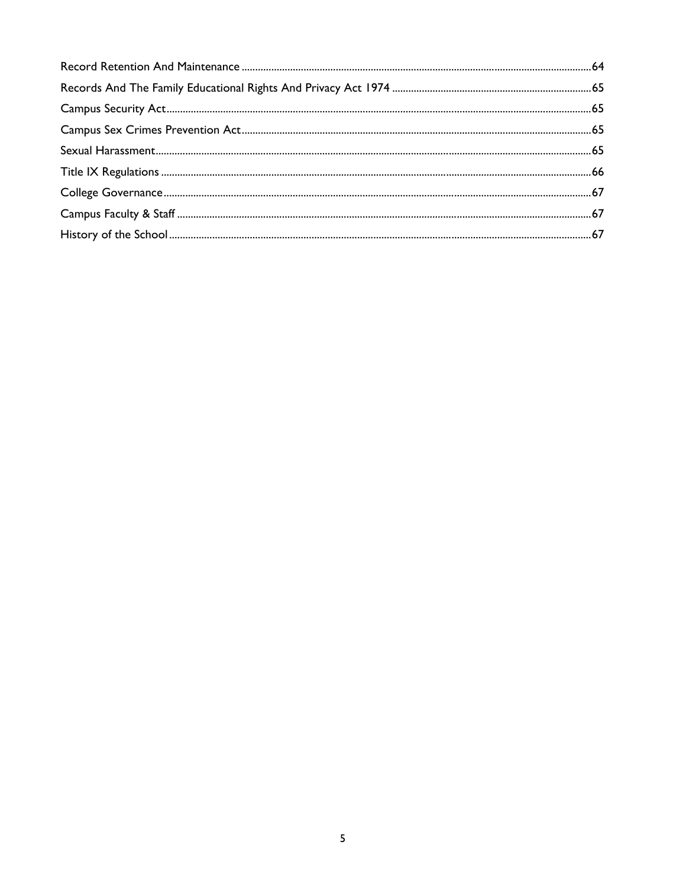Record Retention And Maintenance ....................................................64
Records And The Family Educational Rights And Privacy Act 1974 ....................................................65
Campus Security Act ....................................................65
Campus Sex Crimes Prevention Act ....................................................65
Sexual Harassment ....................................................65
Title IX Regulations ....................................................66
College Governance ....................................................67
Campus Faculty & Staff ....................................................67
History of the School ....................................................67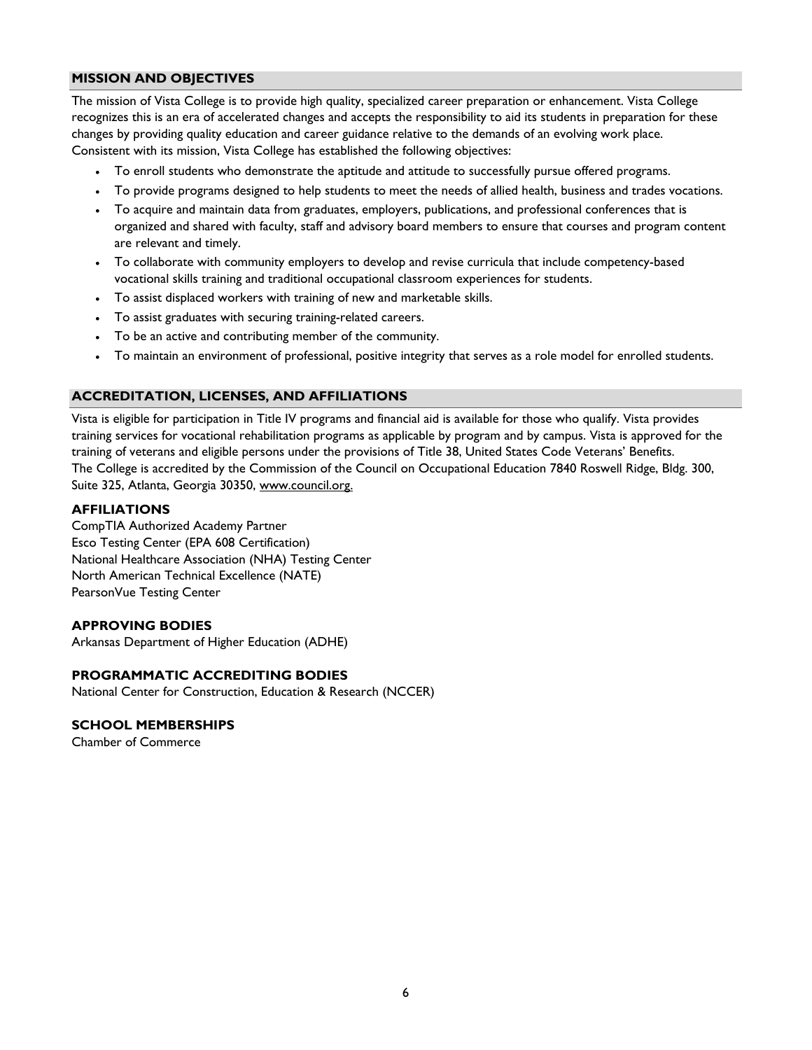## MISSION AND OBJECTIVES

The mission of Vista College is to provide high quality, specialized career preparation or enhancement. Vista College recognizes this is an era of accelerated changes and accepts the responsibility to aid its students in preparation for these changes by providing quality education and career guidance relative to the demands of an evolving work place.
Consistent with its mission, Vista College has established the following objectives:

- To enroll students who demonstrate the aptitude and attitude to successfully pursue offered programs.
- To provide programs designed to help students to meet the needs of allied health, business and trades vocations.
- To acquire and maintain data from graduates, employers, publications, and professional conferences that is organized and shared with faculty, staff and advisory board members to ensure that courses and program content are relevant and timely.
- To collaborate with community employers to develop and revise curricula that include competency-based vocational skills training and traditional occupational classroom experiences for students.
- To assist displaced workers with training of new and marketable skills.
- To assist graduates with securing training-related careers.
- To be an active and contributing member of the community.
- To maintain an environment of professional, positive integrity that serves as a role model for enrolled students.

## ACCREDITATION, LICENSES, AND AFFILIATIONS

Vista is eligible for participation in Title IV programs and financial aid is available for those who qualify. Vista provides training services for vocational rehabilitation programs as applicable by program and by campus. Vista is approved for the training of veterans and eligible persons under the provisions of Title 38, United States Code Veterans' Benefits.
The College is accredited by the Commission of the Council on Occupational Education 7840 Roswell Ridge, Bldg. 300, Suite 325, Atlanta, Georgia 30350, www.council.org.

### AFFILIATIONS

CompTIA Authorized Academy Partner
Esco Testing Center (EPA 608 Certification)
National Healthcare Association (NHA) Testing Center
North American Technical Excellence (NATE)
PearsonVue Testing Center

### APPROVING BODIES

Arkansas Department of Higher Education (ADHE)

### PROGRAMMATIC ACCREDITING BODIES

National Center for Construction, Education & Research (NCCER)

### SCHOOL MEMBERSHIPS

Chamber of Commerce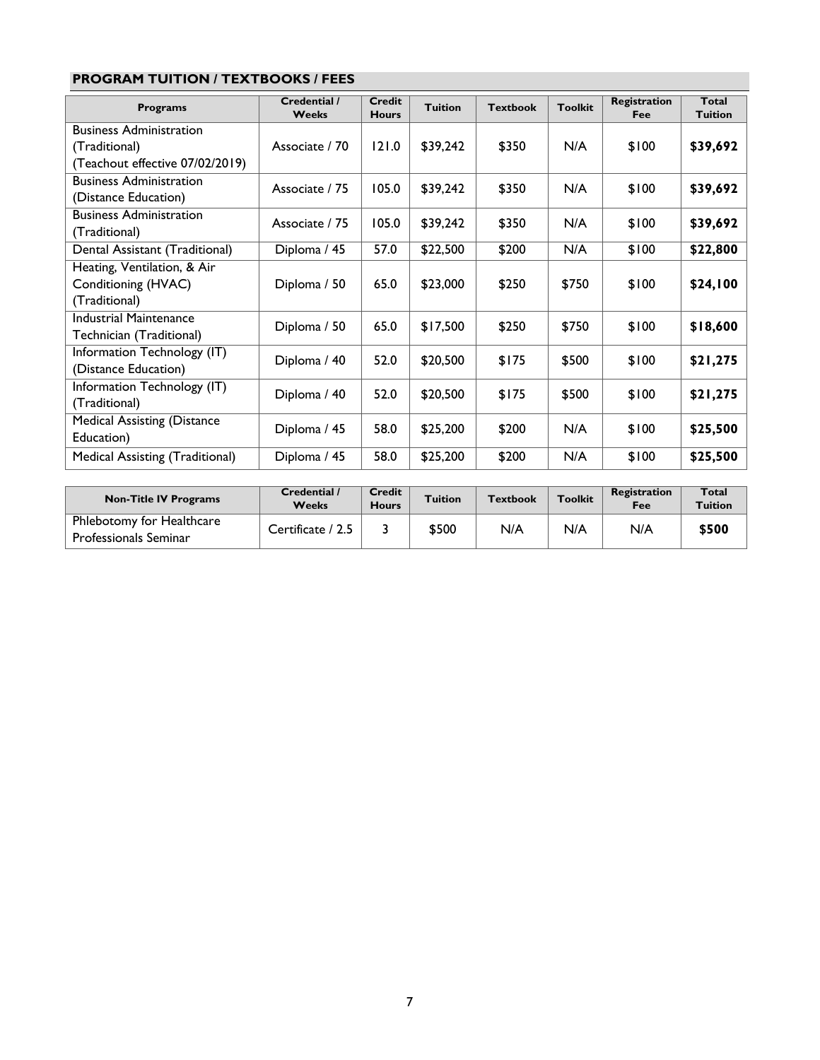## PROGRAM TUITION / TEXTBOOKS / FEES

| Programs | Credential / Weeks | Credit Hours | Tuition | Textbook | Toolkit | Registration Fee | Total Tuition |
|---|---|---|---|---|---|---|---|
| Business Administration (Traditional) (Teachout effective 07/02/2019) | Associate / 70 | 121.0 | $39,242 | $350 | N/A | $100 | **$39,692** |
| Business Administration (Distance Education) | Associate / 75 | 105.0 | $39,242 | $350 | N/A | $100 | **$39,692** |
| Business Administration (Traditional) | Associate / 75 | 105.0 | $39,242 | $350 | N/A | $100 | **$39,692** |
| Dental Assistant (Traditional) | Diploma / 45 | 57.0 | $22,500 | $200 | N/A | $100 | **$22,800** |
| Heating, Ventilation, & Air Conditioning (HVAC) (Traditional) | Diploma / 50 | 65.0 | $23,000 | $250 | $750 | $100 | **$24,100** |
| Industrial Maintenance Technician (Traditional) | Diploma / 50 | 65.0 | $17,500 | $250 | $750 | $100 | **$18,600** |
| Information Technology (IT) (Distance Education) | Diploma / 40 | 52.0 | $20,500 | $175 | $500 | $100 | **$21,275** |
| Information Technology (IT) (Traditional) | Diploma / 40 | 52.0 | $20,500 | $175 | $500 | $100 | **$21,275** |
| Medical Assisting (Distance Education) | Diploma / 45 | 58.0 | $25,200 | $200 | N/A | $100 | **$25,500** |
| Medical Assisting (Traditional) | Diploma / 45 | 58.0 | $25,200 | $200 | N/A | $100 | **$25,500** |

| Non-Title IV Programs | Credential / Weeks | Credit Hours | Tuition | Textbook | Toolkit | Registration Fee | Total Tuition |
|---|---|---|---|---|---|---|---|
| Phlebotomy for Healthcare Professionals Seminar | Certificate / 2.5 | 3 | $500 | N/A | N/A | N/A | **$500** |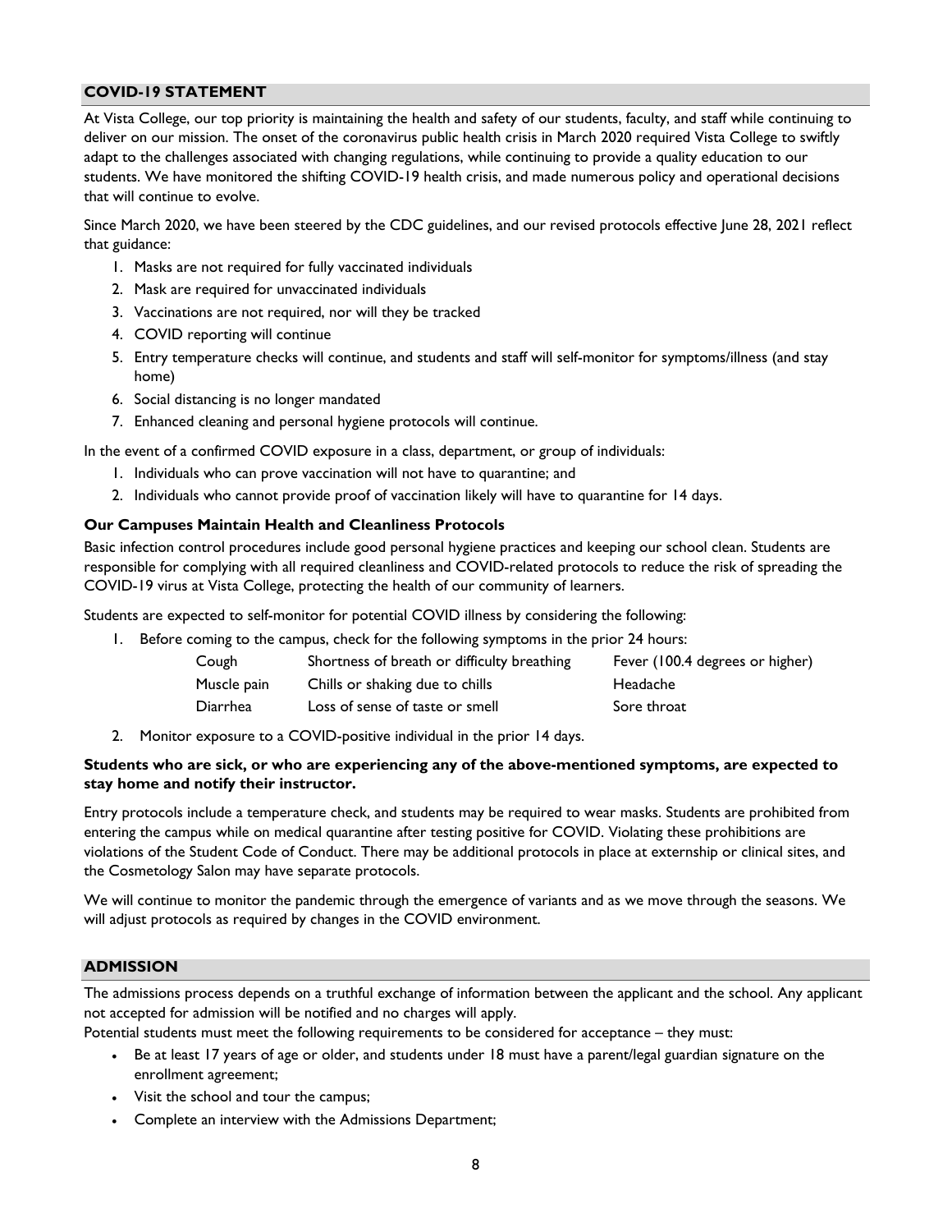## COVID-19 STATEMENT

At Vista College, our top priority is maintaining the health and safety of our students, faculty, and staff while continuing to deliver on our mission. The onset of the coronavirus public health crisis in March 2020 required Vista College to swiftly adapt to the challenges associated with changing regulations, while continuing to provide a quality education to our students. We have monitored the shifting COVID-19 health crisis, and made numerous policy and operational decisions that will continue to evolve.

Since March 2020, we have been steered by the CDC guidelines, and our revised protocols effective June 28, 2021 reflect that guidance:

1. Masks are not required for fully vaccinated individuals
2. Mask are required for unvaccinated individuals
3. Vaccinations are not required, nor will they be tracked
4. COVID reporting will continue
5. Entry temperature checks will continue, and students and staff will self-monitor for symptoms/illness (and stay home)
6. Social distancing is no longer mandated
7. Enhanced cleaning and personal hygiene protocols will continue.

In the event of a confirmed COVID exposure in a class, department, or group of individuals:

1. Individuals who can prove vaccination will not have to quarantine; and
2. Individuals who cannot provide proof of vaccination likely will have to quarantine for 14 days.

### Our Campuses Maintain Health and Cleanliness Protocols

Basic infection control procedures include good personal hygiene practices and keeping our school clean. Students are responsible for complying with all required cleanliness and COVID-related protocols to reduce the risk of spreading the COVID-19 virus at Vista College, protecting the health of our community of learners.

Students are expected to self-monitor for potential COVID illness by considering the following:

1. Before coming to the campus, check for the following symptoms in the prior 24 hours:

| | | |
|---|---|---|
| Cough | Shortness of breath or difficulty breathing | Fever (100.4 degrees or higher) |
| Muscle pain | Chills or shaking due to chills | Headache |
| Diarrhea | Loss of sense of taste or smell | Sore throat |

2. Monitor exposure to a COVID-positive individual in the prior 14 days.

**Students who are sick, or who are experiencing any of the above-mentioned symptoms, are expected to stay home and notify their instructor.**

Entry protocols include a temperature check, and students may be required to wear masks. Students are prohibited from entering the campus while on medical quarantine after testing positive for COVID. Violating these prohibitions are violations of the Student Code of Conduct. There may be additional protocols in place at externship or clinical sites, and the Cosmetology Salon may have separate protocols.

We will continue to monitor the pandemic through the emergence of variants and as we move through the seasons. We will adjust protocols as required by changes in the COVID environment.

## ADMISSION

The admissions process depends on a truthful exchange of information between the applicant and the school. Any applicant not accepted for admission will be notified and no charges will apply.

Potential students must meet the following requirements to be considered for acceptance – they must:

- Be at least 17 years of age or older, and students under 18 must have a parent/legal guardian signature on the enrollment agreement;
- Visit the school and tour the campus;
- Complete an interview with the Admissions Department;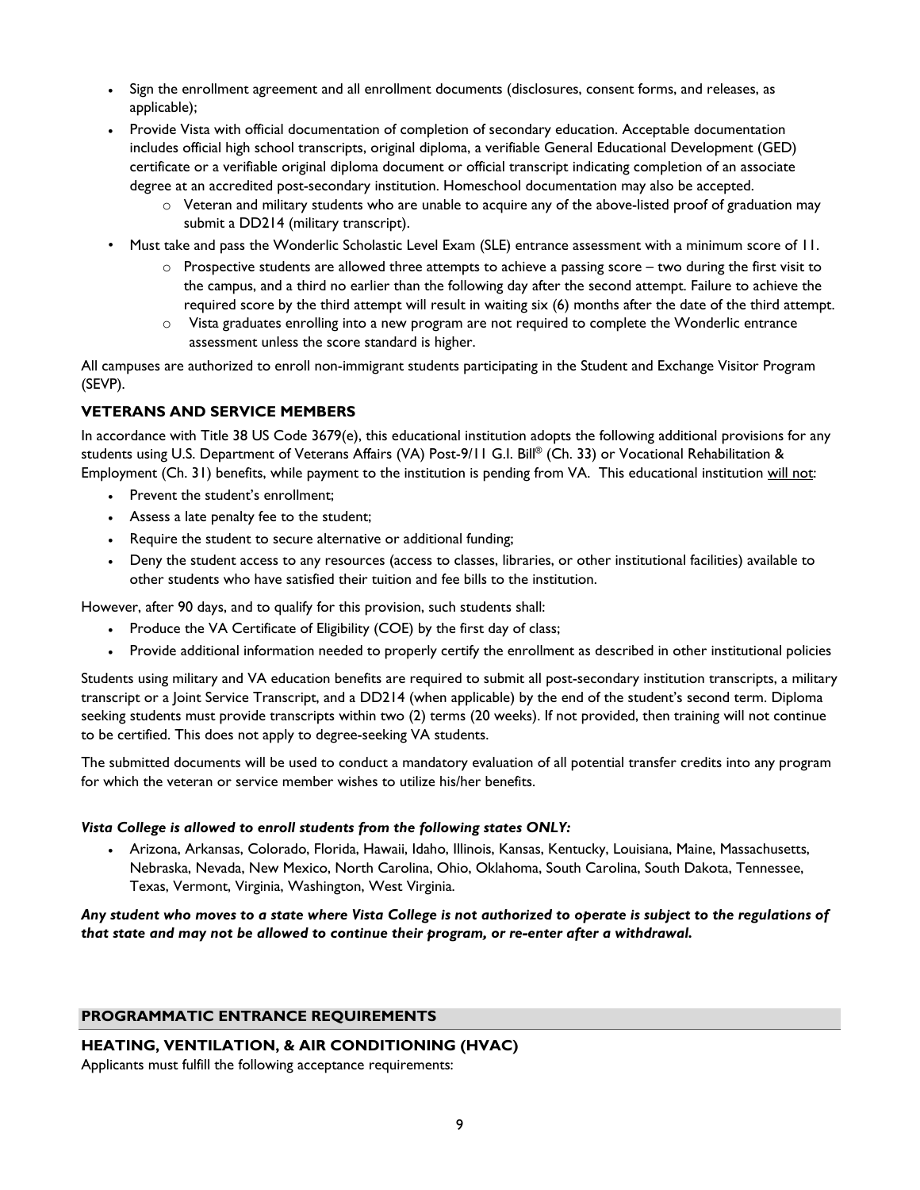- Sign the enrollment agreement and all enrollment documents (disclosures, consent forms, and releases, as applicable);
- Provide Vista with official documentation of completion of secondary education. Acceptable documentation includes official high school transcripts, original diploma, a verifiable General Educational Development (GED) certificate or a verifiable original diploma document or official transcript indicating completion of an associate degree at an accredited post-secondary institution. Homeschool documentation may also be accepted.
  - Veteran and military students who are unable to acquire any of the above-listed proof of graduation may submit a DD214 (military transcript).
- Must take and pass the Wonderlic Scholastic Level Exam (SLE) entrance assessment with a minimum score of 11.
  - Prospective students are allowed three attempts to achieve a passing score – two during the first visit to the campus, and a third no earlier than the following day after the second attempt. Failure to achieve the required score by the third attempt will result in waiting six (6) months after the date of the third attempt.
  - Vista graduates enrolling into a new program are not required to complete the Wonderlic entrance assessment unless the score standard is higher.

All campuses are authorized to enroll non-immigrant students participating in the Student and Exchange Visitor Program (SEVP).

### VETERANS AND SERVICE MEMBERS

In accordance with Title 38 US Code 3679(e), this educational institution adopts the following additional provisions for any students using U.S. Department of Veterans Affairs (VA) Post-9/11 G.I. Bill® (Ch. 33) or Vocational Rehabilitation & Employment (Ch. 31) benefits, while payment to the institution is pending from VA. This educational institution will not:

- Prevent the student's enrollment;
- Assess a late penalty fee to the student;
- Require the student to secure alternative or additional funding;
- Deny the student access to any resources (access to classes, libraries, or other institutional facilities) available to other students who have satisfied their tuition and fee bills to the institution.

However, after 90 days, and to qualify for this provision, such students shall:

- Produce the VA Certificate of Eligibility (COE) by the first day of class;
- Provide additional information needed to properly certify the enrollment as described in other institutional policies

Students using military and VA education benefits are required to submit all post-secondary institution transcripts, a military transcript or a Joint Service Transcript, and a DD214 (when applicable) by the end of the student's second term. Diploma seeking students must provide transcripts within two (2) terms (20 weeks). If not provided, then training will not continue to be certified. This does not apply to degree-seeking VA students.

The submitted documents will be used to conduct a mandatory evaluation of all potential transfer credits into any program for which the veteran or service member wishes to utilize his/her benefits.

***Vista College is allowed to enroll students from the following states ONLY:***

- Arizona, Arkansas, Colorado, Florida, Hawaii, Idaho, Illinois, Kansas, Kentucky, Louisiana, Maine, Massachusetts, Nebraska, Nevada, New Mexico, North Carolina, Ohio, Oklahoma, South Carolina, South Dakota, Tennessee, Texas, Vermont, Virginia, Washington, West Virginia.

***Any student who moves to a state where Vista College is not authorized to operate is subject to the regulations of that state and may not be allowed to continue their program, or re-enter after a withdrawal.***

## PROGRAMMATIC ENTRANCE REQUIREMENTS

### HEATING, VENTILATION, & AIR CONDITIONING (HVAC)

Applicants must fulfill the following acceptance requirements: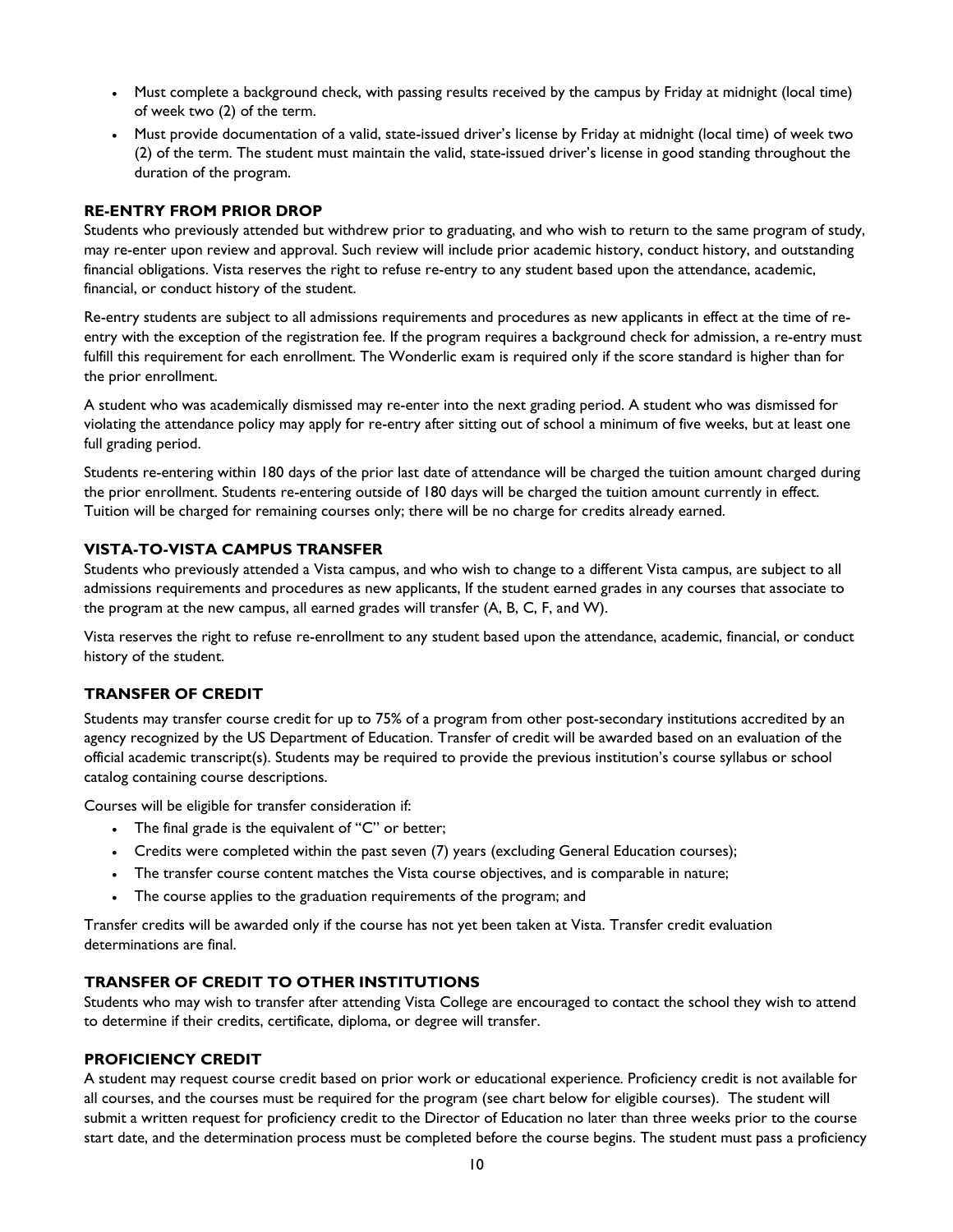- Must complete a background check, with passing results received by the campus by Friday at midnight (local time) of week two (2) of the term.
- Must provide documentation of a valid, state-issued driver's license by Friday at midnight (local time) of week two (2) of the term. The student must maintain the valid, state-issued driver's license in good standing throughout the duration of the program.

### RE-ENTRY FROM PRIOR DROP

Students who previously attended but withdrew prior to graduating, and who wish to return to the same program of study, may re-enter upon review and approval. Such review will include prior academic history, conduct history, and outstanding financial obligations. Vista reserves the right to refuse re-entry to any student based upon the attendance, academic, financial, or conduct history of the student.

Re-entry students are subject to all admissions requirements and procedures as new applicants in effect at the time of re-entry with the exception of the registration fee. If the program requires a background check for admission, a re-entry must fulfill this requirement for each enrollment. The Wonderlic exam is required only if the score standard is higher than for the prior enrollment.

A student who was academically dismissed may re-enter into the next grading period. A student who was dismissed for violating the attendance policy may apply for re-entry after sitting out of school a minimum of five weeks, but at least one full grading period.

Students re-entering within 180 days of the prior last date of attendance will be charged the tuition amount charged during the prior enrollment. Students re-entering outside of 180 days will be charged the tuition amount currently in effect. Tuition will be charged for remaining courses only; there will be no charge for credits already earned.

### VISTA-TO-VISTA CAMPUS TRANSFER

Students who previously attended a Vista campus, and who wish to change to a different Vista campus, are subject to all admissions requirements and procedures as new applicants, If the student earned grades in any courses that associate to the program at the new campus, all earned grades will transfer (A, B, C, F, and W).

Vista reserves the right to refuse re-enrollment to any student based upon the attendance, academic, financial, or conduct history of the student.

### TRANSFER OF CREDIT

Students may transfer course credit for up to 75% of a program from other post-secondary institutions accredited by an agency recognized by the US Department of Education. Transfer of credit will be awarded based on an evaluation of the official academic transcript(s). Students may be required to provide the previous institution's course syllabus or school catalog containing course descriptions.

Courses will be eligible for transfer consideration if:

- The final grade is the equivalent of "C" or better;
- Credits were completed within the past seven (7) years (excluding General Education courses);
- The transfer course content matches the Vista course objectives, and is comparable in nature;
- The course applies to the graduation requirements of the program; and

Transfer credits will be awarded only if the course has not yet been taken at Vista. Transfer credit evaluation determinations are final.

### TRANSFER OF CREDIT TO OTHER INSTITUTIONS

Students who may wish to transfer after attending Vista College are encouraged to contact the school they wish to attend to determine if their credits, certificate, diploma, or degree will transfer.

### PROFICIENCY CREDIT

A student may request course credit based on prior work or educational experience. Proficiency credit is not available for all courses, and the courses must be required for the program (see chart below for eligible courses). The student will submit a written request for proficiency credit to the Director of Education no later than three weeks prior to the course start date, and the determination process must be completed before the course begins. The student must pass a proficiency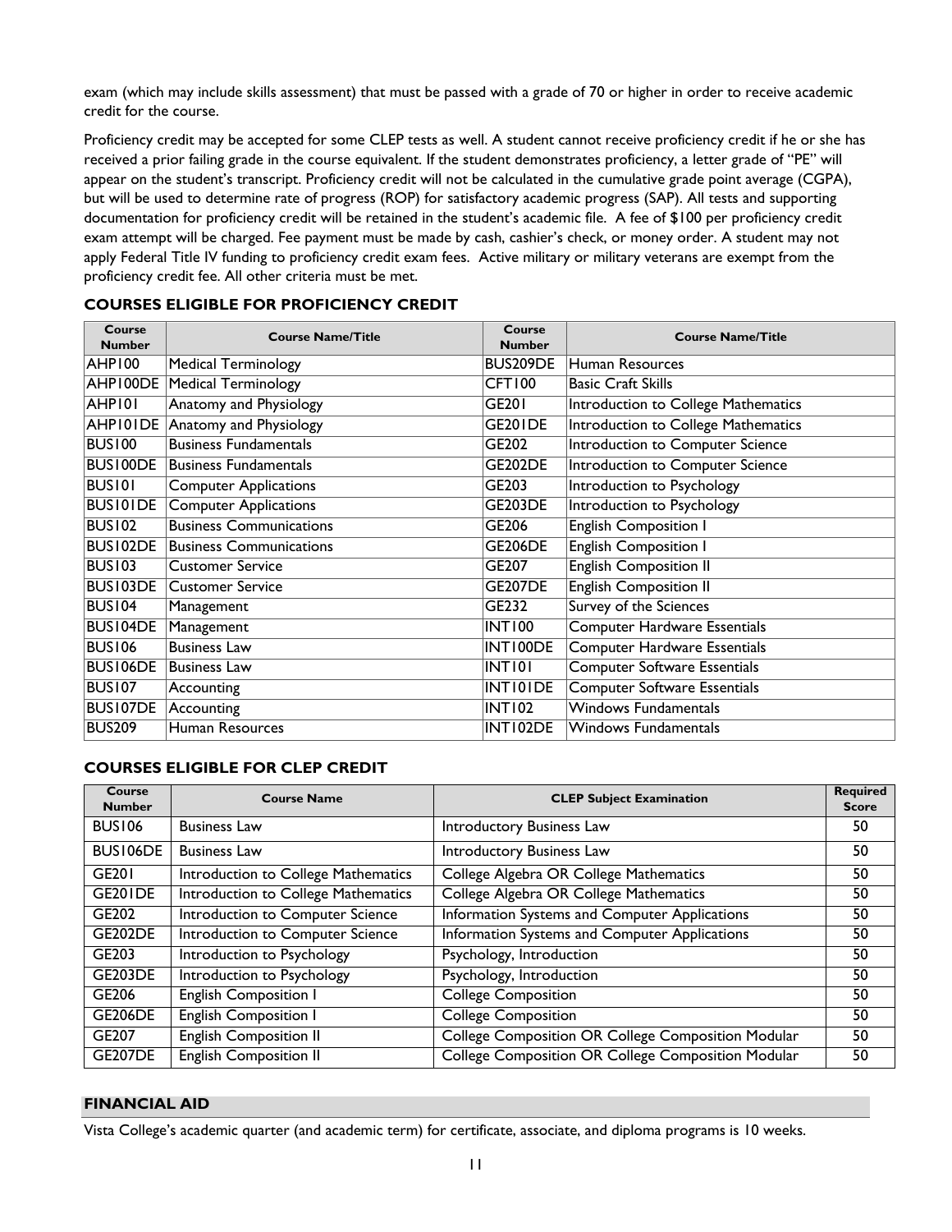exam (which may include skills assessment) that must be passed with a grade of 70 or higher in order to receive academic credit for the course.

Proficiency credit may be accepted for some CLEP tests as well. A student cannot receive proficiency credit if he or she has received a prior failing grade in the course equivalent. If the student demonstrates proficiency, a letter grade of "PE" will appear on the student's transcript. Proficiency credit will not be calculated in the cumulative grade point average (CGPA), but will be used to determine rate of progress (ROP) for satisfactory academic progress (SAP). All tests and supporting documentation for proficiency credit will be retained in the student's academic file. A fee of $100 per proficiency credit exam attempt will be charged. Fee payment must be made by cash, cashier's check, or money order. A student may not apply Federal Title IV funding to proficiency credit exam fees. Active military or military veterans are exempt from the proficiency credit fee. All other criteria must be met.

### COURSES ELIGIBLE FOR PROFICIENCY CREDIT

| Course Number | Course Name/Title | Course Number | Course Name/Title |
|---|---|---|---|
| AHP100 | Medical Terminology | BUS209DE | Human Resources |
| AHP100DE | Medical Terminology | CFT100 | Basic Craft Skills |
| AHP101 | Anatomy and Physiology | GE201 | Introduction to College Mathematics |
| AHP101DE | Anatomy and Physiology | GE201DE | Introduction to College Mathematics |
| BUS100 | Business Fundamentals | GE202 | Introduction to Computer Science |
| BUS100DE | Business Fundamentals | GE202DE | Introduction to Computer Science |
| BUS101 | Computer Applications | GE203 | Introduction to Psychology |
| BUS101DE | Computer Applications | GE203DE | Introduction to Psychology |
| BUS102 | Business Communications | GE206 | English Composition I |
| BUS102DE | Business Communications | GE206DE | English Composition I |
| BUS103 | Customer Service | GE207 | English Composition II |
| BUS103DE | Customer Service | GE207DE | English Composition II |
| BUS104 | Management | GE232 | Survey of the Sciences |
| BUS104DE | Management | INT100 | Computer Hardware Essentials |
| BUS106 | Business Law | INT100DE | Computer Hardware Essentials |
| BUS106DE | Business Law | INT101 | Computer Software Essentials |
| BUS107 | Accounting | INT101DE | Computer Software Essentials |
| BUS107DE | Accounting | INT102 | Windows Fundamentals |
| BUS209 | Human Resources | INT102DE | Windows Fundamentals |

### COURSES ELIGIBLE FOR CLEP CREDIT

| Course Number | Course Name | CLEP Subject Examination | Required Score |
|---|---|---|---|
| BUS106 | Business Law | Introductory Business Law | 50 |
| BUS106DE | Business Law | Introductory Business Law | 50 |
| GE201 | Introduction to College Mathematics | College Algebra OR College Mathematics | 50 |
| GE201DE | Introduction to College Mathematics | College Algebra OR College Mathematics | 50 |
| GE202 | Introduction to Computer Science | Information Systems and Computer Applications | 50 |
| GE202DE | Introduction to Computer Science | Information Systems and Computer Applications | 50 |
| GE203 | Introduction to Psychology | Psychology, Introduction | 50 |
| GE203DE | Introduction to Psychology | Psychology, Introduction | 50 |
| GE206 | English Composition I | College Composition | 50 |
| GE206DE | English Composition I | College Composition | 50 |
| GE207 | English Composition II | College Composition OR College Composition Modular | 50 |
| GE207DE | English Composition II | College Composition OR College Composition Modular | 50 |

## FINANCIAL AID

Vista College's academic quarter (and academic term) for certificate, associate, and diploma programs is 10 weeks.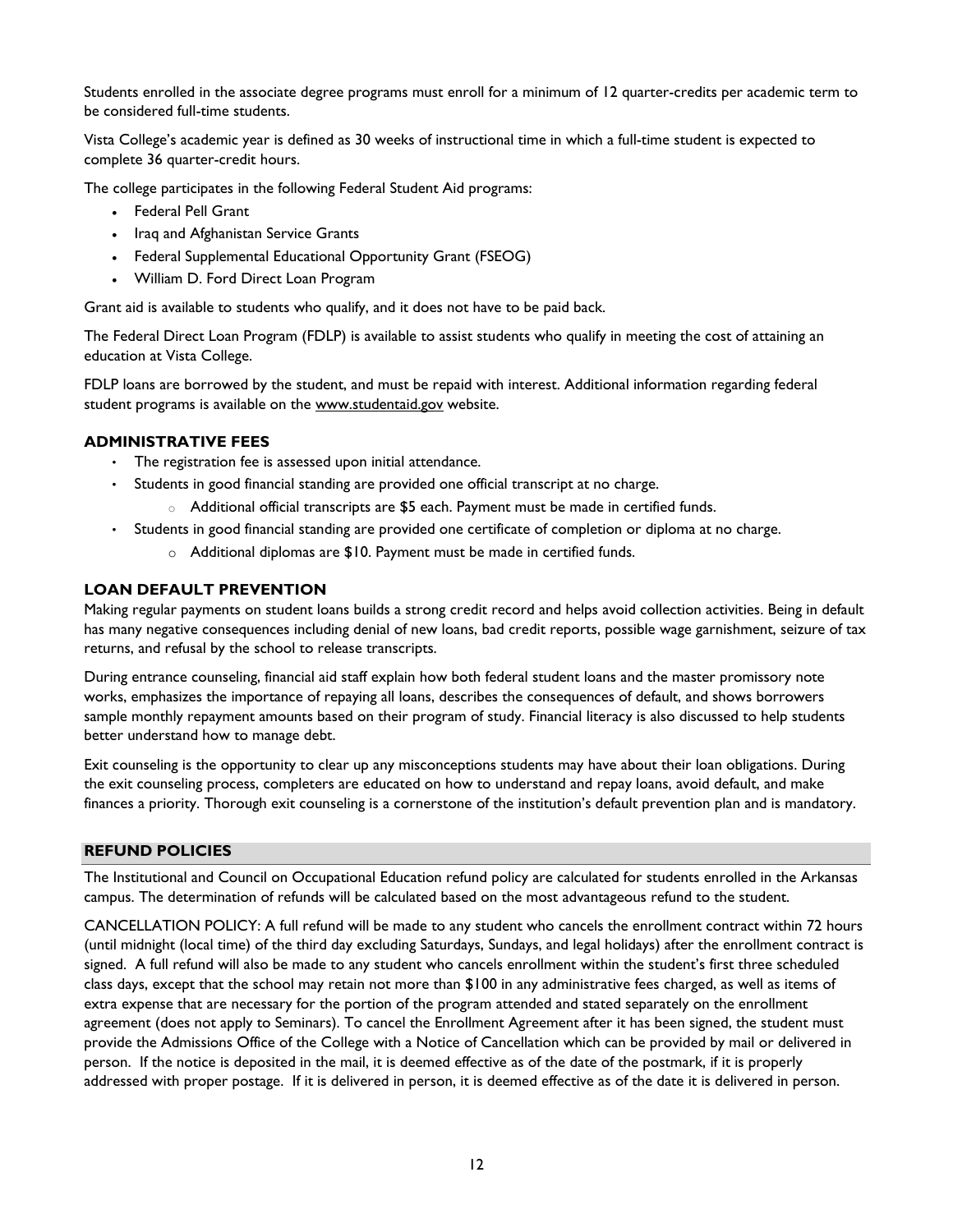Students enrolled in the associate degree programs must enroll for a minimum of 12 quarter-credits per academic term to be considered full-time students.

Vista College's academic year is defined as 30 weeks of instructional time in which a full-time student is expected to complete 36 quarter-credit hours.

The college participates in the following Federal Student Aid programs:

- Federal Pell Grant
- Iraq and Afghanistan Service Grants
- Federal Supplemental Educational Opportunity Grant (FSEOG)
- William D. Ford Direct Loan Program

Grant aid is available to students who qualify, and it does not have to be paid back.

The Federal Direct Loan Program (FDLP) is available to assist students who qualify in meeting the cost of attaining an education at Vista College.

FDLP loans are borrowed by the student, and must be repaid with interest. Additional information regarding federal student programs is available on the www.studentaid.gov website.

### ADMINISTRATIVE FEES

- The registration fee is assessed upon initial attendance.
- Students in good financial standing are provided one official transcript at no charge.
  - Additional official transcripts are $5 each. Payment must be made in certified funds.
- Students in good financial standing are provided one certificate of completion or diploma at no charge.
  - Additional diplomas are $10. Payment must be made in certified funds.

### LOAN DEFAULT PREVENTION

Making regular payments on student loans builds a strong credit record and helps avoid collection activities. Being in default has many negative consequences including denial of new loans, bad credit reports, possible wage garnishment, seizure of tax returns, and refusal by the school to release transcripts.

During entrance counseling, financial aid staff explain how both federal student loans and the master promissory note works, emphasizes the importance of repaying all loans, describes the consequences of default, and shows borrowers sample monthly repayment amounts based on their program of study. Financial literacy is also discussed to help students better understand how to manage debt.

Exit counseling is the opportunity to clear up any misconceptions students may have about their loan obligations. During the exit counseling process, completers are educated on how to understand and repay loans, avoid default, and make finances a priority. Thorough exit counseling is a cornerstone of the institution's default prevention plan and is mandatory.

## REFUND POLICIES

The Institutional and Council on Occupational Education refund policy are calculated for students enrolled in the Arkansas campus. The determination of refunds will be calculated based on the most advantageous refund to the student.

CANCELLATION POLICY: A full refund will be made to any student who cancels the enrollment contract within 72 hours (until midnight (local time) of the third day excluding Saturdays, Sundays, and legal holidays) after the enrollment contract is signed. A full refund will also be made to any student who cancels enrollment within the student's first three scheduled class days, except that the school may retain not more than $100 in any administrative fees charged, as well as items of extra expense that are necessary for the portion of the program attended and stated separately on the enrollment agreement (does not apply to Seminars). To cancel the Enrollment Agreement after it has been signed, the student must provide the Admissions Office of the College with a Notice of Cancellation which can be provided by mail or delivered in person. If the notice is deposited in the mail, it is deemed effective as of the date of the postmark, if it is properly addressed with proper postage. If it is delivered in person, it is deemed effective as of the date it is delivered in person.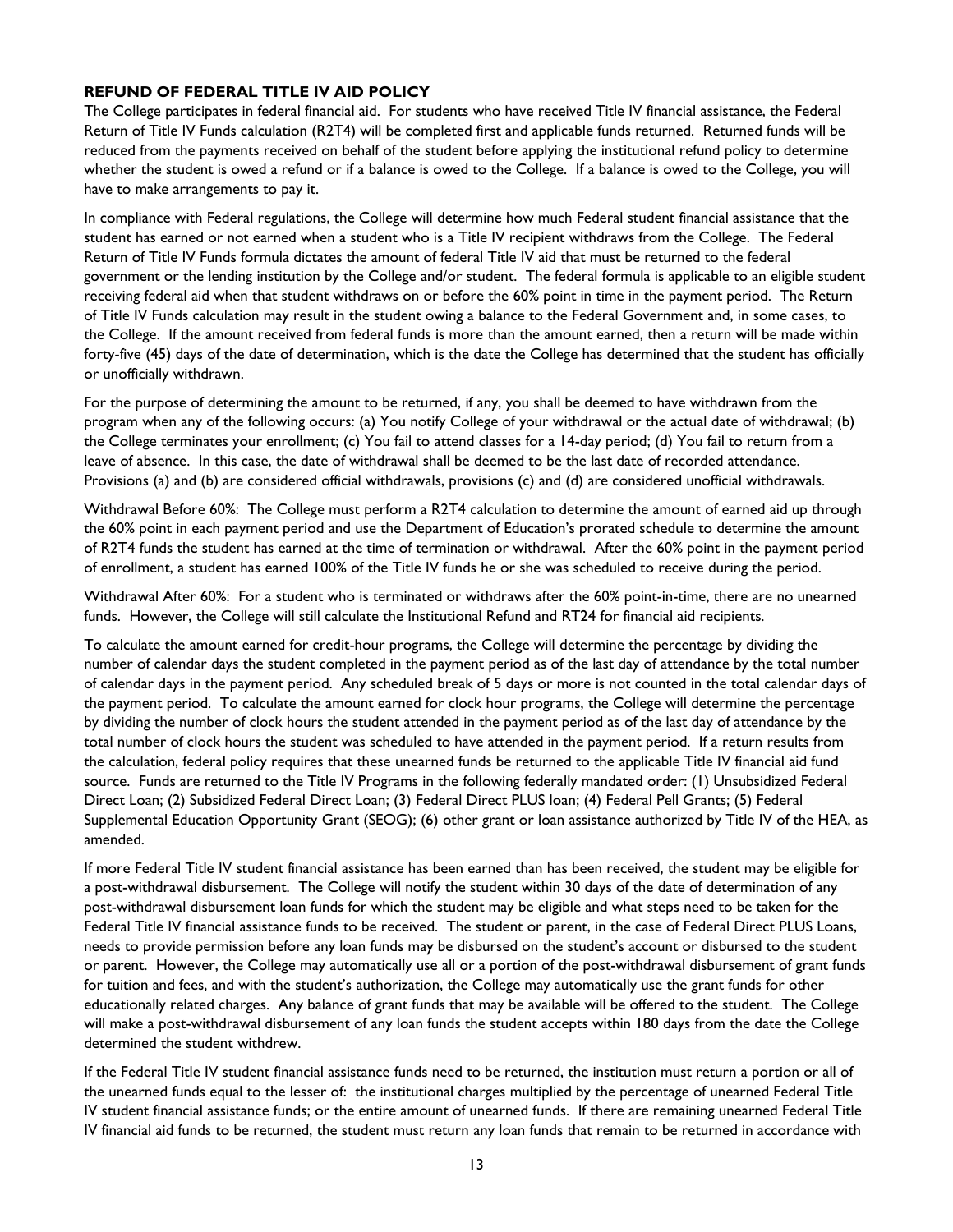### REFUND OF FEDERAL TITLE IV AID POLICY

The College participates in federal financial aid. For students who have received Title IV financial assistance, the Federal Return of Title IV Funds calculation (R2T4) will be completed first and applicable funds returned. Returned funds will be reduced from the payments received on behalf of the student before applying the institutional refund policy to determine whether the student is owed a refund or if a balance is owed to the College. If a balance is owed to the College, you will have to make arrangements to pay it.

In compliance with Federal regulations, the College will determine how much Federal student financial assistance that the student has earned or not earned when a student who is a Title IV recipient withdraws from the College. The Federal Return of Title IV Funds formula dictates the amount of federal Title IV aid that must be returned to the federal government or the lending institution by the College and/or student. The federal formula is applicable to an eligible student receiving federal aid when that student withdraws on or before the 60% point in time in the payment period. The Return of Title IV Funds calculation may result in the student owing a balance to the Federal Government and, in some cases, to the College. If the amount received from federal funds is more than the amount earned, then a return will be made within forty-five (45) days of the date of determination, which is the date the College has determined that the student has officially or unofficially withdrawn.

For the purpose of determining the amount to be returned, if any, you shall be deemed to have withdrawn from the program when any of the following occurs: (a) You notify College of your withdrawal or the actual date of withdrawal; (b) the College terminates your enrollment; (c) You fail to attend classes for a 14-day period; (d) You fail to return from a leave of absence. In this case, the date of withdrawal shall be deemed to be the last date of recorded attendance. Provisions (a) and (b) are considered official withdrawals, provisions (c) and (d) are considered unofficial withdrawals.

Withdrawal Before 60%: The College must perform a R2T4 calculation to determine the amount of earned aid up through the 60% point in each payment period and use the Department of Education's prorated schedule to determine the amount of R2T4 funds the student has earned at the time of termination or withdrawal. After the 60% point in the payment period of enrollment, a student has earned 100% of the Title IV funds he or she was scheduled to receive during the period.

Withdrawal After 60%: For a student who is terminated or withdraws after the 60% point-in-time, there are no unearned funds. However, the College will still calculate the Institutional Refund and RT24 for financial aid recipients.

To calculate the amount earned for credit-hour programs, the College will determine the percentage by dividing the number of calendar days the student completed in the payment period as of the last day of attendance by the total number of calendar days in the payment period. Any scheduled break of 5 days or more is not counted in the total calendar days of the payment period. To calculate the amount earned for clock hour programs, the College will determine the percentage by dividing the number of clock hours the student attended in the payment period as of the last day of attendance by the total number of clock hours the student was scheduled to have attended in the payment period. If a return results from the calculation, federal policy requires that these unearned funds be returned to the applicable Title IV financial aid fund source. Funds are returned to the Title IV Programs in the following federally mandated order: (1) Unsubsidized Federal Direct Loan; (2) Subsidized Federal Direct Loan; (3) Federal Direct PLUS loan; (4) Federal Pell Grants; (5) Federal Supplemental Education Opportunity Grant (SEOG); (6) other grant or loan assistance authorized by Title IV of the HEA, as amended.

If more Federal Title IV student financial assistance has been earned than has been received, the student may be eligible for a post-withdrawal disbursement. The College will notify the student within 30 days of the date of determination of any post-withdrawal disbursement loan funds for which the student may be eligible and what steps need to be taken for the Federal Title IV financial assistance funds to be received. The student or parent, in the case of Federal Direct PLUS Loans, needs to provide permission before any loan funds may be disbursed on the student's account or disbursed to the student or parent. However, the College may automatically use all or a portion of the post-withdrawal disbursement of grant funds for tuition and fees, and with the student's authorization, the College may automatically use the grant funds for other educationally related charges. Any balance of grant funds that may be available will be offered to the student. The College will make a post-withdrawal disbursement of any loan funds the student accepts within 180 days from the date the College determined the student withdrew.

If the Federal Title IV student financial assistance funds need to be returned, the institution must return a portion or all of the unearned funds equal to the lesser of: the institutional charges multiplied by the percentage of unearned Federal Title IV student financial assistance funds; or the entire amount of unearned funds. If there are remaining unearned Federal Title IV financial aid funds to be returned, the student must return any loan funds that remain to be returned in accordance with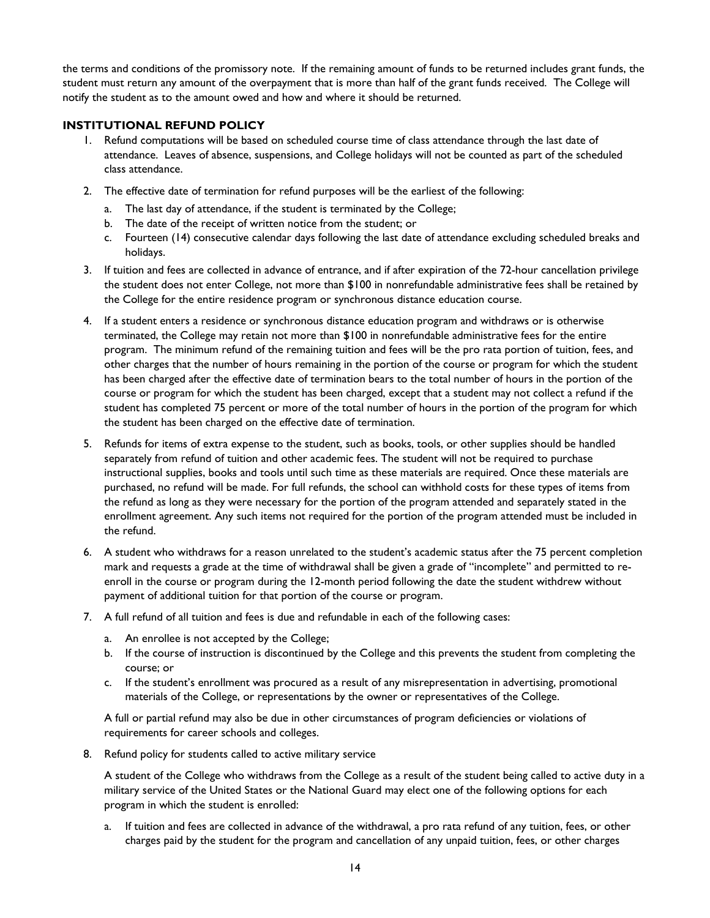the terms and conditions of the promissory note. If the remaining amount of funds to be returned includes grant funds, the student must return any amount of the overpayment that is more than half of the grant funds received. The College will notify the student as to the amount owed and how and where it should be returned.

### INSTITUTIONAL REFUND POLICY

1. Refund computations will be based on scheduled course time of class attendance through the last date of attendance. Leaves of absence, suspensions, and College holidays will not be counted as part of the scheduled class attendance.
2. The effective date of termination for refund purposes will be the earliest of the following:
   a. The last day of attendance, if the student is terminated by the College;
   b. The date of the receipt of written notice from the student; or
   c. Fourteen (14) consecutive calendar days following the last date of attendance excluding scheduled breaks and holidays.
3. If tuition and fees are collected in advance of entrance, and if after expiration of the 72-hour cancellation privilege the student does not enter College, not more than $100 in nonrefundable administrative fees shall be retained by the College for the entire residence program or synchronous distance education course.
4. If a student enters a residence or synchronous distance education program and withdraws or is otherwise terminated, the College may retain not more than $100 in nonrefundable administrative fees for the entire program. The minimum refund of the remaining tuition and fees will be the pro rata portion of tuition, fees, and other charges that the number of hours remaining in the portion of the course or program for which the student has been charged after the effective date of termination bears to the total number of hours in the portion of the course or program for which the student has been charged, except that a student may not collect a refund if the student has completed 75 percent or more of the total number of hours in the portion of the program for which the student has been charged on the effective date of termination.
5. Refunds for items of extra expense to the student, such as books, tools, or other supplies should be handled separately from refund of tuition and other academic fees. The student will not be required to purchase instructional supplies, books and tools until such time as these materials are required. Once these materials are purchased, no refund will be made. For full refunds, the school can withhold costs for these types of items from the refund as long as they were necessary for the portion of the program attended and separately stated in the enrollment agreement. Any such items not required for the portion of the program attended must be included in the refund.
6. A student who withdraws for a reason unrelated to the student's academic status after the 75 percent completion mark and requests a grade at the time of withdrawal shall be given a grade of "incomplete" and permitted to re-enroll in the course or program during the 12-month period following the date the student withdrew without payment of additional tuition for that portion of the course or program.
7. A full refund of all tuition and fees is due and refundable in each of the following cases:
   a. An enrollee is not accepted by the College;
   b. If the course of instruction is discontinued by the College and this prevents the student from completing the course; or
   c. If the student's enrollment was procured as a result of any misrepresentation in advertising, promotional materials of the College, or representations by the owner or representatives of the College.

   A full or partial refund may also be due in other circumstances of program deficiencies or violations of requirements for career schools and colleges.
8. Refund policy for students called to active military service

   A student of the College who withdraws from the College as a result of the student being called to active duty in a military service of the United States or the National Guard may elect one of the following options for each program in which the student is enrolled:

   a. If tuition and fees are collected in advance of the withdrawal, a pro rata refund of any tuition, fees, or other charges paid by the student for the program and cancellation of any unpaid tuition, fees, or other charges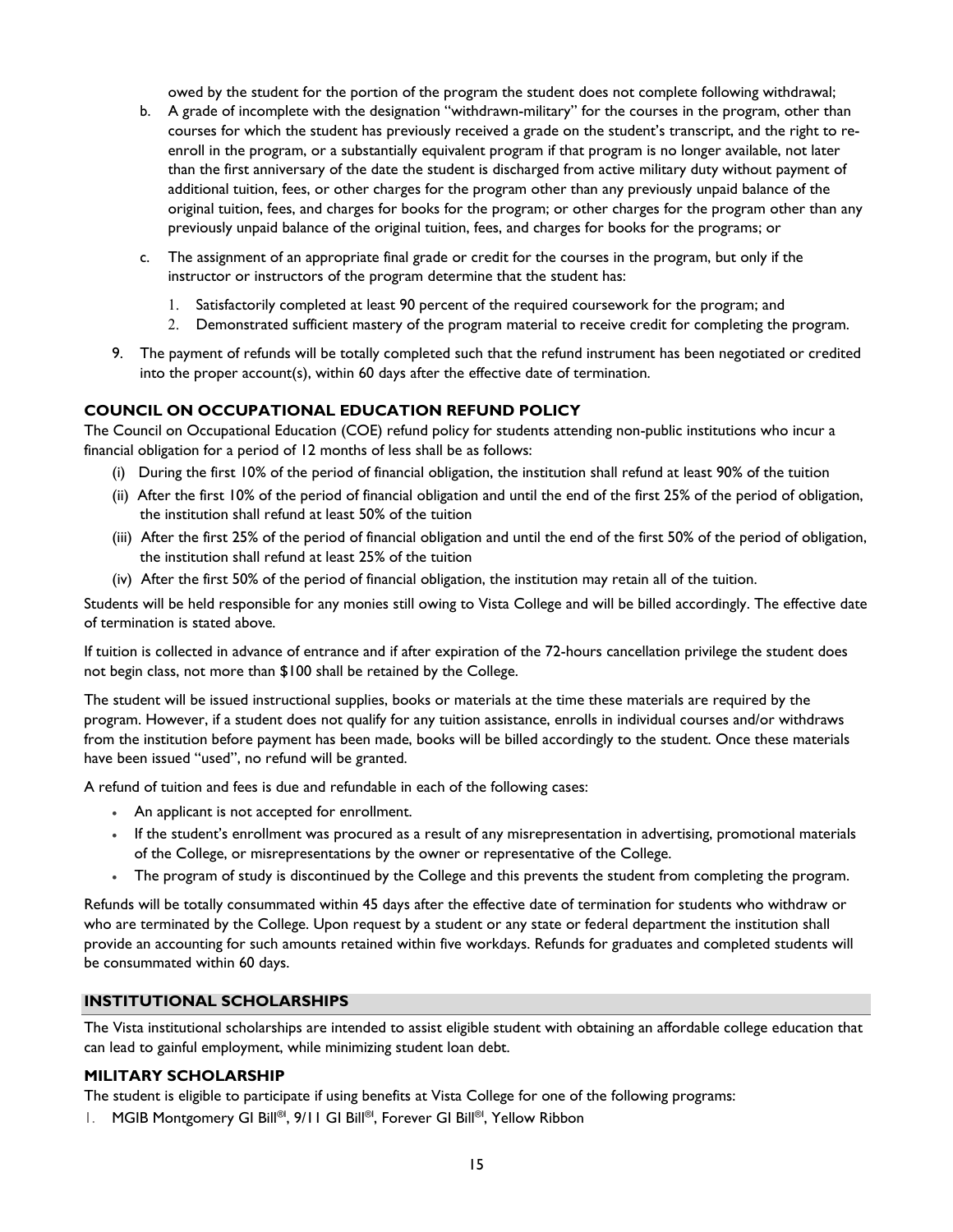owed by the student for the portion of the program the student does not complete following withdrawal;

b. A grade of incomplete with the designation "withdrawn-military" for the courses in the program, other than courses for which the student has previously received a grade on the student's transcript, and the right to re-enroll in the program, or a substantially equivalent program if that program is no longer available, not later than the first anniversary of the date the student is discharged from active military duty without payment of additional tuition, fees, or other charges for the program other than any previously unpaid balance of the original tuition, fees, and charges for books for the program; or other charges for the program other than any previously unpaid balance of the original tuition, fees, and charges for books for the programs; or

c. The assignment of an appropriate final grade or credit for the courses in the program, but only if the instructor or instructors of the program determine that the student has:
   1. Satisfactorily completed at least 90 percent of the required coursework for the program; and
   2. Demonstrated sufficient mastery of the program material to receive credit for completing the program.

9. The payment of refunds will be totally completed such that the refund instrument has been negotiated or credited into the proper account(s), within 60 days after the effective date of termination.

### COUNCIL ON OCCUPATIONAL EDUCATION REFUND POLICY

The Council on Occupational Education (COE) refund policy for students attending non-public institutions who incur a financial obligation for a period of 12 months of less shall be as follows:

(i) During the first 10% of the period of financial obligation, the institution shall refund at least 90% of the tuition

(ii) After the first 10% of the period of financial obligation and until the end of the first 25% of the period of obligation, the institution shall refund at least 50% of the tuition

(iii) After the first 25% of the period of financial obligation and until the end of the first 50% of the period of obligation, the institution shall refund at least 25% of the tuition

(iv) After the first 50% of the period of financial obligation, the institution may retain all of the tuition.

Students will be held responsible for any monies still owing to Vista College and will be billed accordingly. The effective date of termination is stated above.

If tuition is collected in advance of entrance and if after expiration of the 72-hours cancellation privilege the student does not begin class, not more than $100 shall be retained by the College.

The student will be issued instructional supplies, books or materials at the time these materials are required by the program. However, if a student does not qualify for any tuition assistance, enrolls in individual courses and/or withdraws from the institution before payment has been made, books will be billed accordingly to the student. Once these materials have been issued "used", no refund will be granted.

A refund of tuition and fees is due and refundable in each of the following cases:

- An applicant is not accepted for enrollment.
- If the student's enrollment was procured as a result of any misrepresentation in advertising, promotional materials of the College, or misrepresentations by the owner or representative of the College.
- The program of study is discontinued by the College and this prevents the student from completing the program.

Refunds will be totally consummated within 45 days after the effective date of termination for students who withdraw or who are terminated by the College. Upon request by a student or any state or federal department the institution shall provide an accounting for such amounts retained within five workdays. Refunds for graduates and completed students will be consummated within 60 days.

## INSTITUTIONAL SCHOLARSHIPS

The Vista institutional scholarships are intended to assist eligible student with obtaining an affordable college education that can lead to gainful employment, while minimizing student loan debt.

### MILITARY SCHOLARSHIP

The student is eligible to participate if using benefits at Vista College for one of the following programs:

1. MGIB Montgomery GI Bill®, 9/11 GI Bill®, Forever GI Bill®, Yellow Ribbon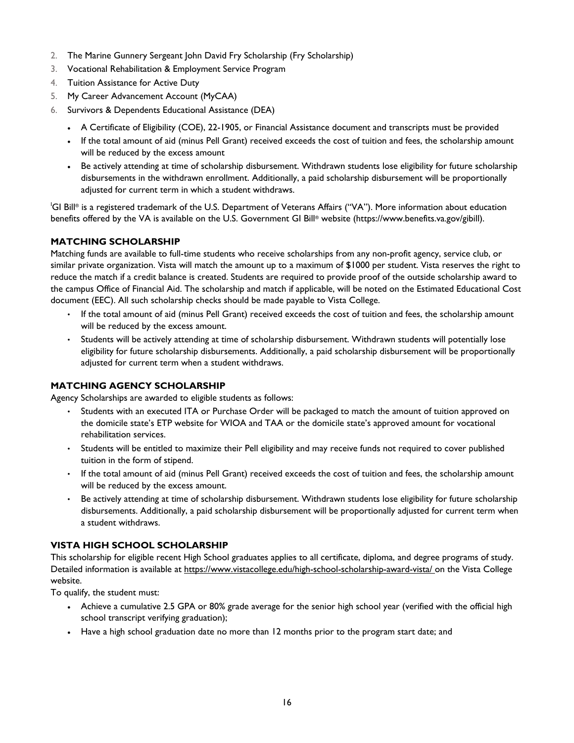2. The Marine Gunnery Sergeant John David Fry Scholarship (Fry Scholarship)
3. Vocational Rehabilitation & Employment Service Program
4. Tuition Assistance for Active Duty
5. My Career Advancement Account (MyCAA)
6. Survivors & Dependents Educational Assistance (DEA)

- A Certificate of Eligibility (COE), 22-1905, or Financial Assistance document and transcripts must be provided
- If the total amount of aid (minus Pell Grant) received exceeds the cost of tuition and fees, the scholarship amount will be reduced by the excess amount
- Be actively attending at time of scholarship disbursement. Withdrawn students lose eligibility for future scholarship disbursements in the withdrawn enrollment. Additionally, a paid scholarship disbursement will be proportionally adjusted for current term in which a student withdraws.

[I]GI Bill® is a registered trademark of the U.S. Department of Veterans Affairs ("VA"). More information about education benefits offered by the VA is available on the U.S. Government GI Bill® website (https://www.benefits.va.gov/gibill).

### MATCHING SCHOLARSHIP

Matching funds are available to full-time students who receive scholarships from any non-profit agency, service club, or similar private organization. Vista will match the amount up to a maximum of $1000 per student. Vista reserves the right to reduce the match if a credit balance is created. Students are required to provide proof of the outside scholarship award to the campus Office of Financial Aid. The scholarship and match if applicable, will be noted on the Estimated Educational Cost document (EEC). All such scholarship checks should be made payable to Vista College.

- If the total amount of aid (minus Pell Grant) received exceeds the cost of tuition and fees, the scholarship amount will be reduced by the excess amount.
- Students will be actively attending at time of scholarship disbursement. Withdrawn students will potentially lose eligibility for future scholarship disbursements. Additionally, a paid scholarship disbursement will be proportionally adjusted for current term when a student withdraws.

### MATCHING AGENCY SCHOLARSHIP

Agency Scholarships are awarded to eligible students as follows:

- Students with an executed ITA or Purchase Order will be packaged to match the amount of tuition approved on the domicile state's ETP website for WIOA and TAA or the domicile state's approved amount for vocational rehabilitation services.
- Students will be entitled to maximize their Pell eligibility and may receive funds not required to cover published tuition in the form of stipend.
- If the total amount of aid (minus Pell Grant) received exceeds the cost of tuition and fees, the scholarship amount will be reduced by the excess amount.
- Be actively attending at time of scholarship disbursement. Withdrawn students lose eligibility for future scholarship disbursements. Additionally, a paid scholarship disbursement will be proportionally adjusted for current term when a student withdraws.

### VISTA HIGH SCHOOL SCHOLARSHIP

This scholarship for eligible recent High School graduates applies to all certificate, diploma, and degree programs of study. Detailed information is available at https://www.vistacollege.edu/high-school-scholarship-award-vista/ on the Vista College website.

To qualify, the student must:

- Achieve a cumulative 2.5 GPA or 80% grade average for the senior high school year (verified with the official high school transcript verifying graduation);
- Have a high school graduation date no more than 12 months prior to the program start date; and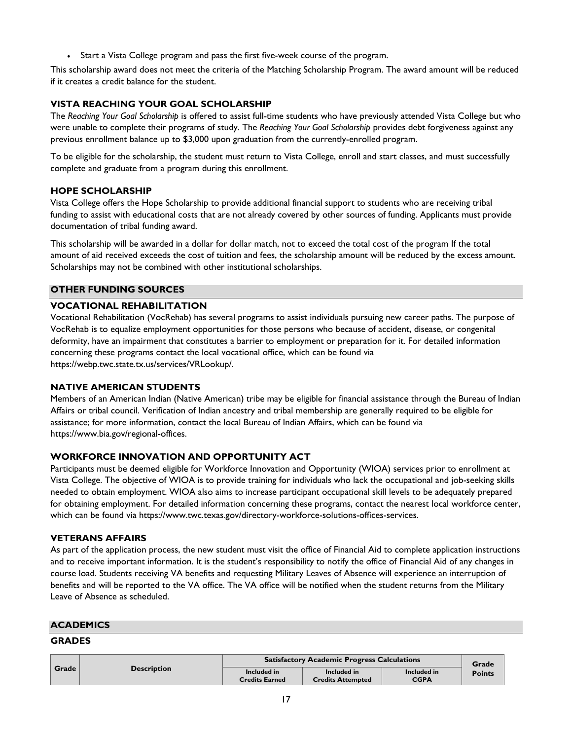- Start a Vista College program and pass the first five-week course of the program.

This scholarship award does not meet the criteria of the Matching Scholarship Program. The award amount will be reduced if it creates a credit balance for the student.

### VISTA REACHING YOUR GOAL SCHOLARSHIP

The *Reaching Your Goal Scholarship* is offered to assist full-time students who have previously attended Vista College but who were unable to complete their programs of study. The *Reaching Your Goal Scholarship* provides debt forgiveness against any previous enrollment balance up to $3,000 upon graduation from the currently-enrolled program.

To be eligible for the scholarship, the student must return to Vista College, enroll and start classes, and must successfully complete and graduate from a program during this enrollment.

### HOPE SCHOLARSHIP

Vista College offers the Hope Scholarship to provide additional financial support to students who are receiving tribal funding to assist with educational costs that are not already covered by other sources of funding. Applicants must provide documentation of tribal funding award.

This scholarship will be awarded in a dollar for dollar match, not to exceed the total cost of the program If the total amount of aid received exceeds the cost of tuition and fees, the scholarship amount will be reduced by the excess amount. Scholarships may not be combined with other institutional scholarships.

## OTHER FUNDING SOURCES

### VOCATIONAL REHABILITATION

Vocational Rehabilitation (VocRehab) has several programs to assist individuals pursuing new career paths. The purpose of VocRehab is to equalize employment opportunities for those persons who because of accident, disease, or congenital deformity, have an impairment that constitutes a barrier to employment or preparation for it. For detailed information concerning these programs contact the local vocational office, which can be found via https://webp.twc.state.tx.us/services/VRLookup/.

### NATIVE AMERICAN STUDENTS

Members of an American Indian (Native American) tribe may be eligible for financial assistance through the Bureau of Indian Affairs or tribal council. Verification of Indian ancestry and tribal membership are generally required to be eligible for assistance; for more information, contact the local Bureau of Indian Affairs, which can be found via https://www.bia.gov/regional-offices.

### WORKFORCE INNOVATION AND OPPORTUNITY ACT

Participants must be deemed eligible for Workforce Innovation and Opportunity (WIOA) services prior to enrollment at Vista College. The objective of WIOA is to provide training for individuals who lack the occupational and job-seeking skills needed to obtain employment. WIOA also aims to increase participant occupational skill levels to be adequately prepared for obtaining employment. For detailed information concerning these programs, contact the nearest local workforce center, which can be found via https://www.twc.texas.gov/directory-workforce-solutions-offices-services.

### VETERANS AFFAIRS

As part of the application process, the new student must visit the office of Financial Aid to complete application instructions and to receive important information. It is the student's responsibility to notify the office of Financial Aid of any changes in course load. Students receiving VA benefits and requesting Military Leaves of Absence will experience an interruption of benefits and will be reported to the VA office. The VA office will be notified when the student returns from the Military Leave of Absence as scheduled.

## ACADEMICS

### GRADES

| Grade | Description | Satisfactory Academic Progress Calculations | | | Grade Points |
|---|---|---|---|---|---|
| | | Included in Credits Earned | Included in Credits Attempted | Included in CGPA | |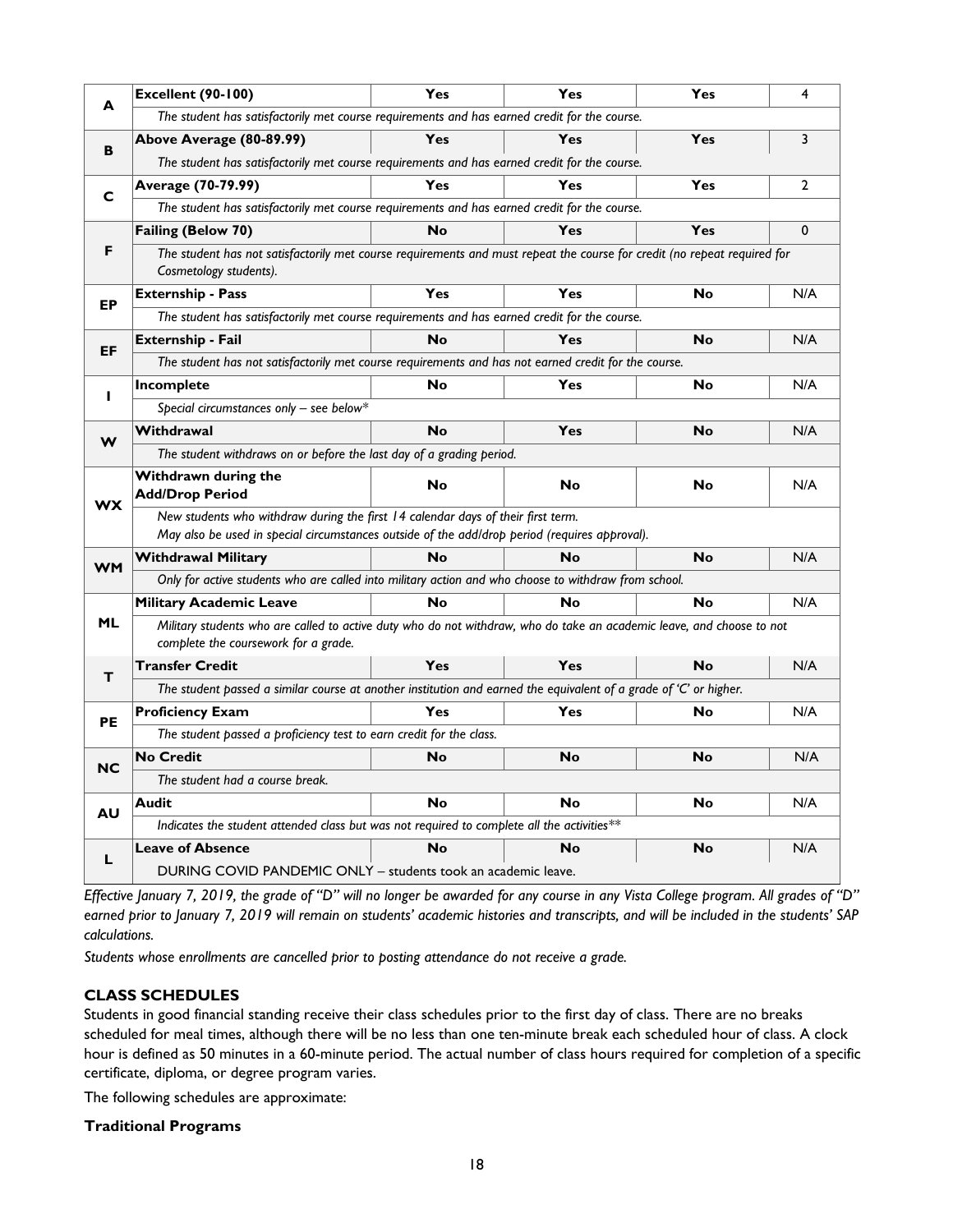| | | | | | |
|---|---|---|---|---|---|
| **A** | **Excellent (90-100)** | **Yes** | **Yes** | **Yes** | 4 |
| | *The student has satisfactorily met course requirements and has earned credit for the course.* | | | | |
| **B** | **Above Average (80-89.99)** | **Yes** | **Yes** | **Yes** | 3 |
| | *The student has satisfactorily met course requirements and has earned credit for the course.* | | | | |
| **C** | **Average (70-79.99)** | **Yes** | **Yes** | **Yes** | 2 |
| | *The student has satisfactorily met course requirements and has earned credit for the course.* | | | | |
| **F** | **Failing (Below 70)** | **No** | **Yes** | **Yes** | 0 |
| | *The student has not satisfactorily met course requirements and must repeat the course for credit (no repeat required for Cosmetology students).* | | | | |
| **EP** | **Externship - Pass** | **Yes** | **Yes** | **No** | N/A |
| | *The student has satisfactorily met course requirements and has earned credit for the course.* | | | | |
| **EF** | **Externship - Fail** | **No** | **Yes** | **No** | N/A |
| | *The student has not satisfactorily met course requirements and has not earned credit for the course.* | | | | |
| **I** | **Incomplete** | **No** | **Yes** | **No** | N/A |
| | *Special circumstances only – see below** | | | | |
| **W** | **Withdrawal** | **No** | **Yes** | **No** | N/A |
| | *The student withdraws on or before the last day of a grading period.* | | | | |
| **WX** | **Withdrawn during the Add/Drop Period** | **No** | **No** | **No** | N/A |
| | *New students who withdraw during the first 14 calendar days of their first term. May also be used in special circumstances outside of the add/drop period (requires approval).* | | | | |
| **WM** | **Withdrawal Military** | **No** | **No** | **No** | N/A |
| | *Only for active students who are called into military action and who choose to withdraw from school.* | | | | |
| **ML** | **Military Academic Leave** | **No** | **No** | **No** | N/A |
| | *Military students who are called to active duty who do not withdraw, who do take an academic leave, and choose to not complete the coursework for a grade.* | | | | |
| **T** | **Transfer Credit** | **Yes** | **Yes** | **No** | N/A |
| | *The student passed a similar course at another institution and earned the equivalent of a grade of 'C' or higher.* | | | | |
| **PE** | **Proficiency Exam** | **Yes** | **Yes** | **No** | N/A |
| | *The student passed a proficiency test to earn credit for the class.* | | | | |
| **NC** | **No Credit** | **No** | **No** | **No** | N/A |
| | *The student had a course break.* | | | | |
| **AU** | **Audit** | **No** | **No** | **No** | N/A |
| | *Indicates the student attended class but was not required to complete all the activities*** | | | | |
| **L** | **Leave of Absence** | **No** | **No** | **No** | N/A |
| | DURING COVID PANDEMIC ONLY – students took an academic leave. | | | | |

*Effective January 7, 2019, the grade of "D" will no longer be awarded for any course in any Vista College program. All grades of "D" earned prior to January 7, 2019 will remain on students' academic histories and transcripts, and will be included in the students' SAP calculations.*

*Students whose enrollments are cancelled prior to posting attendance do not receive a grade.*

### CLASS SCHEDULES

Students in good financial standing receive their class schedules prior to the first day of class. There are no breaks scheduled for meal times, although there will be no less than one ten-minute break each scheduled hour of class. A clock hour is defined as 50 minutes in a 60-minute period. The actual number of class hours required for completion of a specific certificate, diploma, or degree program varies.

The following schedules are approximate:

**Traditional Programs**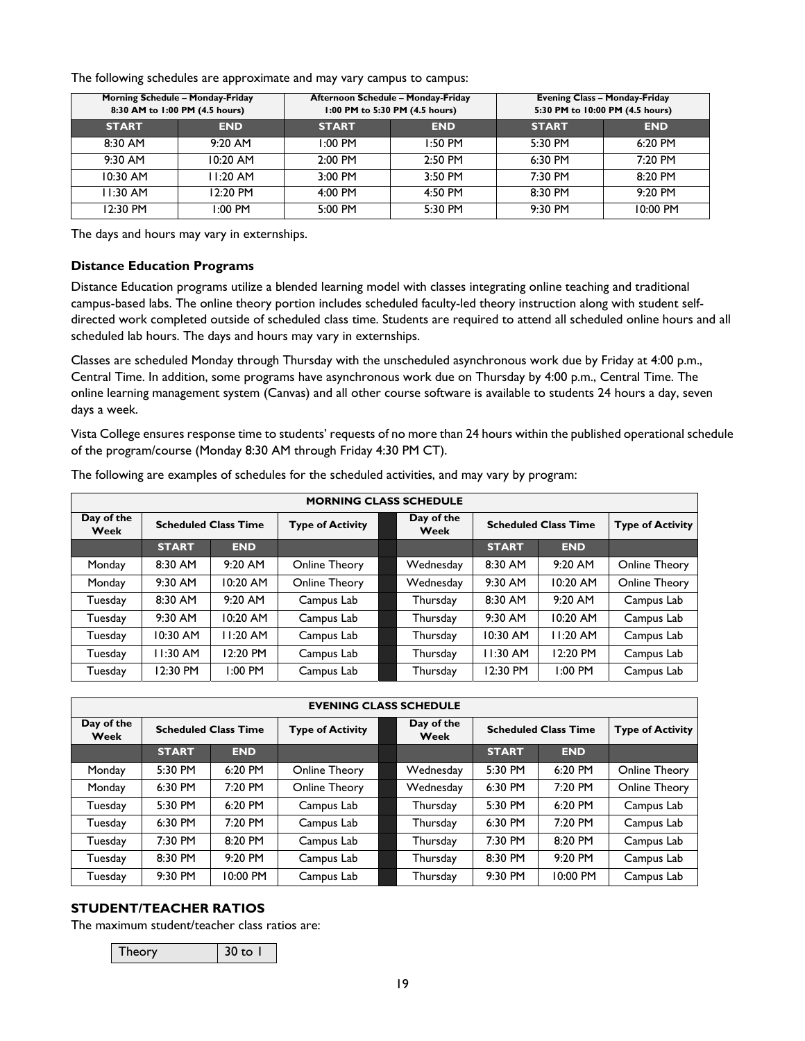The following schedules are approximate and may vary campus to campus:

| Morning Schedule – Monday-Friday 8:30 AM to 1:00 PM (4.5 hours) | | Afternoon Schedule – Monday-Friday 1:00 PM to 5:30 PM (4.5 hours) | | Evening Class – Monday-Friday 5:30 PM to 10:00 PM (4.5 hours) | |
|---|---|---|---|---|---|
| **START** | **END** | **START** | **END** | **START** | **END** |
| 8:30 AM | 9:20 AM | 1:00 PM | 1:50 PM | 5:30 PM | 6:20 PM |
| 9:30 AM | 10:20 AM | 2:00 PM | 2:50 PM | 6:30 PM | 7:20 PM |
| 10:30 AM | 11:20 AM | 3:00 PM | 3:50 PM | 7:30 PM | 8:20 PM |
| 11:30 AM | 12:20 PM | 4:00 PM | 4:50 PM | 8:30 PM | 9:20 PM |
| 12:30 PM | 1:00 PM | 5:00 PM | 5:30 PM | 9:30 PM | 10:00 PM |

The days and hours may vary in externships.

### Distance Education Programs

Distance Education programs utilize a blended learning model with classes integrating online teaching and traditional campus-based labs. The online theory portion includes scheduled faculty-led theory instruction along with student self-directed work completed outside of scheduled class time. Students are required to attend all scheduled online hours and all scheduled lab hours. The days and hours may vary in externships.

Classes are scheduled Monday through Thursday with the unscheduled asynchronous work due by Friday at 4:00 p.m., Central Time. In addition, some programs have asynchronous work due on Thursday by 4:00 p.m., Central Time. The online learning management system (Canvas) and all other course software is available to students 24 hours a day, seven days a week.

Vista College ensures response time to students' requests of no more than 24 hours within the published operational schedule of the program/course (Monday 8:30 AM through Friday 4:30 PM CT).

The following are examples of schedules for the scheduled activities, and may vary by program:

| MORNING CLASS SCHEDULE | | | | | | | | |
|---|---|---|---|---|---|---|---|---|
| Day of the Week | Scheduled Class Time | | Type of Activity | | Day of the Week | Scheduled Class Time | | Type of Activity |
| | **START** | **END** | | | | **START** | **END** | |
| Monday | 8:30 AM | 9:20 AM | Online Theory | | Wednesday | 8:30 AM | 9:20 AM | Online Theory |
| Monday | 9:30 AM | 10:20 AM | Online Theory | | Wednesday | 9:30 AM | 10:20 AM | Online Theory |
| Tuesday | 8:30 AM | 9:20 AM | Campus Lab | | Thursday | 8:30 AM | 9:20 AM | Campus Lab |
| Tuesday | 9:30 AM | 10:20 AM | Campus Lab | | Thursday | 9:30 AM | 10:20 AM | Campus Lab |
| Tuesday | 10:30 AM | 11:20 AM | Campus Lab | | Thursday | 10:30 AM | 11:20 AM | Campus Lab |
| Tuesday | 11:30 AM | 12:20 PM | Campus Lab | | Thursday | 11:30 AM | 12:20 PM | Campus Lab |
| Tuesday | 12:30 PM | 1:00 PM | Campus Lab | | Thursday | 12:30 PM | 1:00 PM | Campus Lab |

| EVENING CLASS SCHEDULE | | | | | | | | |
|---|---|---|---|---|---|---|---|---|
| Day of the Week | Scheduled Class Time | | Type of Activity | | Day of the Week | Scheduled Class Time | | Type of Activity |
| | **START** | **END** | | | | **START** | **END** | |
| Monday | 5:30 PM | 6:20 PM | Online Theory | | Wednesday | 5:30 PM | 6:20 PM | Online Theory |
| Monday | 6:30 PM | 7:20 PM | Online Theory | | Wednesday | 6:30 PM | 7:20 PM | Online Theory |
| Tuesday | 5:30 PM | 6:20 PM | Campus Lab | | Thursday | 5:30 PM | 6:20 PM | Campus Lab |
| Tuesday | 6:30 PM | 7:20 PM | Campus Lab | | Thursday | 6:30 PM | 7:20 PM | Campus Lab |
| Tuesday | 7:30 PM | 8:20 PM | Campus Lab | | Thursday | 7:30 PM | 8:20 PM | Campus Lab |
| Tuesday | 8:30 PM | 9:20 PM | Campus Lab | | Thursday | 8:30 PM | 9:20 PM | Campus Lab |
| Tuesday | 9:30 PM | 10:00 PM | Campus Lab | | Thursday | 9:30 PM | 10:00 PM | Campus Lab |

## STUDENT/TEACHER RATIOS

The maximum student/teacher class ratios are:

| Theory | 30 to 1 |
|---|---|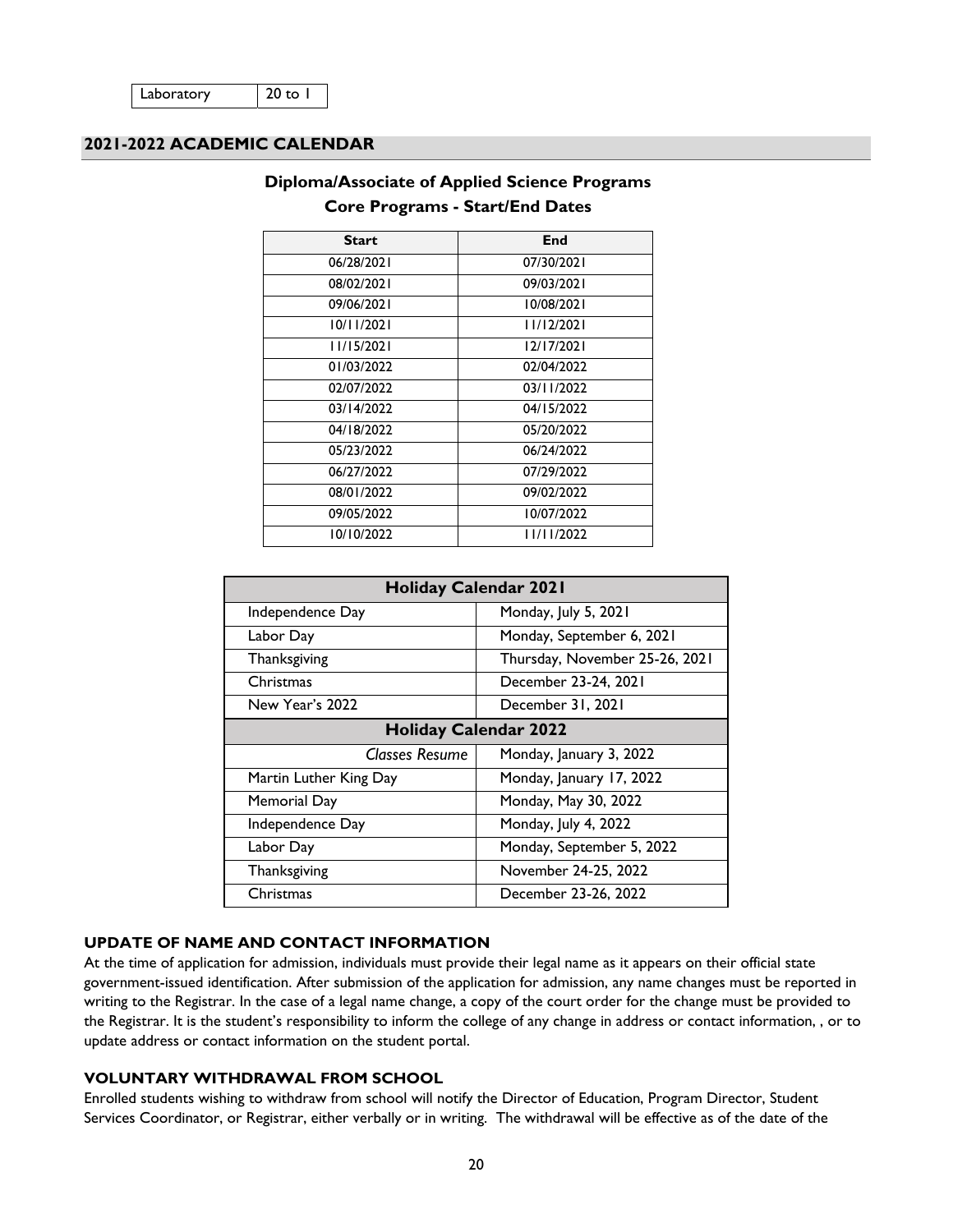| Laboratory | 20 to 1 |
|---|---|

## 2021-2022 ACADEMIC CALENDAR

### Diploma/Associate of Applied Science Programs
### Core Programs - Start/End Dates

| Start | End |
|---|---|
| 06/28/2021 | 07/30/2021 |
| 08/02/2021 | 09/03/2021 |
| 09/06/2021 | 10/08/2021 |
| 10/11/2021 | 11/12/2021 |
| 11/15/2021 | 12/17/2021 |
| 01/03/2022 | 02/04/2022 |
| 02/07/2022 | 03/11/2022 |
| 03/14/2022 | 04/15/2022 |
| 04/18/2022 | 05/20/2022 |
| 05/23/2022 | 06/24/2022 |
| 06/27/2022 | 07/29/2022 |
| 08/01/2022 | 09/02/2022 |
| 09/05/2022 | 10/07/2022 |
| 10/10/2022 | 11/11/2022 |

| Holiday Calendar 2021 | |
|---|---|
| Independence Day | Monday, July 5, 2021 |
| Labor Day | Monday, September 6, 2021 |
| Thanksgiving | Thursday, November 25-26, 2021 |
| Christmas | December 23-24, 2021 |
| New Year's 2022 | December 31, 2021 |
| **Holiday Calendar 2022** | |
| *Classes Resume* | Monday, January 3, 2022 |
| Martin Luther King Day | Monday, January 17, 2022 |
| Memorial Day | Monday, May 30, 2022 |
| Independence Day | Monday, July 4, 2022 |
| Labor Day | Monday, September 5, 2022 |
| Thanksgiving | November 24-25, 2022 |
| Christmas | December 23-26, 2022 |

### UPDATE OF NAME AND CONTACT INFORMATION

At the time of application for admission, individuals must provide their legal name as it appears on their official state government-issued identification. After submission of the application for admission, any name changes must be reported in writing to the Registrar. In the case of a legal name change, a copy of the court order for the change must be provided to the Registrar. It is the student's responsibility to inform the college of any change in address or contact information, , or to update address or contact information on the student portal.

### VOLUNTARY WITHDRAWAL FROM SCHOOL

Enrolled students wishing to withdraw from school will notify the Director of Education, Program Director, Student Services Coordinator, or Registrar, either verbally or in writing. The withdrawal will be effective as of the date of the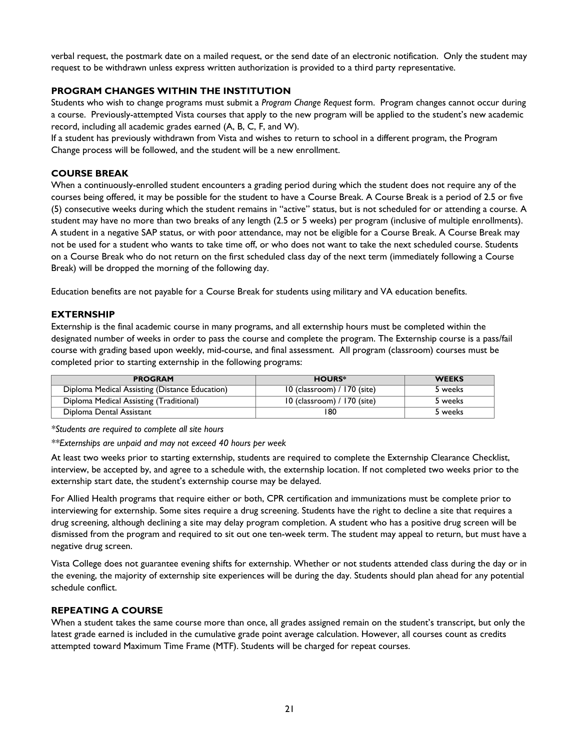verbal request, the postmark date on a mailed request, or the send date of an electronic notification. Only the student may request to be withdrawn unless express written authorization is provided to a third party representative.

## PROGRAM CHANGES WITHIN THE INSTITUTION

Students who wish to change programs must submit a *Program Change Request* form. Program changes cannot occur during a course. Previously-attempted Vista courses that apply to the new program will be applied to the student's new academic record, including all academic grades earned (A, B, C, F, and W).

If a student has previously withdrawn from Vista and wishes to return to school in a different program, the Program Change process will be followed, and the student will be a new enrollment.

## COURSE BREAK

When a continuously-enrolled student encounters a grading period during which the student does not require any of the courses being offered, it may be possible for the student to have a Course Break. A Course Break is a period of 2.5 or five (5) consecutive weeks during which the student remains in "active" status, but is not scheduled for or attending a course. A student may have no more than two breaks of any length (2.5 or 5 weeks) per program (inclusive of multiple enrollments). A student in a negative SAP status, or with poor attendance, may not be eligible for a Course Break. A Course Break may not be used for a student who wants to take time off, or who does not want to take the next scheduled course. Students on a Course Break who do not return on the first scheduled class day of the next term (immediately following a Course Break) will be dropped the morning of the following day.

Education benefits are not payable for a Course Break for students using military and VA education benefits.

## EXTERNSHIP

Externship is the final academic course in many programs, and all externship hours must be completed within the designated number of weeks in order to pass the course and complete the program. The Externship course is a pass/fail course with grading based upon weekly, mid-course, and final assessment. All program (classroom) courses must be completed prior to starting externship in the following programs:

| PROGRAM | HOURS* | WEEKS |
|---|---|---|
| Diploma Medical Assisting (Distance Education) | 10 (classroom) / 170 (site) | 5 weeks |
| Diploma Medical Assisting (Traditional) | 10 (classroom) / 170 (site) | 5 weeks |
| Diploma Dental Assistant | 180 | 5 weeks |

*\*Students are required to complete all site hours*

*\*\*Externships are unpaid and may not exceed 40 hours per week*

At least two weeks prior to starting externship, students are required to complete the Externship Clearance Checklist, interview, be accepted by, and agree to a schedule with, the externship location. If not completed two weeks prior to the externship start date, the student's externship course may be delayed.

For Allied Health programs that require either or both, CPR certification and immunizations must be complete prior to interviewing for externship. Some sites require a drug screening. Students have the right to decline a site that requires a drug screening, although declining a site may delay program completion. A student who has a positive drug screen will be dismissed from the program and required to sit out one ten-week term. The student may appeal to return, but must have a negative drug screen.

Vista College does not guarantee evening shifts for externship. Whether or not students attended class during the day or in the evening, the majority of externship site experiences will be during the day. Students should plan ahead for any potential schedule conflict.

## REPEATING A COURSE

When a student takes the same course more than once, all grades assigned remain on the student's transcript, but only the latest grade earned is included in the cumulative grade point average calculation. However, all courses count as credits attempted toward Maximum Time Frame (MTF). Students will be charged for repeat courses.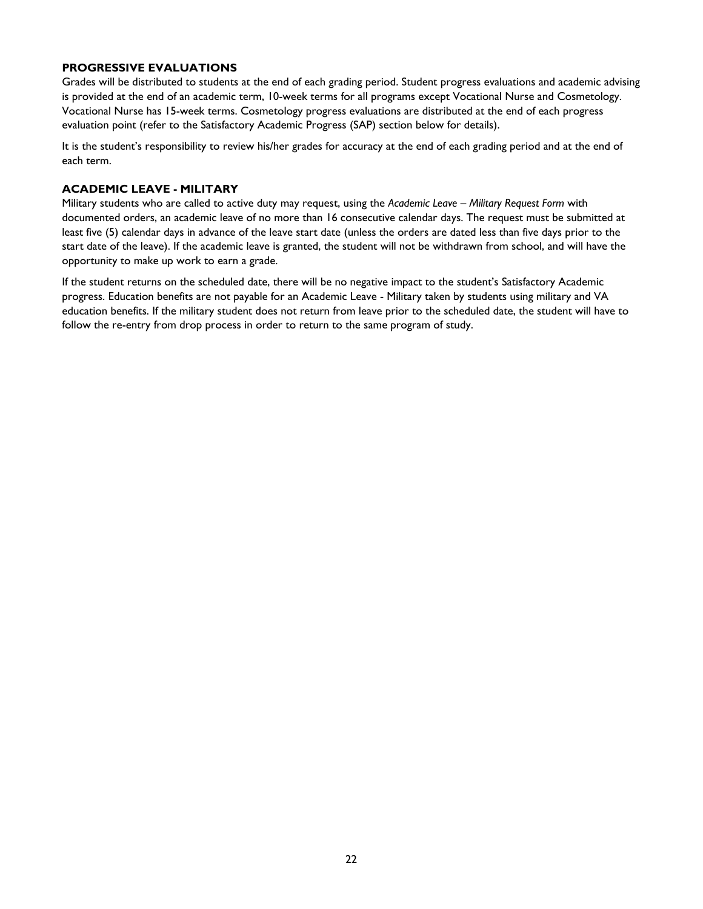### PROGRESSIVE EVALUATIONS

Grades will be distributed to students at the end of each grading period. Student progress evaluations and academic advising is provided at the end of an academic term, 10-week terms for all programs except Vocational Nurse and Cosmetology. Vocational Nurse has 15-week terms. Cosmetology progress evaluations are distributed at the end of each progress evaluation point (refer to the Satisfactory Academic Progress (SAP) section below for details).

It is the student's responsibility to review his/her grades for accuracy at the end of each grading period and at the end of each term.

### ACADEMIC LEAVE - MILITARY

Military students who are called to active duty may request, using the *Academic Leave – Military Request Form* with documented orders, an academic leave of no more than 16 consecutive calendar days. The request must be submitted at least five (5) calendar days in advance of the leave start date (unless the orders are dated less than five days prior to the start date of the leave). If the academic leave is granted, the student will not be withdrawn from school, and will have the opportunity to make up work to earn a grade.

If the student returns on the scheduled date, there will be no negative impact to the student's Satisfactory Academic progress. Education benefits are not payable for an Academic Leave - Military taken by students using military and VA education benefits. If the military student does not return from leave prior to the scheduled date, the student will have to follow the re-entry from drop process in order to return to the same program of study.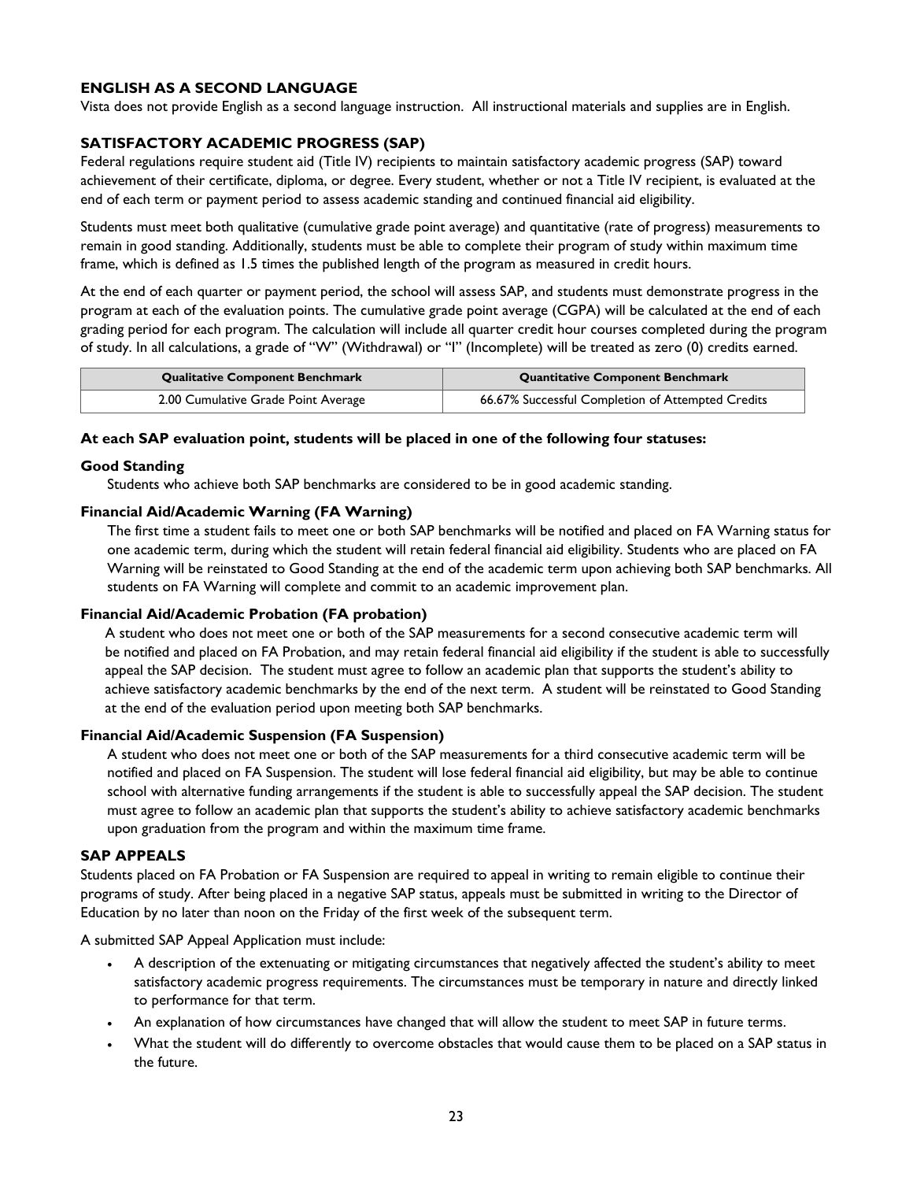## ENGLISH AS A SECOND LANGUAGE

Vista does not provide English as a second language instruction. All instructional materials and supplies are in English.

## SATISFACTORY ACADEMIC PROGRESS (SAP)

Federal regulations require student aid (Title IV) recipients to maintain satisfactory academic progress (SAP) toward achievement of their certificate, diploma, or degree. Every student, whether or not a Title IV recipient, is evaluated at the end of each term or payment period to assess academic standing and continued financial aid eligibility.

Students must meet both qualitative (cumulative grade point average) and quantitative (rate of progress) measurements to remain in good standing. Additionally, students must be able to complete their program of study within maximum time frame, which is defined as 1.5 times the published length of the program as measured in credit hours.

At the end of each quarter or payment period, the school will assess SAP, and students must demonstrate progress in the program at each of the evaluation points. The cumulative grade point average (CGPA) will be calculated at the end of each grading period for each program. The calculation will include all quarter credit hour courses completed during the program of study. In all calculations, a grade of "W" (Withdrawal) or "I" (Incomplete) will be treated as zero (0) credits earned.

| Qualitative Component Benchmark | Quantitative Component Benchmark |
| --- | --- |
| 2.00 Cumulative Grade Point Average | 66.67% Successful Completion of Attempted Credits |

**At each SAP evaluation point, students will be placed in one of the following four statuses:**

**Good Standing**

Students who achieve both SAP benchmarks are considered to be in good academic standing.

**Financial Aid/Academic Warning (FA Warning)**

The first time a student fails to meet one or both SAP benchmarks will be notified and placed on FA Warning status for one academic term, during which the student will retain federal financial aid eligibility. Students who are placed on FA Warning will be reinstated to Good Standing at the end of the academic term upon achieving both SAP benchmarks. All students on FA Warning will complete and commit to an academic improvement plan.

**Financial Aid/Academic Probation (FA probation)**

A student who does not meet one or both of the SAP measurements for a second consecutive academic term will be notified and placed on FA Probation, and may retain federal financial aid eligibility if the student is able to successfully appeal the SAP decision. The student must agree to follow an academic plan that supports the student's ability to achieve satisfactory academic benchmarks by the end of the next term. A student will be reinstated to Good Standing at the end of the evaluation period upon meeting both SAP benchmarks.

**Financial Aid/Academic Suspension (FA Suspension)**

A student who does not meet one or both of the SAP measurements for a third consecutive academic term will be notified and placed on FA Suspension. The student will lose federal financial aid eligibility, but may be able to continue school with alternative funding arrangements if the student is able to successfully appeal the SAP decision. The student must agree to follow an academic plan that supports the student's ability to achieve satisfactory academic benchmarks upon graduation from the program and within the maximum time frame.

## SAP APPEALS

Students placed on FA Probation or FA Suspension are required to appeal in writing to remain eligible to continue their programs of study. After being placed in a negative SAP status, appeals must be submitted in writing to the Director of Education by no later than noon on the Friday of the first week of the subsequent term.

A submitted SAP Appeal Application must include:

- A description of the extenuating or mitigating circumstances that negatively affected the student's ability to meet satisfactory academic progress requirements. The circumstances must be temporary in nature and directly linked to performance for that term.
- An explanation of how circumstances have changed that will allow the student to meet SAP in future terms.
- What the student will do differently to overcome obstacles that would cause them to be placed on a SAP status in the future.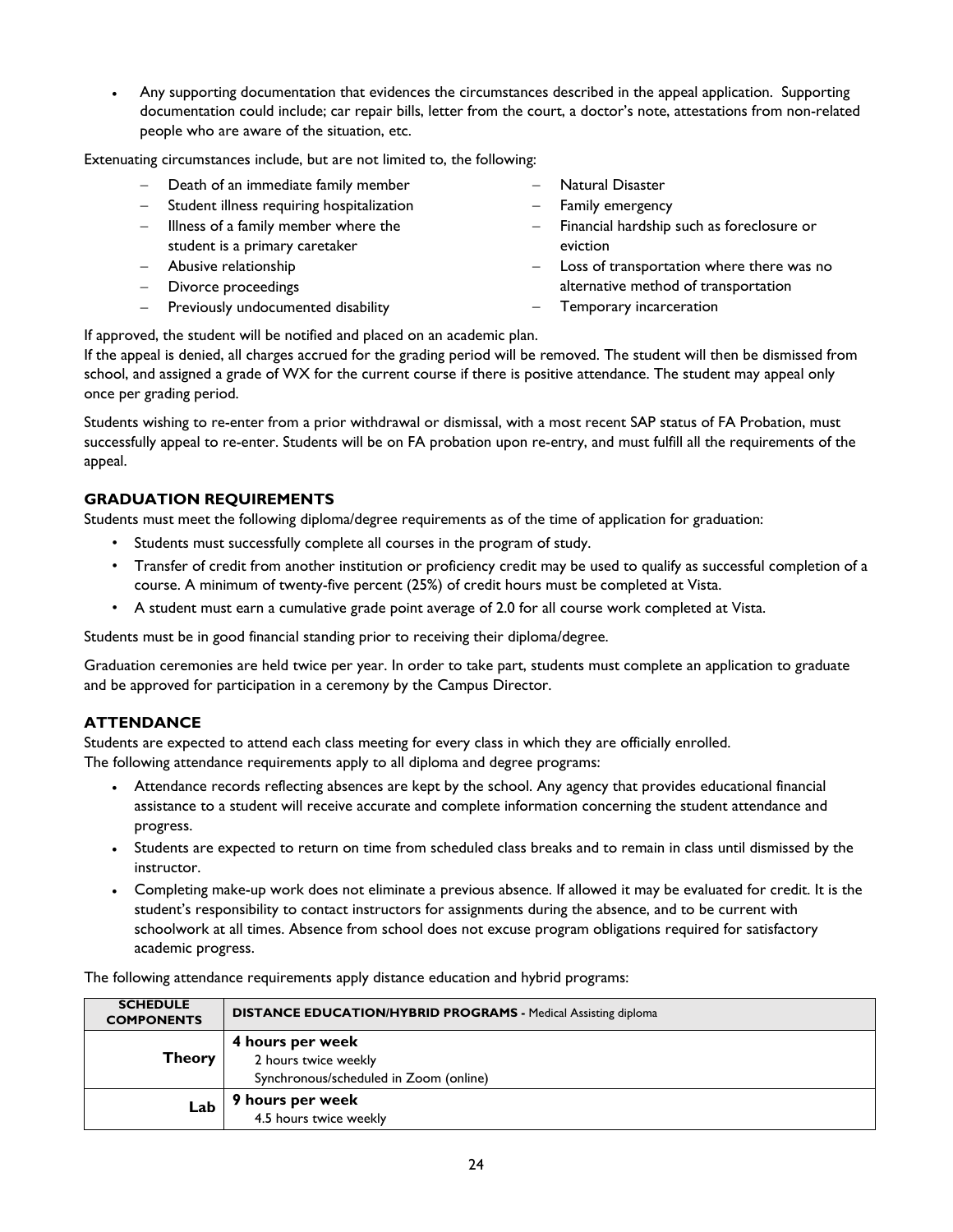- Any supporting documentation that evidences the circumstances described in the appeal application. Supporting documentation could include; car repair bills, letter from the court, a doctor's note, attestations from non-related people who are aware of the situation, etc.

Extenuating circumstances include, but are not limited to, the following:

- Death of an immediate family member
- Student illness requiring hospitalization
- Illness of a family member where the student is a primary caretaker
- Abusive relationship
- Divorce proceedings
- Previously undocumented disability
- Natural Disaster
- Family emergency
- Financial hardship such as foreclosure or eviction
- Loss of transportation where there was no alternative method of transportation
- Temporary incarceration

If approved, the student will be notified and placed on an academic plan.

If the appeal is denied, all charges accrued for the grading period will be removed. The student will then be dismissed from school, and assigned a grade of WX for the current course if there is positive attendance. The student may appeal only once per grading period.

Students wishing to re-enter from a prior withdrawal or dismissal, with a most recent SAP status of FA Probation, must successfully appeal to re-enter. Students will be on FA probation upon re-entry, and must fulfill all the requirements of the appeal.

## GRADUATION REQUIREMENTS

Students must meet the following diploma/degree requirements as of the time of application for graduation:

- Students must successfully complete all courses in the program of study.
- Transfer of credit from another institution or proficiency credit may be used to qualify as successful completion of a course. A minimum of twenty-five percent (25%) of credit hours must be completed at Vista.
- A student must earn a cumulative grade point average of 2.0 for all course work completed at Vista.

Students must be in good financial standing prior to receiving their diploma/degree.

Graduation ceremonies are held twice per year. In order to take part, students must complete an application to graduate and be approved for participation in a ceremony by the Campus Director.

## ATTENDANCE

Students are expected to attend each class meeting for every class in which they are officially enrolled.
The following attendance requirements apply to all diploma and degree programs:

- Attendance records reflecting absences are kept by the school. Any agency that provides educational financial assistance to a student will receive accurate and complete information concerning the student attendance and progress.
- Students are expected to return on time from scheduled class breaks and to remain in class until dismissed by the instructor.
- Completing make-up work does not eliminate a previous absence. If allowed it may be evaluated for credit. It is the student's responsibility to contact instructors for assignments during the absence, and to be current with schoolwork at all times. Absence from school does not excuse program obligations required for satisfactory academic progress.

The following attendance requirements apply distance education and hybrid programs:

| SCHEDULE COMPONENTS | DISTANCE EDUCATION/HYBRID PROGRAMS - Medical Assisting diploma |
|---|---|
| **Theory** | **4 hours per week**<br>2 hours twice weekly<br>Synchronous/scheduled in Zoom (online) |
| **Lab** | **9 hours per week**<br>4.5 hours twice weekly |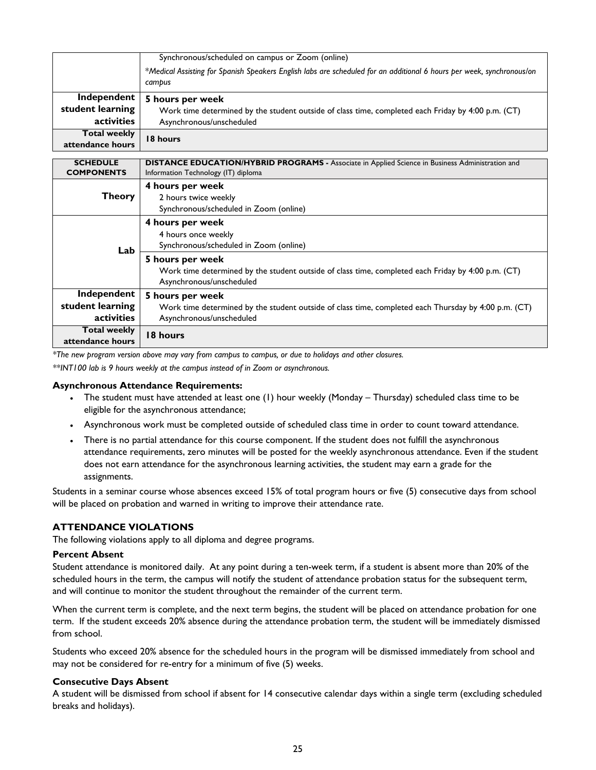| | |
|---|---|
| | Synchronous/scheduled on campus or Zoom (online)<br>*\*Medical Assisting for Spanish Speakers English labs are scheduled for an additional 6 hours per week, synchronous/on campus* |
| **Independent student learning activities** | **5 hours per week**<br>Work time determined by the student outside of class time, completed each Friday by 4:00 p.m. (CT)<br>Asynchronous/unscheduled |
| **Total weekly attendance hours** | **18 hours** |

| **SCHEDULE COMPONENTS** | **DISTANCE EDUCATION/HYBRID PROGRAMS -** Associate in Applied Science in Business Administration and Information Technology (IT) diploma |
|---|---|
| **Theory** | **4 hours per week**<br>2 hours twice weekly<br>Synchronous/scheduled in Zoom (online) |
| **Lab** | **4 hours per week**<br>4 hours once weekly<br>Synchronous/scheduled in Zoom (online) |
| | **5 hours per week**<br>Work time determined by the student outside of class time, completed each Friday by 4:00 p.m. (CT)<br>Asynchronous/unscheduled |
| **Independent student learning activities** | **5 hours per week**<br>Work time determined by the student outside of class time, completed each Thursday by 4:00 p.m. (CT)<br>Asynchronous/unscheduled |
| **Total weekly attendance hours** | **18 hours** |

*\*The new program version above may vary from campus to campus, or due to holidays and other closures.*

*\*\*INT100 lab is 9 hours weekly at the campus instead of in Zoom or asynchronous.*

**Asynchronous Attendance Requirements:**

- The student must have attended at least one (1) hour weekly (Monday – Thursday) scheduled class time to be eligible for the asynchronous attendance;
- Asynchronous work must be completed outside of scheduled class time in order to count toward attendance.
- There is no partial attendance for this course component. If the student does not fulfill the asynchronous attendance requirements, zero minutes will be posted for the weekly asynchronous attendance. Even if the student does not earn attendance for the asynchronous learning activities, the student may earn a grade for the assignments.

Students in a seminar course whose absences exceed 15% of total program hours or five (5) consecutive days from school will be placed on probation and warned in writing to improve their attendance rate.

## ATTENDANCE VIOLATIONS

The following violations apply to all diploma and degree programs.

### Percent Absent

Student attendance is monitored daily. At any point during a ten-week term, if a student is absent more than 20% of the scheduled hours in the term, the campus will notify the student of attendance probation status for the subsequent term, and will continue to monitor the student throughout the remainder of the current term.

When the current term is complete, and the next term begins, the student will be placed on attendance probation for one term. If the student exceeds 20% absence during the attendance probation term, the student will be immediately dismissed from school.

Students who exceed 20% absence for the scheduled hours in the program will be dismissed immediately from school and may not be considered for re-entry for a minimum of five (5) weeks.

### Consecutive Days Absent

A student will be dismissed from school if absent for 14 consecutive calendar days within a single term (excluding scheduled breaks and holidays).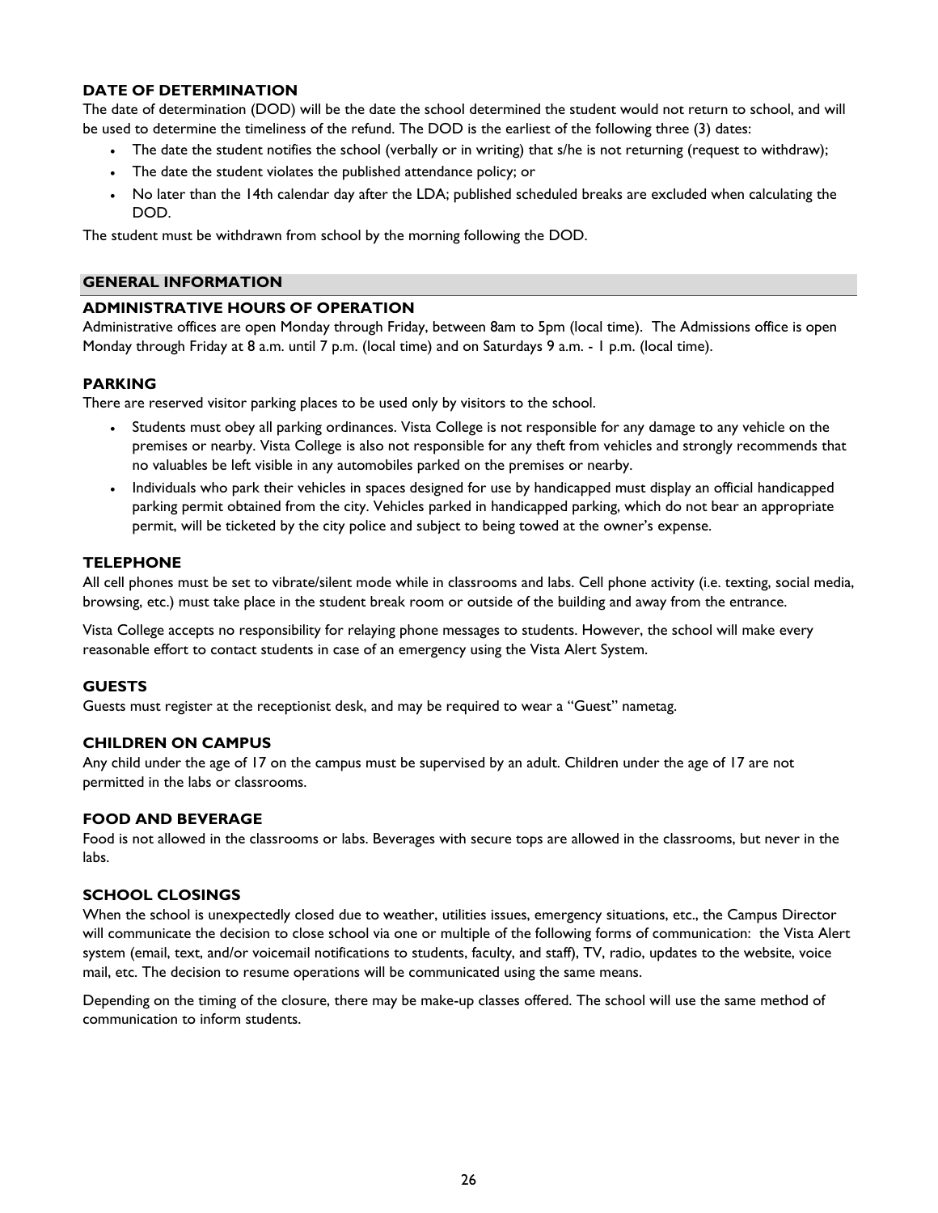### DATE OF DETERMINATION

The date of determination (DOD) will be the date the school determined the student would not return to school, and will be used to determine the timeliness of the refund. The DOD is the earliest of the following three (3) dates:

- The date the student notifies the school (verbally or in writing) that s/he is not returning (request to withdraw);
- The date the student violates the published attendance policy; or
- No later than the 14th calendar day after the LDA; published scheduled breaks are excluded when calculating the DOD.

The student must be withdrawn from school by the morning following the DOD.

## GENERAL INFORMATION

### ADMINISTRATIVE HOURS OF OPERATION

Administrative offices are open Monday through Friday, between 8am to 5pm (local time). The Admissions office is open Monday through Friday at 8 a.m. until 7 p.m. (local time) and on Saturdays 9 a.m. - 1 p.m. (local time).

### PARKING

There are reserved visitor parking places to be used only by visitors to the school.

- Students must obey all parking ordinances. Vista College is not responsible for any damage to any vehicle on the premises or nearby. Vista College is also not responsible for any theft from vehicles and strongly recommends that no valuables be left visible in any automobiles parked on the premises or nearby.
- Individuals who park their vehicles in spaces designed for use by handicapped must display an official handicapped parking permit obtained from the city. Vehicles parked in handicapped parking, which do not bear an appropriate permit, will be ticketed by the city police and subject to being towed at the owner's expense.

### TELEPHONE

All cell phones must be set to vibrate/silent mode while in classrooms and labs. Cell phone activity (i.e. texting, social media, browsing, etc.) must take place in the student break room or outside of the building and away from the entrance.

Vista College accepts no responsibility for relaying phone messages to students. However, the school will make every reasonable effort to contact students in case of an emergency using the Vista Alert System.

### GUESTS

Guests must register at the receptionist desk, and may be required to wear a "Guest" nametag.

### CHILDREN ON CAMPUS

Any child under the age of 17 on the campus must be supervised by an adult. Children under the age of 17 are not permitted in the labs or classrooms.

### FOOD AND BEVERAGE

Food is not allowed in the classrooms or labs. Beverages with secure tops are allowed in the classrooms, but never in the labs.

### SCHOOL CLOSINGS

When the school is unexpectedly closed due to weather, utilities issues, emergency situations, etc., the Campus Director will communicate the decision to close school via one or multiple of the following forms of communication: the Vista Alert system (email, text, and/or voicemail notifications to students, faculty, and staff), TV, radio, updates to the website, voice mail, etc. The decision to resume operations will be communicated using the same means.

Depending on the timing of the closure, there may be make-up classes offered. The school will use the same method of communication to inform students.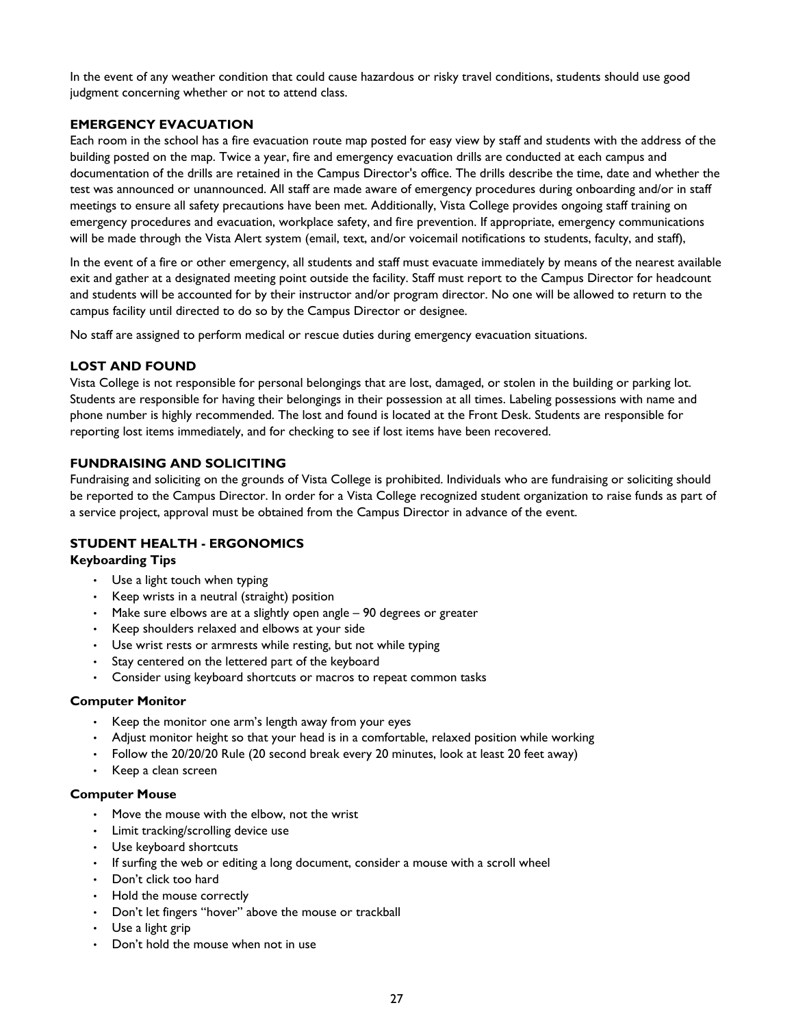In the event of any weather condition that could cause hazardous or risky travel conditions, students should use good judgment concerning whether or not to attend class.

### EMERGENCY EVACUATION

Each room in the school has a fire evacuation route map posted for easy view by staff and students with the address of the building posted on the map. Twice a year, fire and emergency evacuation drills are conducted at each campus and documentation of the drills are retained in the Campus Director's office. The drills describe the time, date and whether the test was announced or unannounced. All staff are made aware of emergency procedures during onboarding and/or in staff meetings to ensure all safety precautions have been met. Additionally, Vista College provides ongoing staff training on emergency procedures and evacuation, workplace safety, and fire prevention. If appropriate, emergency communications will be made through the Vista Alert system (email, text, and/or voicemail notifications to students, faculty, and staff),

In the event of a fire or other emergency, all students and staff must evacuate immediately by means of the nearest available exit and gather at a designated meeting point outside the facility. Staff must report to the Campus Director for headcount and students will be accounted for by their instructor and/or program director. No one will be allowed to return to the campus facility until directed to do so by the Campus Director or designee.

No staff are assigned to perform medical or rescue duties during emergency evacuation situations.

### LOST AND FOUND

Vista College is not responsible for personal belongings that are lost, damaged, or stolen in the building or parking lot. Students are responsible for having their belongings in their possession at all times. Labeling possessions with name and phone number is highly recommended. The lost and found is located at the Front Desk. Students are responsible for reporting lost items immediately, and for checking to see if lost items have been recovered.

### FUNDRAISING AND SOLICITING

Fundraising and soliciting on the grounds of Vista College is prohibited. Individuals who are fundraising or soliciting should be reported to the Campus Director. In order for a Vista College recognized student organization to raise funds as part of a service project, approval must be obtained from the Campus Director in advance of the event.

### STUDENT HEALTH - ERGONOMICS

#### Keyboarding Tips

- Use a light touch when typing
- Keep wrists in a neutral (straight) position
- Make sure elbows are at a slightly open angle – 90 degrees or greater
- Keep shoulders relaxed and elbows at your side
- Use wrist rests or armrests while resting, but not while typing
- Stay centered on the lettered part of the keyboard
- Consider using keyboard shortcuts or macros to repeat common tasks

#### Computer Monitor

- Keep the monitor one arm's length away from your eyes
- Adjust monitor height so that your head is in a comfortable, relaxed position while working
- Follow the 20/20/20 Rule (20 second break every 20 minutes, look at least 20 feet away)
- Keep a clean screen

#### Computer Mouse

- Move the mouse with the elbow, not the wrist
- Limit tracking/scrolling device use
- Use keyboard shortcuts
- If surfing the web or editing a long document, consider a mouse with a scroll wheel
- Don't click too hard
- Hold the mouse correctly
- Don't let fingers "hover" above the mouse or trackball
- Use a light grip
- Don't hold the mouse when not in use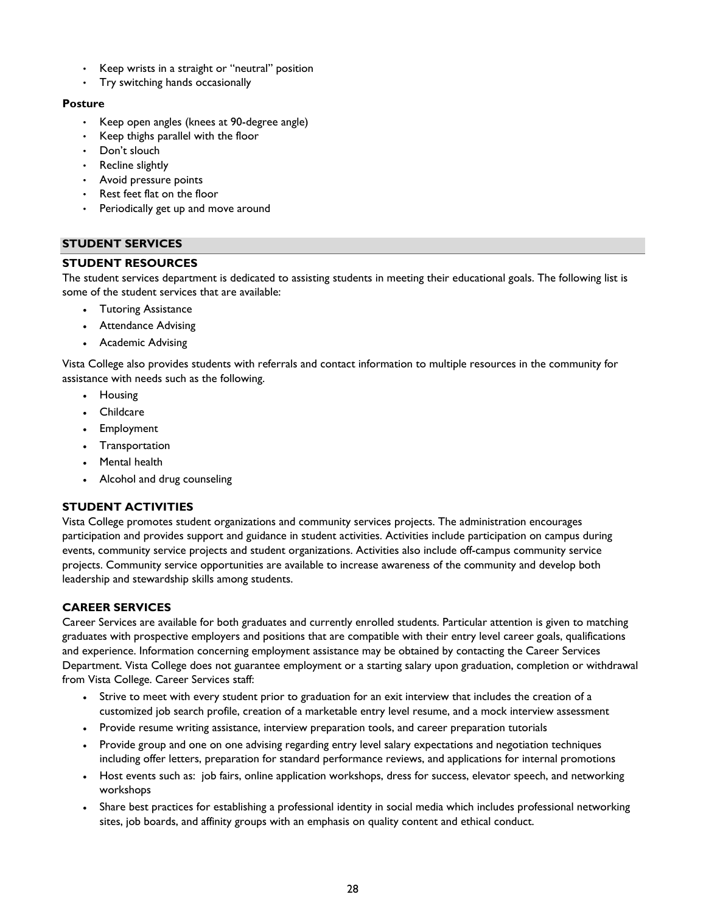- Keep wrists in a straight or "neutral" position
- Try switching hands occasionally

**Posture**

- Keep open angles (knees at 90-degree angle)
- Keep thighs parallel with the floor
- Don't slouch
- Recline slightly
- Avoid pressure points
- Rest feet flat on the floor
- Periodically get up and move around

## STUDENT SERVICES

### STUDENT RESOURCES

The student services department is dedicated to assisting students in meeting their educational goals. The following list is some of the student services that are available:

- Tutoring Assistance
- Attendance Advising
- Academic Advising

Vista College also provides students with referrals and contact information to multiple resources in the community for assistance with needs such as the following.

- Housing
- Childcare
- Employment
- Transportation
- Mental health
- Alcohol and drug counseling

### STUDENT ACTIVITIES

Vista College promotes student organizations and community services projects. The administration encourages participation and provides support and guidance in student activities. Activities include participation on campus during events, community service projects and student organizations. Activities also include off-campus community service projects. Community service opportunities are available to increase awareness of the community and develop both leadership and stewardship skills among students.

### CAREER SERVICES

Career Services are available for both graduates and currently enrolled students. Particular attention is given to matching graduates with prospective employers and positions that are compatible with their entry level career goals, qualifications and experience. Information concerning employment assistance may be obtained by contacting the Career Services Department. Vista College does not guarantee employment or a starting salary upon graduation, completion or withdrawal from Vista College. Career Services staff:

- Strive to meet with every student prior to graduation for an exit interview that includes the creation of a customized job search profile, creation of a marketable entry level resume, and a mock interview assessment
- Provide resume writing assistance, interview preparation tools, and career preparation tutorials
- Provide group and one on one advising regarding entry level salary expectations and negotiation techniques including offer letters, preparation for standard performance reviews, and applications for internal promotions
- Host events such as: job fairs, online application workshops, dress for success, elevator speech, and networking workshops
- Share best practices for establishing a professional identity in social media which includes professional networking sites, job boards, and affinity groups with an emphasis on quality content and ethical conduct.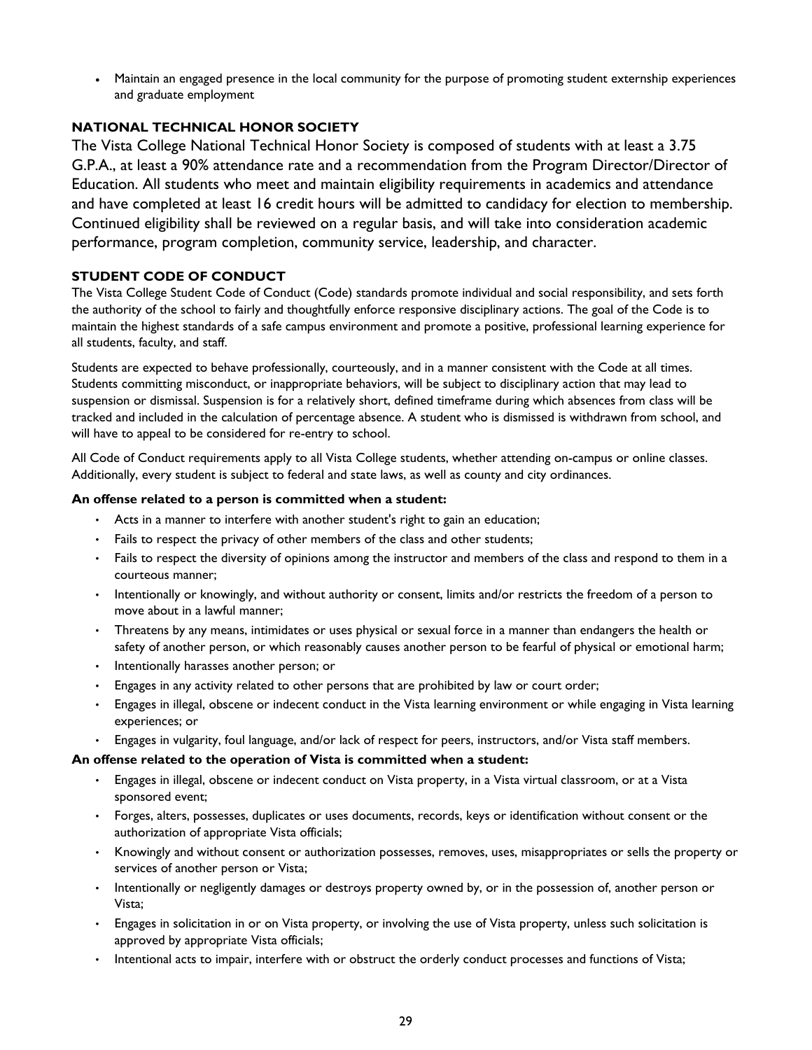- Maintain an engaged presence in the local community for the purpose of promoting student externship experiences and graduate employment

### NATIONAL TECHNICAL HONOR SOCIETY

The Vista College National Technical Honor Society is composed of students with at least a 3.75 G.P.A., at least a 90% attendance rate and a recommendation from the Program Director/Director of Education. All students who meet and maintain eligibility requirements in academics and attendance and have completed at least 16 credit hours will be admitted to candidacy for election to membership. Continued eligibility shall be reviewed on a regular basis, and will take into consideration academic performance, program completion, community service, leadership, and character.

### STUDENT CODE OF CONDUCT

The Vista College Student Code of Conduct (Code) standards promote individual and social responsibility, and sets forth the authority of the school to fairly and thoughtfully enforce responsive disciplinary actions. The goal of the Code is to maintain the highest standards of a safe campus environment and promote a positive, professional learning experience for all students, faculty, and staff.

Students are expected to behave professionally, courteously, and in a manner consistent with the Code at all times. Students committing misconduct, or inappropriate behaviors, will be subject to disciplinary action that may lead to suspension or dismissal. Suspension is for a relatively short, defined timeframe during which absences from class will be tracked and included in the calculation of percentage absence. A student who is dismissed is withdrawn from school, and will have to appeal to be considered for re-entry to school.

All Code of Conduct requirements apply to all Vista College students, whether attending on-campus or online classes. Additionally, every student is subject to federal and state laws, as well as county and city ordinances.

**An offense related to a person is committed when a student:**

- Acts in a manner to interfere with another student's right to gain an education;
- Fails to respect the privacy of other members of the class and other students;
- Fails to respect the diversity of opinions among the instructor and members of the class and respond to them in a courteous manner;
- Intentionally or knowingly, and without authority or consent, limits and/or restricts the freedom of a person to move about in a lawful manner;
- Threatens by any means, intimidates or uses physical or sexual force in a manner than endangers the health or safety of another person, or which reasonably causes another person to be fearful of physical or emotional harm;
- Intentionally harasses another person; or
- Engages in any activity related to other persons that are prohibited by law or court order;
- Engages in illegal, obscene or indecent conduct in the Vista learning environment or while engaging in Vista learning experiences; or
- Engages in vulgarity, foul language, and/or lack of respect for peers, instructors, and/or Vista staff members.

**An offense related to the operation of Vista is committed when a student:**

- Engages in illegal, obscene or indecent conduct on Vista property, in a Vista virtual classroom, or at a Vista sponsored event;
- Forges, alters, possesses, duplicates or uses documents, records, keys or identification without consent or the authorization of appropriate Vista officials;
- Knowingly and without consent or authorization possesses, removes, uses, misappropriates or sells the property or services of another person or Vista;
- Intentionally or negligently damages or destroys property owned by, or in the possession of, another person or Vista;
- Engages in solicitation in or on Vista property, or involving the use of Vista property, unless such solicitation is approved by appropriate Vista officials;
- Intentional acts to impair, interfere with or obstruct the orderly conduct processes and functions of Vista;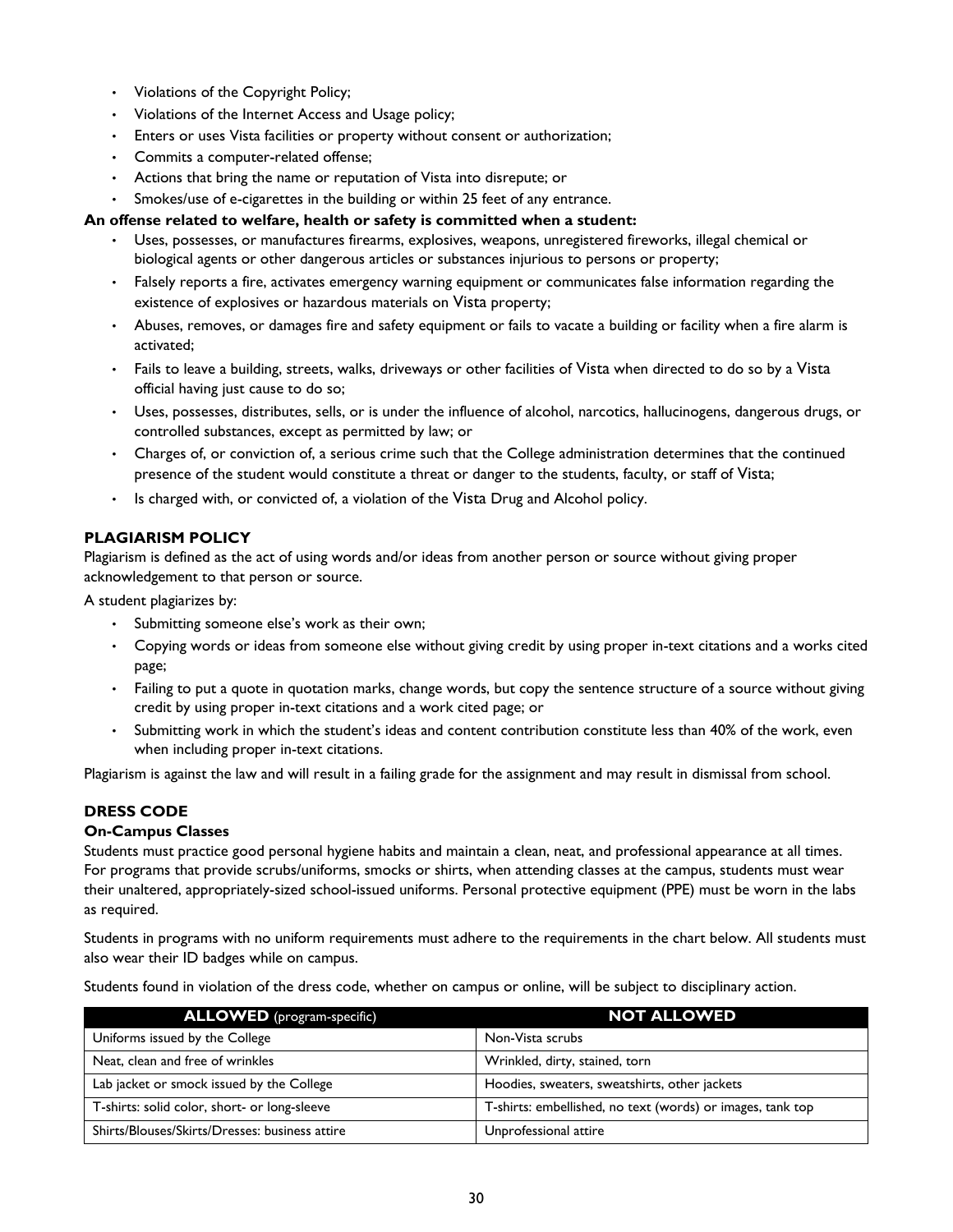- Violations of the Copyright Policy;
- Violations of the Internet Access and Usage policy;
- Enters or uses Vista facilities or property without consent or authorization;
- Commits a computer-related offense;
- Actions that bring the name or reputation of Vista into disrepute; or
- Smokes/use of e-cigarettes in the building or within 25 feet of any entrance.

**An offense related to welfare, health or safety is committed when a student:**

- Uses, possesses, or manufactures firearms, explosives, weapons, unregistered fireworks, illegal chemical or biological agents or other dangerous articles or substances injurious to persons or property;
- Falsely reports a fire, activates emergency warning equipment or communicates false information regarding the existence of explosives or hazardous materials on Vista property;
- Abuses, removes, or damages fire and safety equipment or fails to vacate a building or facility when a fire alarm is activated;
- Fails to leave a building, streets, walks, driveways or other facilities of Vista when directed to do so by a Vista official having just cause to do so;
- Uses, possesses, distributes, sells, or is under the influence of alcohol, narcotics, hallucinogens, dangerous drugs, or controlled substances, except as permitted by law; or
- Charges of, or conviction of, a serious crime such that the College administration determines that the continued presence of the student would constitute a threat or danger to the students, faculty, or staff of Vista;
- Is charged with, or convicted of, a violation of the Vista Drug and Alcohol policy.

### PLAGIARISM POLICY

Plagiarism is defined as the act of using words and/or ideas from another person or source without giving proper acknowledgement to that person or source.

A student plagiarizes by:

- Submitting someone else's work as their own;
- Copying words or ideas from someone else without giving credit by using proper in-text citations and a works cited page;
- Failing to put a quote in quotation marks, change words, but copy the sentence structure of a source without giving credit by using proper in-text citations and a work cited page; or
- Submitting work in which the student's ideas and content contribution constitute less than 40% of the work, even when including proper in-text citations.

Plagiarism is against the law and will result in a failing grade for the assignment and may result in dismissal from school.

### DRESS CODE

#### On-Campus Classes

Students must practice good personal hygiene habits and maintain a clean, neat, and professional appearance at all times. For programs that provide scrubs/uniforms, smocks or shirts, when attending classes at the campus, students must wear their unaltered, appropriately-sized school-issued uniforms. Personal protective equipment (PPE) must be worn in the labs as required.

Students in programs with no uniform requirements must adhere to the requirements in the chart below. All students must also wear their ID badges while on campus.

Students found in violation of the dress code, whether on campus or online, will be subject to disciplinary action.

| **ALLOWED** (program-specific) | **NOT ALLOWED** |
|---|---|
| Uniforms issued by the College | Non-Vista scrubs |
| Neat, clean and free of wrinkles | Wrinkled, dirty, stained, torn |
| Lab jacket or smock issued by the College | Hoodies, sweaters, sweatshirts, other jackets |
| T-shirts: solid color, short- or long-sleeve | T-shirts: embellished, no text (words) or images, tank top |
| Shirts/Blouses/Skirts/Dresses: business attire | Unprofessional attire |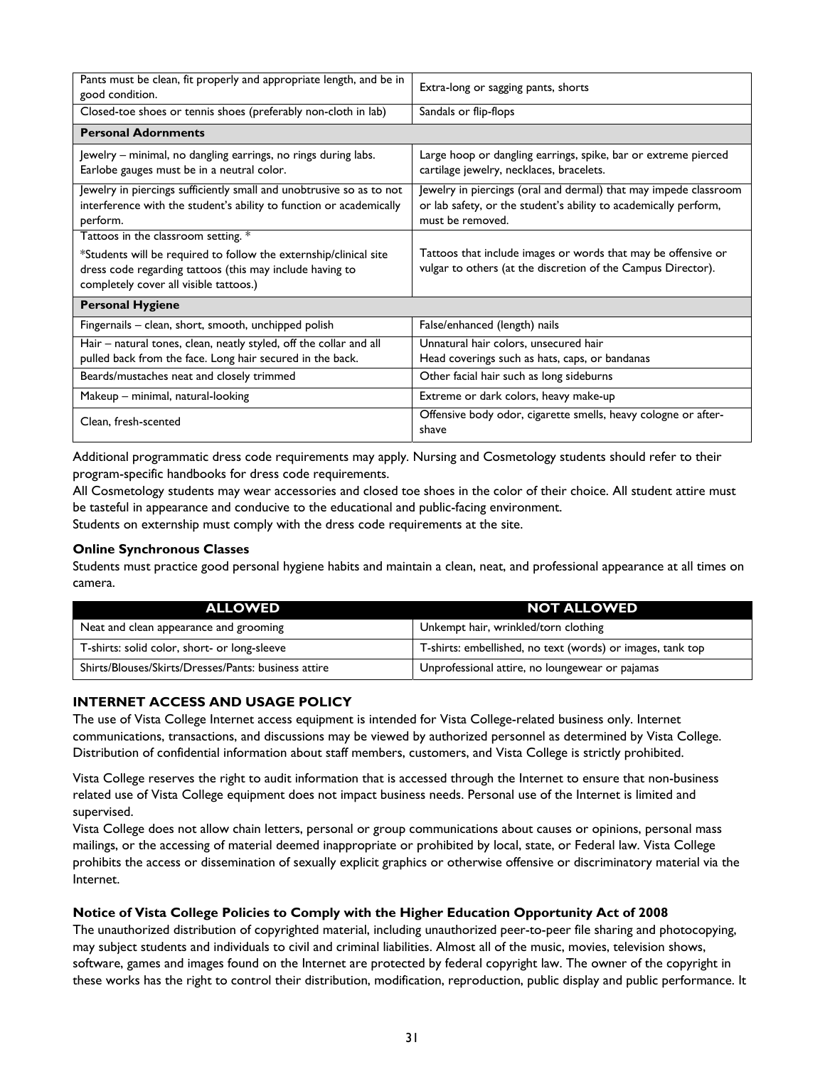| | |
|---|---|
| Pants must be clean, fit properly and appropriate length, and be in good condition. | Extra-long or sagging pants, shorts |
| Closed-toe shoes or tennis shoes (preferably non-cloth in lab) | Sandals or flip-flops |
| **Personal Adornments** | |
| Jewelry – minimal, no dangling earrings, no rings during labs. Earlobe gauges must be in a neutral color. | Large hoop or dangling earrings, spike, bar or extreme pierced cartilage jewelry, necklaces, bracelets. |
| Jewelry in piercings sufficiently small and unobtrusive so as to not interference with the student's ability to function or academically perform. | Jewelry in piercings (oral and dermal) that may impede classroom or lab safety, or the student's ability to academically perform, must be removed. |
| Tattoos in the classroom setting. * <br> *Students will be required to follow the externship/clinical site dress code regarding tattoos (this may include having to completely cover all visible tattoos.) | Tattoos that include images or words that may be offensive or vulgar to others (at the discretion of the Campus Director). |
| **Personal Hygiene** | |
| Fingernails – clean, short, smooth, unchipped polish | False/enhanced (length) nails |
| Hair – natural tones, clean, neatly styled, off the collar and all pulled back from the face. Long hair secured in the back. | Unnatural hair colors, unsecured hair <br> Head coverings such as hats, caps, or bandanas |
| Beards/mustaches neat and closely trimmed | Other facial hair such as long sideburns |
| Makeup – minimal, natural-looking | Extreme or dark colors, heavy make-up |
| Clean, fresh-scented | Offensive body odor, cigarette smells, heavy cologne or after-shave |

Additional programmatic dress code requirements may apply. Nursing and Cosmetology students should refer to their program-specific handbooks for dress code requirements.

All Cosmetology students may wear accessories and closed toe shoes in the color of their choice. All student attire must be tasteful in appearance and conducive to the educational and public-facing environment.

Students on externship must comply with the dress code requirements at the site.

**Online Synchronous Classes**

Students must practice good personal hygiene habits and maintain a clean, neat, and professional appearance at all times on camera.

| ALLOWED | NOT ALLOWED |
|---|---|
| Neat and clean appearance and grooming | Unkempt hair, wrinkled/torn clothing |
| T-shirts: solid color, short- or long-sleeve | T-shirts: embellished, no text (words) or images, tank top |
| Shirts/Blouses/Skirts/Dresses/Pants: business attire | Unprofessional attire, no loungewear or pajamas |

### INTERNET ACCESS AND USAGE POLICY

The use of Vista College Internet access equipment is intended for Vista College-related business only. Internet communications, transactions, and discussions may be viewed by authorized personnel as determined by Vista College. Distribution of confidential information about staff members, customers, and Vista College is strictly prohibited.

Vista College reserves the right to audit information that is accessed through the Internet to ensure that non-business related use of Vista College equipment does not impact business needs. Personal use of the Internet is limited and supervised.

Vista College does not allow chain letters, personal or group communications about causes or opinions, personal mass mailings, or the accessing of material deemed inappropriate or prohibited by local, state, or Federal law. Vista College prohibits the access or dissemination of sexually explicit graphics or otherwise offensive or discriminatory material via the Internet.

**Notice of Vista College Policies to Comply with the Higher Education Opportunity Act of 2008**

The unauthorized distribution of copyrighted material, including unauthorized peer-to-peer file sharing and photocopying, may subject students and individuals to civil and criminal liabilities. Almost all of the music, movies, television shows, software, games and images found on the Internet are protected by federal copyright law. The owner of the copyright in these works has the right to control their distribution, modification, reproduction, public display and public performance. It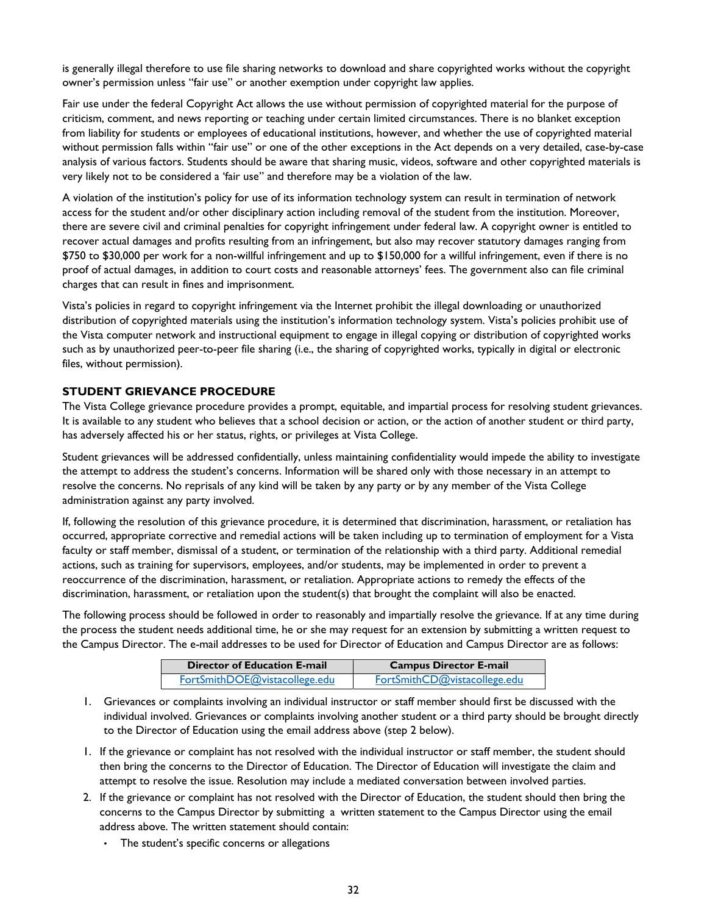is generally illegal therefore to use file sharing networks to download and share copyrighted works without the copyright owner's permission unless "fair use" or another exemption under copyright law applies.

Fair use under the federal Copyright Act allows the use without permission of copyrighted material for the purpose of criticism, comment, and news reporting or teaching under certain limited circumstances. There is no blanket exception from liability for students or employees of educational institutions, however, and whether the use of copyrighted material without permission falls within "fair use" or one of the other exceptions in the Act depends on a very detailed, case-by-case analysis of various factors. Students should be aware that sharing music, videos, software and other copyrighted materials is very likely not to be considered a 'fair use" and therefore may be a violation of the law.

A violation of the institution's policy for use of its information technology system can result in termination of network access for the student and/or other disciplinary action including removal of the student from the institution. Moreover, there are severe civil and criminal penalties for copyright infringement under federal law. A copyright owner is entitled to recover actual damages and profits resulting from an infringement, but also may recover statutory damages ranging from $750 to $30,000 per work for a non-willful infringement and up to $150,000 for a willful infringement, even if there is no proof of actual damages, in addition to court costs and reasonable attorneys' fees. The government also can file criminal charges that can result in fines and imprisonment.

Vista's policies in regard to copyright infringement via the Internet prohibit the illegal downloading or unauthorized distribution of copyrighted materials using the institution's information technology system. Vista's policies prohibit use of the Vista computer network and instructional equipment to engage in illegal copying or distribution of copyrighted works such as by unauthorized peer-to-peer file sharing (i.e., the sharing of copyrighted works, typically in digital or electronic files, without permission).

## STUDENT GRIEVANCE PROCEDURE

The Vista College grievance procedure provides a prompt, equitable, and impartial process for resolving student grievances. It is available to any student who believes that a school decision or action, or the action of another student or third party, has adversely affected his or her status, rights, or privileges at Vista College.

Student grievances will be addressed confidentially, unless maintaining confidentiality would impede the ability to investigate the attempt to address the student's concerns. Information will be shared only with those necessary in an attempt to resolve the concerns. No reprisals of any kind will be taken by any party or by any member of the Vista College administration against any party involved.

If, following the resolution of this grievance procedure, it is determined that discrimination, harassment, or retaliation has occurred, appropriate corrective and remedial actions will be taken including up to termination of employment for a Vista faculty or staff member, dismissal of a student, or termination of the relationship with a third party. Additional remedial actions, such as training for supervisors, employees, and/or students, may be implemented in order to prevent a reoccurrence of the discrimination, harassment, or retaliation. Appropriate actions to remedy the effects of the discrimination, harassment, or retaliation upon the student(s) that brought the complaint will also be enacted.

The following process should be followed in order to reasonably and impartially resolve the grievance. If at any time during the process the student needs additional time, he or she may request for an extension by submitting a written request to the Campus Director. The e-mail addresses to be used for Director of Education and Campus Director are as follows:

| Director of Education E-mail | Campus Director E-mail |
| --- | --- |
| FortSmithDOE@vistacollege.edu | FortSmithCD@vistacollege.edu |

1. Grievances or complaints involving an individual instructor or staff member should first be discussed with the individual involved. Grievances or complaints involving another student or a third party should be brought directly to the Director of Education using the email address above (step 2 below).

1. If the grievance or complaint has not resolved with the individual instructor or staff member, the student should then bring the concerns to the Director of Education. The Director of Education will investigate the claim and attempt to resolve the issue. Resolution may include a mediated conversation between involved parties.
2. If the grievance or complaint has not resolved with the Director of Education, the student should then bring the concerns to the Campus Director by submitting a written statement to the Campus Director using the email address above. The written statement should contain:
   - The student's specific concerns or allegations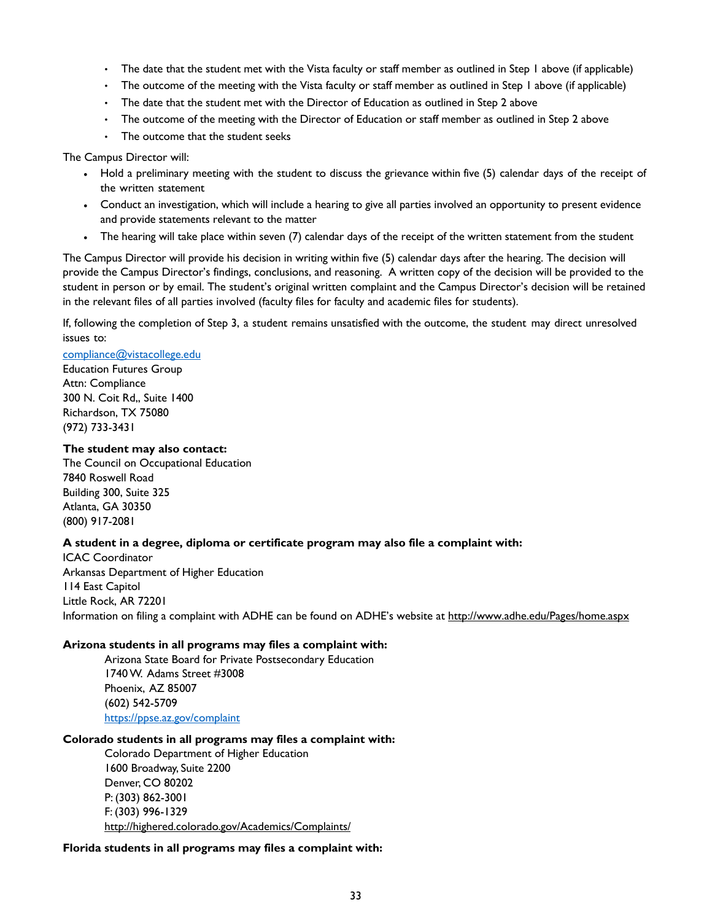- The date that the student met with the Vista faculty or staff member as outlined in Step 1 above (if applicable)
- The outcome of the meeting with the Vista faculty or staff member as outlined in Step 1 above (if applicable)
- The date that the student met with the Director of Education as outlined in Step 2 above
- The outcome of the meeting with the Director of Education or staff member as outlined in Step 2 above
- The outcome that the student seeks

The Campus Director will:

- Hold a preliminary meeting with the student to discuss the grievance within five (5) calendar days of the receipt of the written statement
- Conduct an investigation, which will include a hearing to give all parties involved an opportunity to present evidence and provide statements relevant to the matter
- The hearing will take place within seven (7) calendar days of the receipt of the written statement from the student

The Campus Director will provide his decision in writing within five (5) calendar days after the hearing. The decision will provide the Campus Director's findings, conclusions, and reasoning. A written copy of the decision will be provided to the student in person or by email. The student's original written complaint and the Campus Director's decision will be retained in the relevant files of all parties involved (faculty files for faculty and academic files for students).

If, following the completion of Step 3, a student remains unsatisfied with the outcome, the student may direct unresolved issues to:

compliance@vistacollege.edu
Education Futures Group
Attn: Compliance
300 N. Coit Rd,, Suite 1400
Richardson, TX 75080
(972) 733-3431

**The student may also contact:**
The Council on Occupational Education
7840 Roswell Road
Building 300, Suite 325
Atlanta, GA 30350
(800) 917-2081

**A student in a degree, diploma or certificate program may also file a complaint with:**
ICAC Coordinator
Arkansas Department of Higher Education
114 East Capitol
Little Rock, AR 72201
Information on filing a complaint with ADHE can be found on ADHE's website at http://www.adhe.edu/Pages/home.aspx

**Arizona students in all programs may files a complaint with:**

Arizona State Board for Private Postsecondary Education
1740 W. Adams Street #3008
Phoenix, AZ 85007
(602) 542-5709
https://ppse.az.gov/complaint

**Colorado students in all programs may files a complaint with:**

Colorado Department of Higher Education
1600 Broadway, Suite 2200
Denver, CO 80202
P: (303) 862-3001
F: (303) 996-1329
http://highered.colorado.gov/Academics/Complaints/

**Florida students in all programs may files a complaint with:**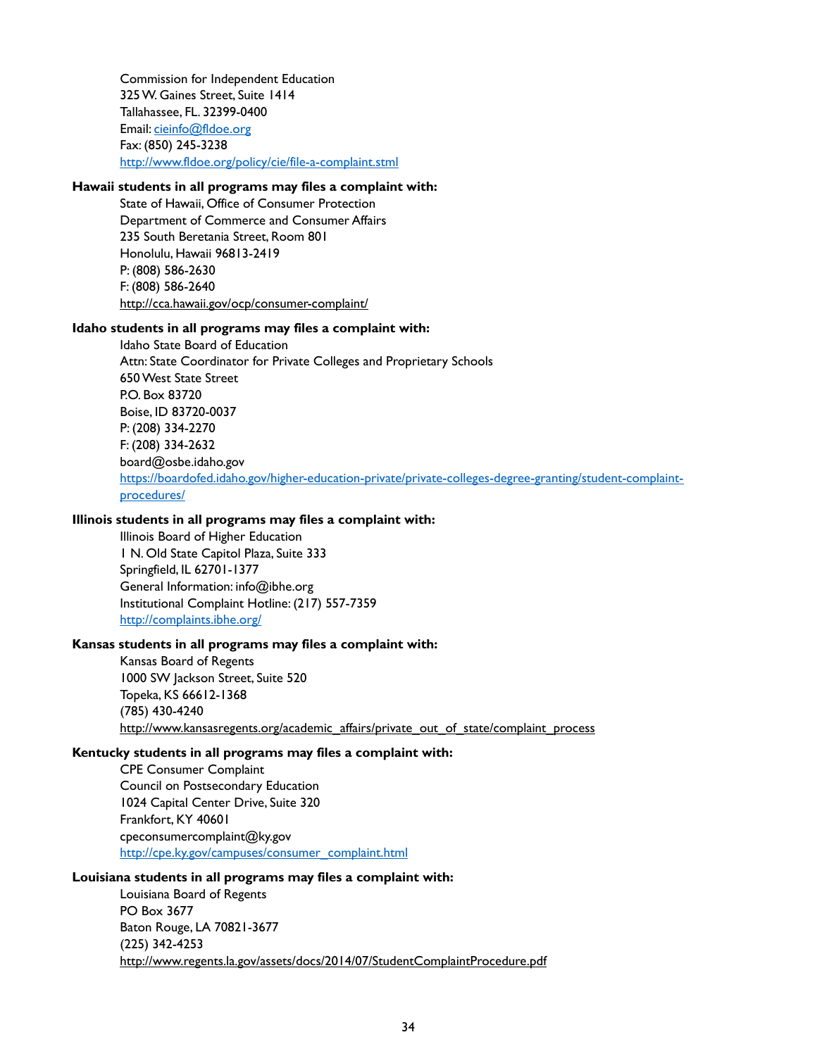Commission for Independent Education  
325 W. Gaines Street, Suite 1414  
Tallahassee, FL. 32399-0400  
Email: [cieinfo@fldoe.org](mailto:cieinfo@fldoe.org)  
Fax: (850) 245-3238  
[http://www.fldoe.org/policy/cie/file-a-complaint.stml](http://www.fldoe.org/policy/cie/file-a-complaint.stml)

**Hawaii students in all programs may files a complaint with:**

State of Hawaii, Office of Consumer Protection  
Department of Commerce and Consumer Affairs  
235 South Beretania Street, Room 801  
Honolulu, Hawaii 96813-2419  
P: (808) 586-2630  
F: (808) 586-2640  
[http://cca.hawaii.gov/ocp/consumer-complaint/](http://cca.hawaii.gov/ocp/consumer-complaint/)

**Idaho students in all programs may files a complaint with:**

Idaho State Board of Education  
Attn: State Coordinator for Private Colleges and Proprietary Schools  
650 West State Street  
P.O. Box 83720  
Boise, ID 83720-0037  
P: (208) 334-2270  
F: (208) 334-2632  
board@osbe.idaho.gov  
[https://boardofed.idaho.gov/higher-education-private/private-colleges-degree-granting/student-complaint-procedures/](https://boardofed.idaho.gov/higher-education-private/private-colleges-degree-granting/student-complaint-procedures/)

**Illinois students in all programs may files a complaint with:**

Illinois Board of Higher Education  
1 N. Old State Capitol Plaza, Suite 333  
Springfield, IL 62701-1377  
General Information: info@ibhe.org  
Institutional Complaint Hotline: (217) 557-7359  
[http://complaints.ibhe.org/](http://complaints.ibhe.org/)

**Kansas students in all programs may files a complaint with:**

Kansas Board of Regents  
1000 SW Jackson Street, Suite 520  
Topeka, KS 66612-1368  
(785) 430-4240  
http://www.kansasregents.org/academic_affairs/private_out_of_state/complaint_process

**Kentucky students in all programs may files a complaint with:**

CPE Consumer Complaint  
Council on Postsecondary Education  
1024 Capital Center Drive, Suite 320  
Frankfort, KY 40601  
cpeconsumercomplaint@ky.gov  
[http://cpe.ky.gov/campuses/consumer_complaint.html](http://cpe.ky.gov/campuses/consumer_complaint.html)

**Louisiana students in all programs may files a complaint with:**

Louisiana Board of Regents  
PO Box 3677  
Baton Rouge, LA 70821-3677  
(225) 342-4253  
http://www.regents.la.gov/assets/docs/2014/07/StudentComplaintProcedure.pdf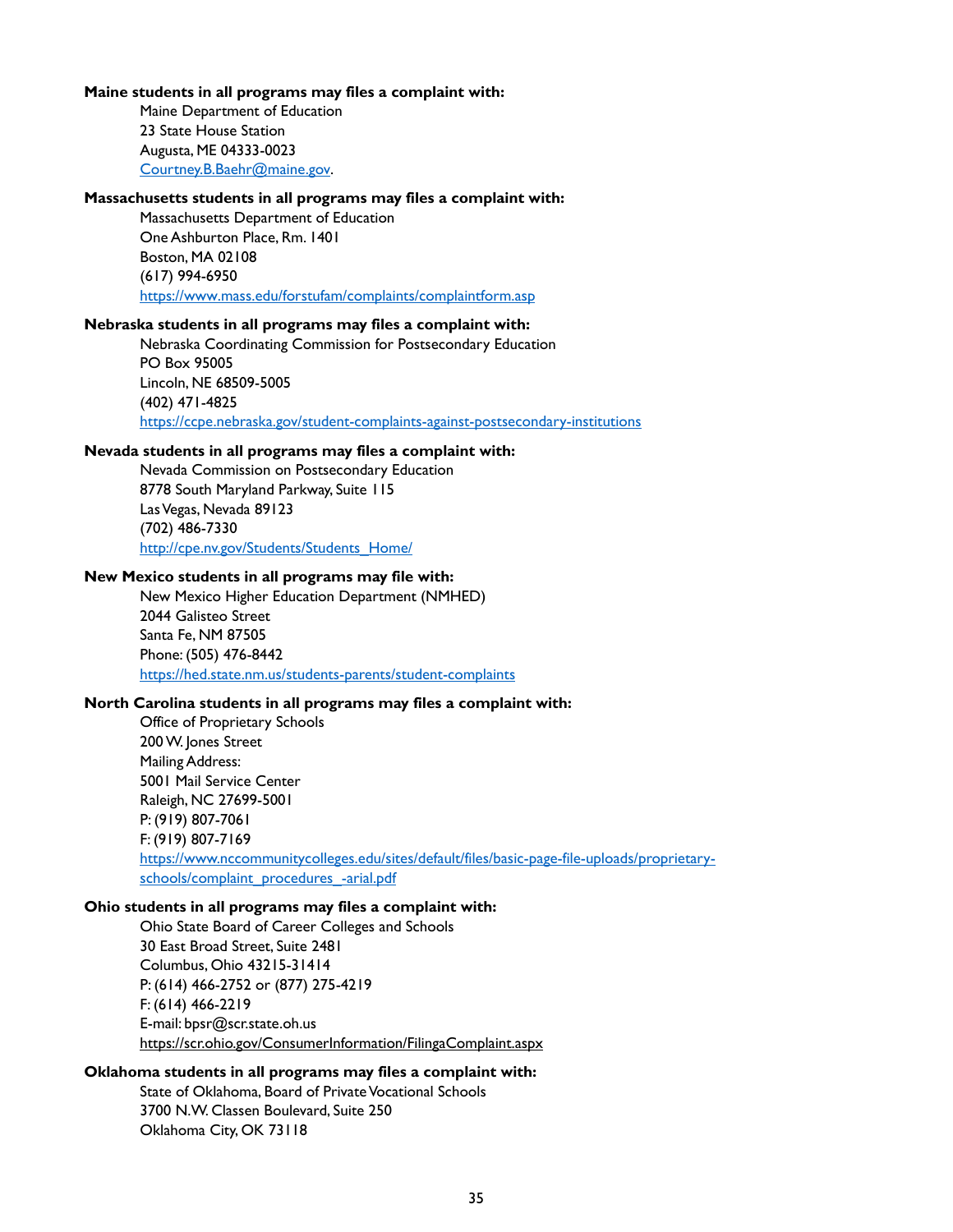**Maine students in all programs may files a complaint with:**

Maine Department of Education
23 State House Station
Augusta, ME 04333-0023
Courtney.B.Baehr@maine.gov.

**Massachusetts students in all programs may files a complaint with:**

Massachusetts Department of Education
One Ashburton Place, Rm. 1401
Boston, MA 02108
(617) 994-6950
https://www.mass.edu/forstufam/complaints/complaintform.asp

**Nebraska students in all programs may files a complaint with:**

Nebraska Coordinating Commission for Postsecondary Education
PO Box 95005
Lincoln, NE 68509-5005
(402) 471-4825
https://ccpe.nebraska.gov/student-complaints-against-postsecondary-institutions

**Nevada students in all programs may files a complaint with:**

Nevada Commission on Postsecondary Education
8778 South Maryland Parkway, Suite 115
Las Vegas, Nevada 89123
(702) 486-7330
http://cpe.nv.gov/Students/Students_Home/

**New Mexico students in all programs may file with:**

New Mexico Higher Education Department (NMHED)
2044 Galisteo Street
Santa Fe, NM 87505
Phone: (505) 476-8442
https://hed.state.nm.us/students-parents/student-complaints

**North Carolina students in all programs may files a complaint with:**

Office of Proprietary Schools
200 W. Jones Street
Mailing Address:
5001 Mail Service Center
Raleigh, NC 27699-5001
P: (919) 807-7061
F: (919) 807-7169
https://www.nccommunitycolleges.edu/sites/default/files/basic-page-file-uploads/proprietary-schools/complaint_procedures_-arial.pdf

**Ohio students in all programs may files a complaint with:**

Ohio State Board of Career Colleges and Schools
30 East Broad Street, Suite 2481
Columbus, Ohio 43215-31414
P: (614) 466-2752 or (877) 275-4219
F: (614) 466-2219
E-mail: bpsr@scr.state.oh.us
https://scr.ohio.gov/ConsumerInformation/FilingaComplaint.aspx

**Oklahoma students in all programs may files a complaint with:**

State of Oklahoma, Board of Private Vocational Schools
3700 N.W. Classen Boulevard, Suite 250
Oklahoma City, OK 73118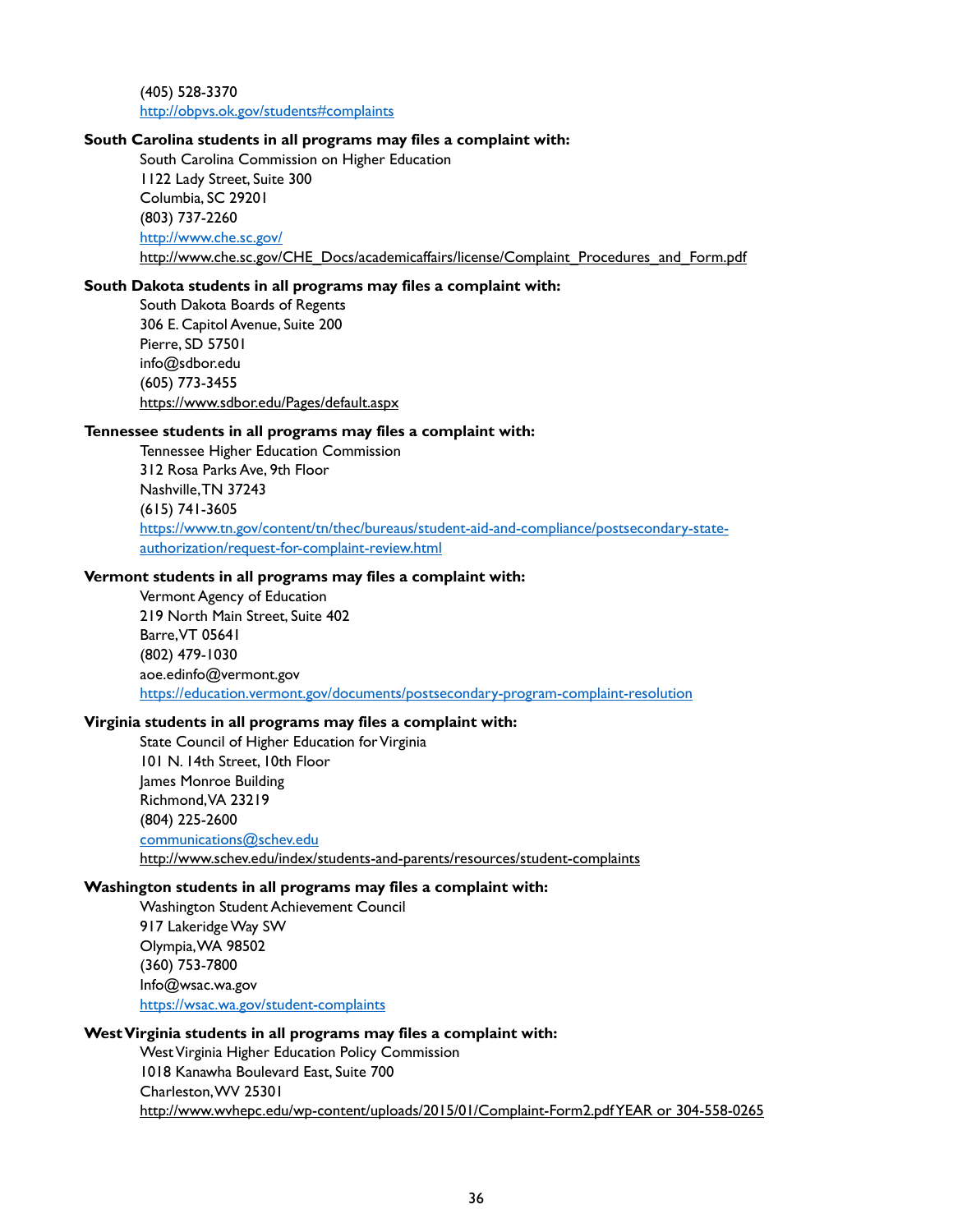(405) 528-3370
http://obpvs.ok.gov/students#complaints

**South Carolina students in all programs may files a complaint with:**

South Carolina Commission on Higher Education
1122 Lady Street, Suite 300
Columbia, SC 29201
(803) 737-2260
http://www.che.sc.gov/
http://www.che.sc.gov/CHE_Docs/academicaffairs/license/Complaint_Procedures_and_Form.pdf

**South Dakota students in all programs may files a complaint with:**

South Dakota Boards of Regents
306 E. Capitol Avenue, Suite 200
Pierre, SD 57501
info@sdbor.edu
(605) 773-3455
https://www.sdbor.edu/Pages/default.aspx

**Tennessee students in all programs may files a complaint with:**

Tennessee Higher Education Commission
312 Rosa Parks Ave, 9th Floor
Nashville, TN 37243
(615) 741-3605
https://www.tn.gov/content/tn/thec/bureaus/student-aid-and-compliance/postsecondary-state-authorization/request-for-complaint-review.html

**Vermont students in all programs may files a complaint with:**

Vermont Agency of Education
219 North Main Street, Suite 402
Barre, VT 05641
(802) 479-1030
aoe.edinfo@vermont.gov
https://education.vermont.gov/documents/postsecondary-program-complaint-resolution

**Virginia students in all programs may files a complaint with:**

State Council of Higher Education for Virginia
101 N. 14th Street, 10th Floor
James Monroe Building
Richmond, VA 23219
(804) 225-2600
communications@schev.edu
http://www.schev.edu/index/students-and-parents/resources/student-complaints

**Washington students in all programs may files a complaint with:**

Washington Student Achievement Council
917 Lakeridge Way SW
Olympia, WA 98502
(360) 753-7800
Info@wsac.wa.gov
https://wsac.wa.gov/student-complaints

**West Virginia students in all programs may files a complaint with:**

West Virginia Higher Education Policy Commission
1018 Kanawha Boulevard East, Suite 700
Charleston, WV 25301
http://www.wvhepc.edu/wp-content/uploads/2015/01/Complaint-Form2.pdf YEAR or 304-558-0265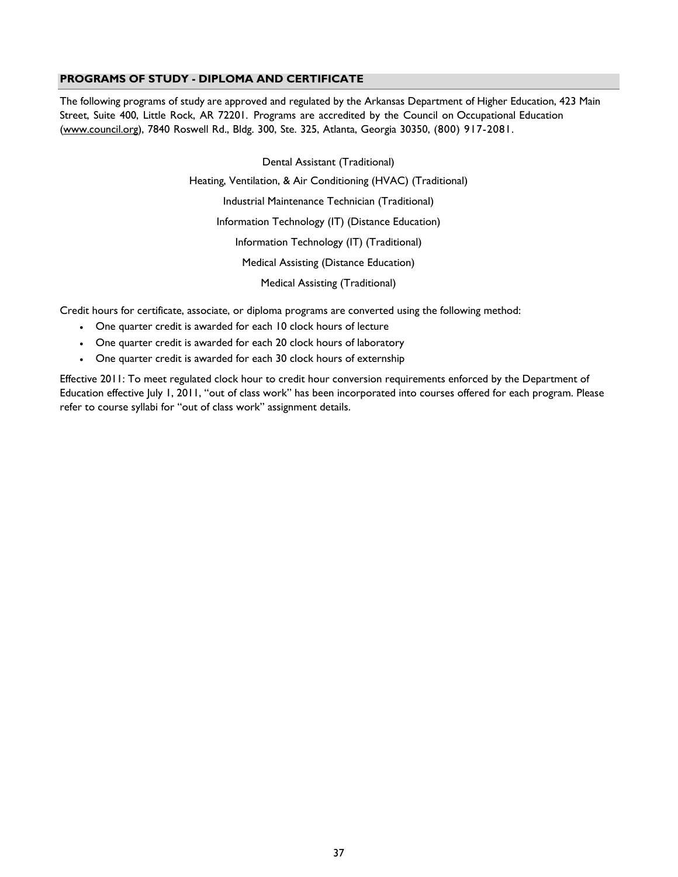## PROGRAMS OF STUDY - DIPLOMA AND CERTIFICATE

The following programs of study are approved and regulated by the Arkansas Department of Higher Education, 423 Main Street, Suite 400, Little Rock, AR 72201. Programs are accredited by the Council on Occupational Education (www.council.org), 7840 Roswell Rd., Bldg. 300, Ste. 325, Atlanta, Georgia 30350, (800) 917-2081.

Dental Assistant (Traditional)

Heating, Ventilation, & Air Conditioning (HVAC) (Traditional)

Industrial Maintenance Technician (Traditional)

Information Technology (IT) (Distance Education)

Information Technology (IT) (Traditional)

Medical Assisting (Distance Education)

Medical Assisting (Traditional)

Credit hours for certificate, associate, or diploma programs are converted using the following method:

- One quarter credit is awarded for each 10 clock hours of lecture
- One quarter credit is awarded for each 20 clock hours of laboratory
- One quarter credit is awarded for each 30 clock hours of externship

Effective 2011: To meet regulated clock hour to credit hour conversion requirements enforced by the Department of Education effective July 1, 2011, "out of class work" has been incorporated into courses offered for each program. Please refer to course syllabi for "out of class work" assignment details.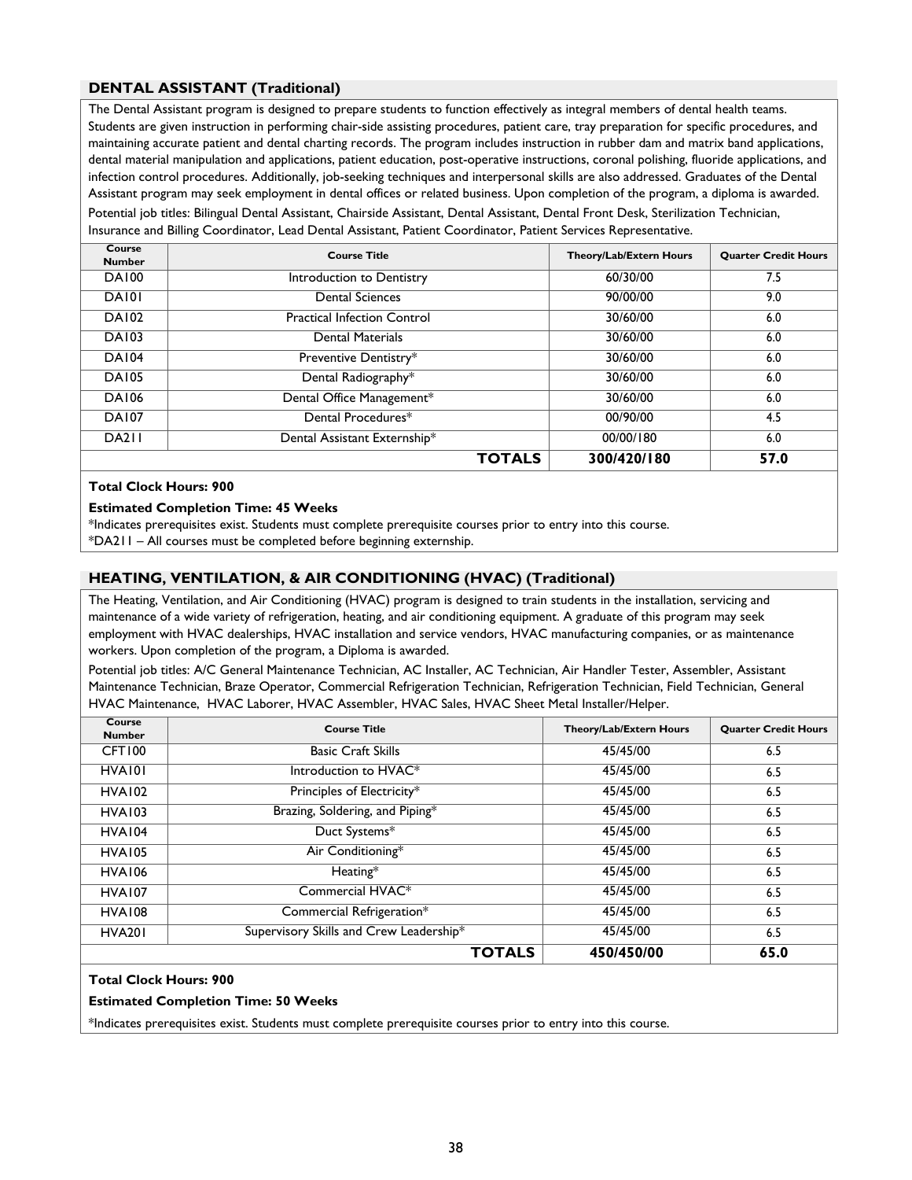## DENTAL ASSISTANT (Traditional)

The Dental Assistant program is designed to prepare students to function effectively as integral members of dental health teams. Students are given instruction in performing chair-side assisting procedures, patient care, tray preparation for specific procedures, and maintaining accurate patient and dental charting records. The program includes instruction in rubber dam and matrix band applications, dental material manipulation and applications, patient education, post-operative instructions, coronal polishing, fluoride applications, and infection control procedures. Additionally, job-seeking techniques and interpersonal skills are also addressed. Graduates of the Dental Assistant program may seek employment in dental offices or related business. Upon completion of the program, a diploma is awarded.

Potential job titles: Bilingual Dental Assistant, Chairside Assistant, Dental Assistant, Dental Front Desk, Sterilization Technician, Insurance and Billing Coordinator, Lead Dental Assistant, Patient Coordinator, Patient Services Representative.

| Course Number | Course Title | Theory/Lab/Extern Hours | Quarter Credit Hours |
|---|---|---|---|
| DA100 | Introduction to Dentistry | 60/30/00 | 7.5 |
| DA101 | Dental Sciences | 90/00/00 | 9.0 |
| DA102 | Practical Infection Control | 30/60/00 | 6.0 |
| DA103 | Dental Materials | 30/60/00 | 6.0 |
| DA104 | Preventive Dentistry* | 30/60/00 | 6.0 |
| DA105 | Dental Radiography* | 30/60/00 | 6.0 |
| DA106 | Dental Office Management* | 30/60/00 | 6.0 |
| DA107 | Dental Procedures* | 00/90/00 | 4.5 |
| DA211 | Dental Assistant Externship* | 00/00/180 | 6.0 |
| | **TOTALS** | **300/420/180** | **57.0** |

**Total Clock Hours: 900**

**Estimated Completion Time: 45 Weeks**

*Indicates prerequisites exist. Students must complete prerequisite courses prior to entry into this course.

*DA211 – All courses must be completed before beginning externship.

## HEATING, VENTILATION, & AIR CONDITIONING (HVAC) (Traditional)

The Heating, Ventilation, and Air Conditioning (HVAC) program is designed to train students in the installation, servicing and maintenance of a wide variety of refrigeration, heating, and air conditioning equipment. A graduate of this program may seek employment with HVAC dealerships, HVAC installation and service vendors, HVAC manufacturing companies, or as maintenance workers. Upon completion of the program, a Diploma is awarded.

Potential job titles: A/C General Maintenance Technician, AC Installer, AC Technician, Air Handler Tester, Assembler, Assistant Maintenance Technician, Braze Operator, Commercial Refrigeration Technician, Refrigeration Technician, Field Technician, General HVAC Maintenance, HVAC Laborer, HVAC Assembler, HVAC Sales, HVAC Sheet Metal Installer/Helper.

| Course Number | Course Title | Theory/Lab/Extern Hours | Quarter Credit Hours |
|---|---|---|---|
| CFT100 | Basic Craft Skills | 45/45/00 | 6.5 |
| HVA101 | Introduction to HVAC* | 45/45/00 | 6.5 |
| HVA102 | Principles of Electricity* | 45/45/00 | 6.5 |
| HVA103 | Brazing, Soldering, and Piping* | 45/45/00 | 6.5 |
| HVA104 | Duct Systems* | 45/45/00 | 6.5 |
| HVA105 | Air Conditioning* | 45/45/00 | 6.5 |
| HVA106 | Heating* | 45/45/00 | 6.5 |
| HVA107 | Commercial HVAC* | 45/45/00 | 6.5 |
| HVA108 | Commercial Refrigeration* | 45/45/00 | 6.5 |
| HVA201 | Supervisory Skills and Crew Leadership* | 45/45/00 | 6.5 |
| | **TOTALS** | **450/450/00** | **65.0** |

**Total Clock Hours: 900**

**Estimated Completion Time: 50 Weeks**

*Indicates prerequisites exist. Students must complete prerequisite courses prior to entry into this course.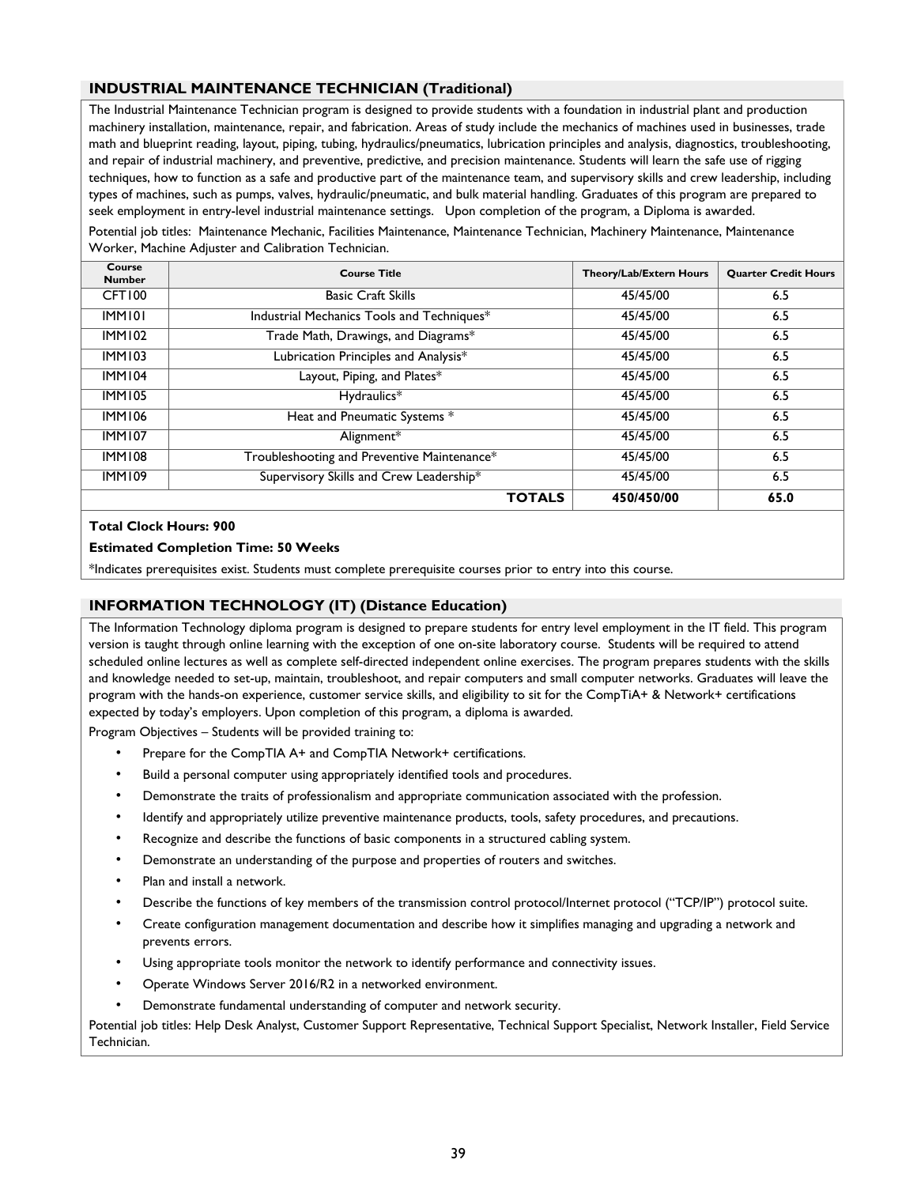## INDUSTRIAL MAINTENANCE TECHNICIAN (Traditional)

The Industrial Maintenance Technician program is designed to provide students with a foundation in industrial plant and production machinery installation, maintenance, repair, and fabrication. Areas of study include the mechanics of machines used in businesses, trade math and blueprint reading, layout, piping, tubing, hydraulics/pneumatics, lubrication principles and analysis, diagnostics, troubleshooting, and repair of industrial machinery, and preventive, predictive, and precision maintenance. Students will learn the safe use of rigging techniques, how to function as a safe and productive part of the maintenance team, and supervisory skills and crew leadership, including types of machines, such as pumps, valves, hydraulic/pneumatic, and bulk material handling. Graduates of this program are prepared to seek employment in entry-level industrial maintenance settings. Upon completion of the program, a Diploma is awarded.

Potential job titles: Maintenance Mechanic, Facilities Maintenance, Maintenance Technician, Machinery Maintenance, Maintenance Worker, Machine Adjuster and Calibration Technician.

| Course Number | Course Title | Theory/Lab/Extern Hours | Quarter Credit Hours |
|---|---|---|---|
| CFT100 | Basic Craft Skills | 45/45/00 | 6.5 |
| IMM101 | Industrial Mechanics Tools and Techniques* | 45/45/00 | 6.5 |
| IMM102 | Trade Math, Drawings, and Diagrams* | 45/45/00 | 6.5 |
| IMM103 | Lubrication Principles and Analysis* | 45/45/00 | 6.5 |
| IMM104 | Layout, Piping, and Plates* | 45/45/00 | 6.5 |
| IMM105 | Hydraulics* | 45/45/00 | 6.5 |
| IMM106 | Heat and Pneumatic Systems * | 45/45/00 | 6.5 |
| IMM107 | Alignment* | 45/45/00 | 6.5 |
| IMM108 | Troubleshooting and Preventive Maintenance* | 45/45/00 | 6.5 |
| IMM109 | Supervisory Skills and Crew Leadership* | 45/45/00 | 6.5 |
| | **TOTALS** | **450/450/00** | **65.0** |

**Total Clock Hours: 900**

**Estimated Completion Time: 50 Weeks**

*Indicates prerequisites exist. Students must complete prerequisite courses prior to entry into this course.

## INFORMATION TECHNOLOGY (IT) (Distance Education)

The Information Technology diploma program is designed to prepare students for entry level employment in the IT field. This program version is taught through online learning with the exception of one on-site laboratory course. Students will be required to attend scheduled online lectures as well as complete self-directed independent online exercises. The program prepares students with the skills and knowledge needed to set-up, maintain, troubleshoot, and repair computers and small computer networks. Graduates will leave the program with the hands-on experience, customer service skills, and eligibility to sit for the CompTiA+ & Network+ certifications expected by today's employers. Upon completion of this program, a diploma is awarded.

Program Objectives – Students will be provided training to:

- Prepare for the CompTIA A+ and CompTIA Network+ certifications.
- Build a personal computer using appropriately identified tools and procedures.
- Demonstrate the traits of professionalism and appropriate communication associated with the profession.
- Identify and appropriately utilize preventive maintenance products, tools, safety procedures, and precautions.
- Recognize and describe the functions of basic components in a structured cabling system.
- Demonstrate an understanding of the purpose and properties of routers and switches.
- Plan and install a network.
- Describe the functions of key members of the transmission control protocol/Internet protocol ("TCP/IP") protocol suite.
- Create configuration management documentation and describe how it simplifies managing and upgrading a network and prevents errors.
- Using appropriate tools monitor the network to identify performance and connectivity issues.
- Operate Windows Server 2016/R2 in a networked environment.
- Demonstrate fundamental understanding of computer and network security.

Potential job titles: Help Desk Analyst, Customer Support Representative, Technical Support Specialist, Network Installer, Field Service Technician.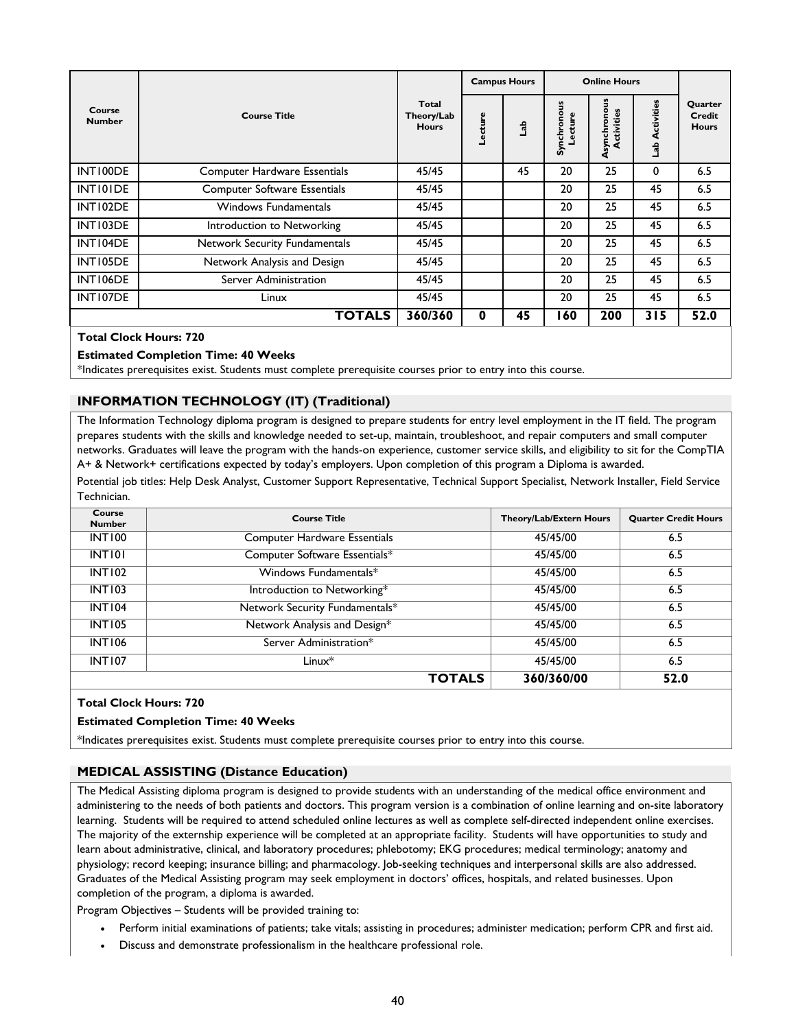| Course Number | Course Title | Total Theory/Lab Hours | Campus Hours | | Online Hours | | | Quarter Credit Hours |
|---|---|---|---|---|---|---|---|---|
| | | | Lecture | Lab | Synchronous Lecture | Asynchronous Activities | Lab Activities | |
| INT100DE | Computer Hardware Essentials | 45/45 | | 45 | 20 | 25 | 0 | 6.5 |
| INT101DE | Computer Software Essentials | 45/45 | | | 20 | 25 | 45 | 6.5 |
| INT102DE | Windows Fundamentals | 45/45 | | | 20 | 25 | 45 | 6.5 |
| INT103DE | Introduction to Networking | 45/45 | | | 20 | 25 | 45 | 6.5 |
| INT104DE | Network Security Fundamentals | 45/45 | | | 20 | 25 | 45 | 6.5 |
| INT105DE | Network Analysis and Design | 45/45 | | | 20 | 25 | 45 | 6.5 |
| INT106DE | Server Administration | 45/45 | | | 20 | 25 | 45 | 6.5 |
| INT107DE | Linux | 45/45 | | | 20 | 25 | 45 | 6.5 |
| | **TOTALS** | **360/360** | **0** | **45** | **160** | **200** | **315** | **52.0** |

**Total Clock Hours: 720**

**Estimated Completion Time: 40 Weeks**

*Indicates prerequisites exist. Students must complete prerequisite courses prior to entry into this course.

## INFORMATION TECHNOLOGY (IT) (Traditional)

The Information Technology diploma program is designed to prepare students for entry level employment in the IT field. The program prepares students with the skills and knowledge needed to set-up, maintain, troubleshoot, and repair computers and small computer networks. Graduates will leave the program with the hands-on experience, customer service skills, and eligibility to sit for the CompTIA A+ & Network+ certifications expected by today's employers. Upon completion of this program a Diploma is awarded.

Potential job titles: Help Desk Analyst, Customer Support Representative, Technical Support Specialist, Network Installer, Field Service Technician.

| Course Number | Course Title | Theory/Lab/Extern Hours | Quarter Credit Hours |
|---|---|---|---|
| INT100 | Computer Hardware Essentials | 45/45/00 | 6.5 |
| INT101 | Computer Software Essentials* | 45/45/00 | 6.5 |
| INT102 | Windows Fundamentals* | 45/45/00 | 6.5 |
| INT103 | Introduction to Networking* | 45/45/00 | 6.5 |
| INT104 | Network Security Fundamentals* | 45/45/00 | 6.5 |
| INT105 | Network Analysis and Design* | 45/45/00 | 6.5 |
| INT106 | Server Administration* | 45/45/00 | 6.5 |
| INT107 | Linux* | 45/45/00 | 6.5 |
| | **TOTALS** | **360/360/00** | **52.0** |

**Total Clock Hours: 720**

**Estimated Completion Time: 40 Weeks**

*Indicates prerequisites exist. Students must complete prerequisite courses prior to entry into this course.

## MEDICAL ASSISTING (Distance Education)

The Medical Assisting diploma program is designed to provide students with an understanding of the medical office environment and administering to the needs of both patients and doctors. This program version is a combination of online learning and on-site laboratory learning. Students will be required to attend scheduled online lectures as well as complete self-directed independent online exercises. The majority of the externship experience will be completed at an appropriate facility. Students will have opportunities to study and learn about administrative, clinical, and laboratory procedures; phlebotomy; EKG procedures; medical terminology; anatomy and physiology; record keeping; insurance billing; and pharmacology. Job-seeking techniques and interpersonal skills are also addressed. Graduates of the Medical Assisting program may seek employment in doctors' offices, hospitals, and related businesses. Upon completion of the program, a diploma is awarded.

Program Objectives – Students will be provided training to:

- Perform initial examinations of patients; take vitals; assisting in procedures; administer medication; perform CPR and first aid.
- Discuss and demonstrate professionalism in the healthcare professional role.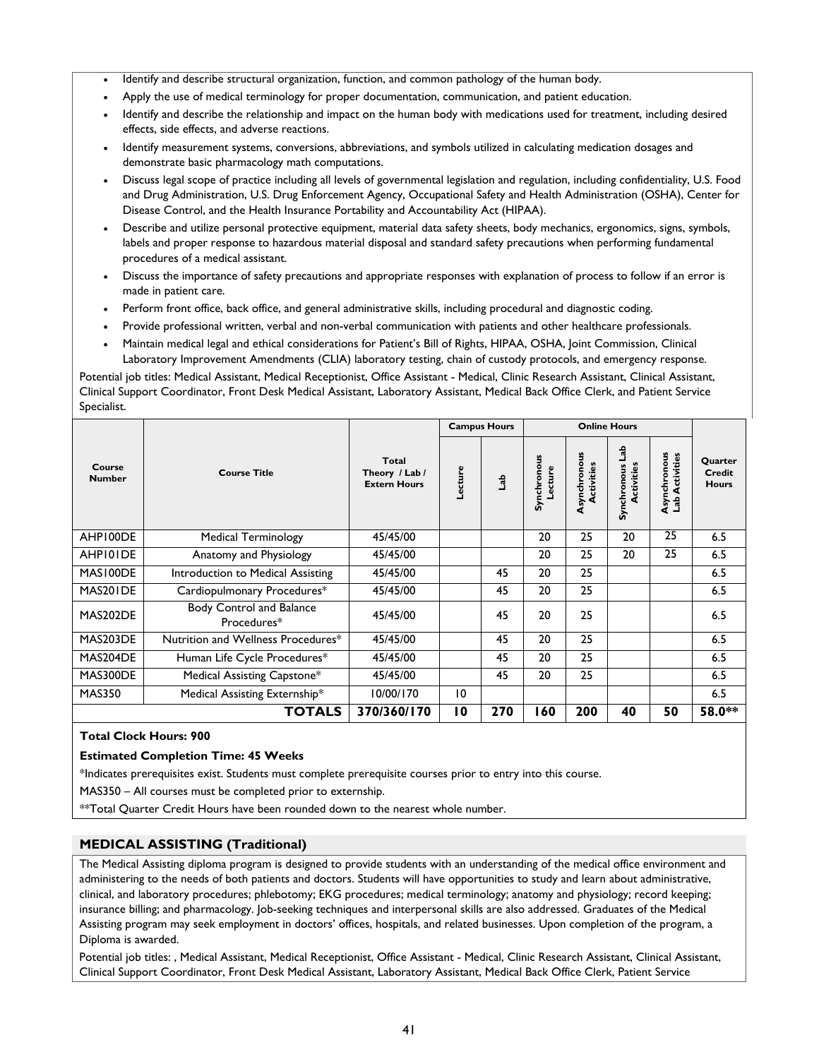- Identify and describe structural organization, function, and common pathology of the human body.
- Apply the use of medical terminology for proper documentation, communication, and patient education.
- Identify and describe the relationship and impact on the human body with medications used for treatment, including desired effects, side effects, and adverse reactions.
- Identify measurement systems, conversions, abbreviations, and symbols utilized in calculating medication dosages and demonstrate basic pharmacology math computations.
- Discuss legal scope of practice including all levels of governmental legislation and regulation, including confidentiality, U.S. Food and Drug Administration, U.S. Drug Enforcement Agency, Occupational Safety and Health Administration (OSHA), Center for Disease Control, and the Health Insurance Portability and Accountability Act (HIPAA).
- Describe and utilize personal protective equipment, material data safety sheets, body mechanics, ergonomics, signs, symbols, labels and proper response to hazardous material disposal and standard safety precautions when performing fundamental procedures of a medical assistant.
- Discuss the importance of safety precautions and appropriate responses with explanation of process to follow if an error is made in patient care.
- Perform front office, back office, and general administrative skills, including procedural and diagnostic coding.
- Provide professional written, verbal and non-verbal communication with patients and other healthcare professionals.
- Maintain medical legal and ethical considerations for Patient's Bill of Rights, HIPAA, OSHA, Joint Commission, Clinical Laboratory Improvement Amendments (CLIA) laboratory testing, chain of custody protocols, and emergency response.

Potential job titles: Medical Assistant, Medical Receptionist, Office Assistant - Medical, Clinic Research Assistant, Clinical Assistant, Clinical Support Coordinator, Front Desk Medical Assistant, Laboratory Assistant, Medical Back Office Clerk, and Patient Service Specialist.

| Course Number | Course Title | Total Theory / Lab / Extern Hours | Campus Hours | | Online Hours | | | | Quarter Credit Hours |
|---|---|---|---|---|---|---|---|---|---|
| | | | Lecture | Lab | Synchronous Lecture | Asynchronous Activities | Synchronous Lab Activities | Asynchronous Lab Activities | |
| AHP100DE | Medical Terminology | 45/45/00 | | | 20 | 25 | 20 | 25 | 6.5 |
| AHP101DE | Anatomy and Physiology | 45/45/00 | | | 20 | 25 | 20 | 25 | 6.5 |
| MAS100DE | Introduction to Medical Assisting | 45/45/00 | | 45 | 20 | 25 | | | 6.5 |
| MAS201DE | Cardiopulmonary Procedures* | 45/45/00 | | 45 | 20 | 25 | | | 6.5 |
| MAS202DE | Body Control and Balance Procedures* | 45/45/00 | | 45 | 20 | 25 | | | 6.5 |
| MAS203DE | Nutrition and Wellness Procedures* | 45/45/00 | | 45 | 20 | 25 | | | 6.5 |
| MAS204DE | Human Life Cycle Procedures* | 45/45/00 | | 45 | 20 | 25 | | | 6.5 |
| MAS300DE | Medical Assisting Capstone* | 45/45/00 | | 45 | 20 | 25 | | | 6.5 |
| MAS350 | Medical Assisting Externship* | 10/00/170 | 10 | | | | | | 6.5 |
| | **TOTALS** | **370/360/170** | **10** | **270** | **160** | **200** | **40** | **50** | **58.0**** |

**Total Clock Hours: 900**

**Estimated Completion Time: 45 Weeks**

*Indicates prerequisites exist. Students must complete prerequisite courses prior to entry into this course.

MAS350 – All courses must be completed prior to externship.

**Total Quarter Credit Hours have been rounded down to the nearest whole number.

## MEDICAL ASSISTING (Traditional)

The Medical Assisting diploma program is designed to provide students with an understanding of the medical office environment and administering to the needs of both patients and doctors. Students will have opportunities to study and learn about administrative, clinical, and laboratory procedures; phlebotomy; EKG procedures; medical terminology; anatomy and physiology; record keeping; insurance billing; and pharmacology. Job-seeking techniques and interpersonal skills are also addressed. Graduates of the Medical Assisting program may seek employment in doctors' offices, hospitals, and related businesses. Upon completion of the program, a Diploma is awarded.

Potential job titles: , Medical Assistant, Medical Receptionist, Office Assistant - Medical, Clinic Research Assistant, Clinical Assistant, Clinical Support Coordinator, Front Desk Medical Assistant, Laboratory Assistant, Medical Back Office Clerk, Patient Service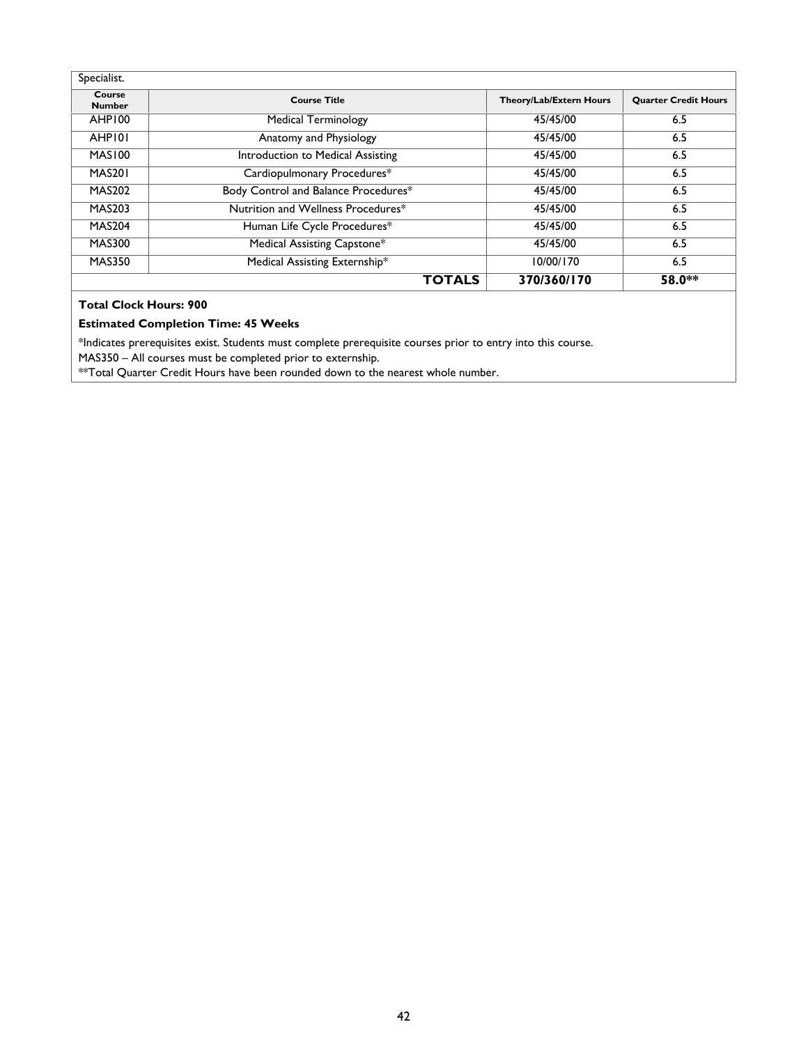Specialist.

| Course Number | Course Title | Theory/Lab/Extern Hours | Quarter Credit Hours |
|---|---|---|---|
| AHP100 | Medical Terminology | 45/45/00 | 6.5 |
| AHP101 | Anatomy and Physiology | 45/45/00 | 6.5 |
| MAS100 | Introduction to Medical Assisting | 45/45/00 | 6.5 |
| MAS201 | Cardiopulmonary Procedures* | 45/45/00 | 6.5 |
| MAS202 | Body Control and Balance Procedures* | 45/45/00 | 6.5 |
| MAS203 | Nutrition and Wellness Procedures* | 45/45/00 | 6.5 |
| MAS204 | Human Life Cycle Procedures* | 45/45/00 | 6.5 |
| MAS300 | Medical Assisting Capstone* | 45/45/00 | 6.5 |
| MAS350 | Medical Assisting Externship* | 10/00/170 | 6.5 |
| | **TOTALS** | **370/360/170** | **58.0*** ** |

**Total Clock Hours: 900**

**Estimated Completion Time: 45 Weeks**

*Indicates prerequisites exist. Students must complete prerequisite courses prior to entry into this course.

MAS350 – All courses must be completed prior to externship.

**Total Quarter Credit Hours have been rounded down to the nearest whole number.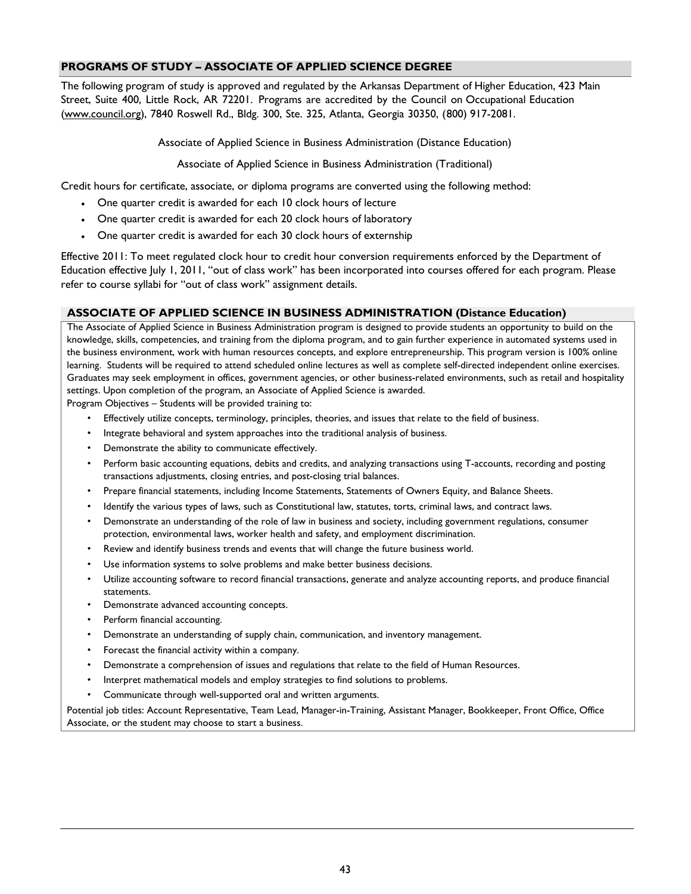## PROGRAMS OF STUDY – ASSOCIATE OF APPLIED SCIENCE DEGREE

The following program of study is approved and regulated by the Arkansas Department of Higher Education, 423 Main Street, Suite 400, Little Rock, AR 72201. Programs are accredited by the Council on Occupational Education (www.council.org), 7840 Roswell Rd., Bldg. 300, Ste. 325, Atlanta, Georgia 30350, (800) 917-2081.

Associate of Applied Science in Business Administration (Distance Education)

Associate of Applied Science in Business Administration (Traditional)

Credit hours for certificate, associate, or diploma programs are converted using the following method:

- One quarter credit is awarded for each 10 clock hours of lecture
- One quarter credit is awarded for each 20 clock hours of laboratory
- One quarter credit is awarded for each 30 clock hours of externship

Effective 2011: To meet regulated clock hour to credit hour conversion requirements enforced by the Department of Education effective July 1, 2011, "out of class work" has been incorporated into courses offered for each program. Please refer to course syllabi for "out of class work" assignment details.

### ASSOCIATE OF APPLIED SCIENCE IN BUSINESS ADMINISTRATION (Distance Education)

The Associate of Applied Science in Business Administration program is designed to provide students an opportunity to build on the knowledge, skills, competencies, and training from the diploma program, and to gain further experience in automated systems used in the business environment, work with human resources concepts, and explore entrepreneurship. This program version is 100% online learning. Students will be required to attend scheduled online lectures as well as complete self-directed independent online exercises. Graduates may seek employment in offices, government agencies, or other business-related environments, such as retail and hospitality settings. Upon completion of the program, an Associate of Applied Science is awarded.

Program Objectives – Students will be provided training to:

- Effectively utilize concepts, terminology, principles, theories, and issues that relate to the field of business.
- Integrate behavioral and system approaches into the traditional analysis of business.
- Demonstrate the ability to communicate effectively.
- Perform basic accounting equations, debits and credits, and analyzing transactions using T-accounts, recording and posting transactions adjustments, closing entries, and post-closing trial balances.
- Prepare financial statements, including Income Statements, Statements of Owners Equity, and Balance Sheets.
- Identify the various types of laws, such as Constitutional law, statutes, torts, criminal laws, and contract laws.
- Demonstrate an understanding of the role of law in business and society, including government regulations, consumer protection, environmental laws, worker health and safety, and employment discrimination.
- Review and identify business trends and events that will change the future business world.
- Use information systems to solve problems and make better business decisions.
- Utilize accounting software to record financial transactions, generate and analyze accounting reports, and produce financial statements.
- Demonstrate advanced accounting concepts.
- Perform financial accounting.
- Demonstrate an understanding of supply chain, communication, and inventory management.
- Forecast the financial activity within a company.
- Demonstrate a comprehension of issues and regulations that relate to the field of Human Resources.
- Interpret mathematical models and employ strategies to find solutions to problems.
- Communicate through well-supported oral and written arguments.

Potential job titles: Account Representative, Team Lead, Manager-in-Training, Assistant Manager, Bookkeeper, Front Office, Office Associate, or the student may choose to start a business.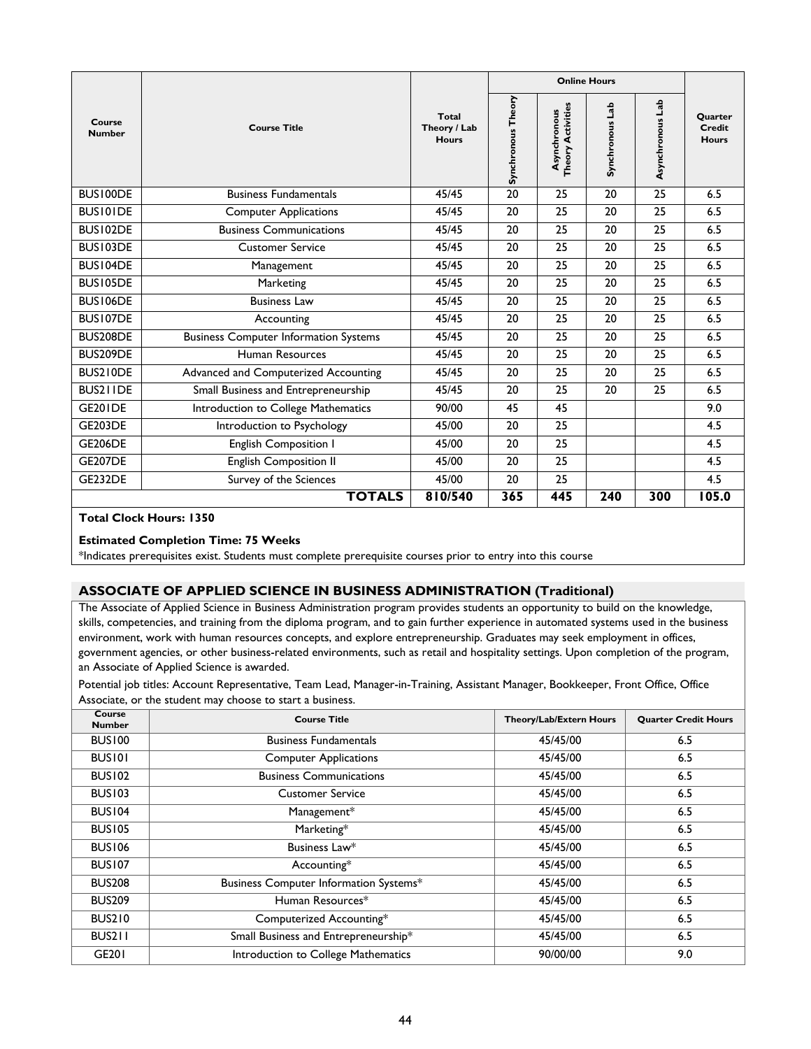| Course Number | Course Title | Total Theory / Lab Hours | Online Hours | | | | Quarter Credit Hours |
|---|---|---|---|---|---|---|---|
| | | | Synchronous Theory | Asynchronous Theory Activities | Synchronous Lab | Asynchronous Lab | |
| BUS100DE | Business Fundamentals | 45/45 | 20 | 25 | 20 | 25 | 6.5 |
| BUS101DE | Computer Applications | 45/45 | 20 | 25 | 20 | 25 | 6.5 |
| BUS102DE | Business Communications | 45/45 | 20 | 25 | 20 | 25 | 6.5 |
| BUS103DE | Customer Service | 45/45 | 20 | 25 | 20 | 25 | 6.5 |
| BUS104DE | Management | 45/45 | 20 | 25 | 20 | 25 | 6.5 |
| BUS105DE | Marketing | 45/45 | 20 | 25 | 20 | 25 | 6.5 |
| BUS106DE | Business Law | 45/45 | 20 | 25 | 20 | 25 | 6.5 |
| BUS107DE | Accounting | 45/45 | 20 | 25 | 20 | 25 | 6.5 |
| BUS208DE | Business Computer Information Systems | 45/45 | 20 | 25 | 20 | 25 | 6.5 |
| BUS209DE | Human Resources | 45/45 | 20 | 25 | 20 | 25 | 6.5 |
| BUS210DE | Advanced and Computerized Accounting | 45/45 | 20 | 25 | 20 | 25 | 6.5 |
| BUS211DE | Small Business and Entrepreneurship | 45/45 | 20 | 25 | 20 | 25 | 6.5 |
| GE201DE | Introduction to College Mathematics | 90/00 | 45 | 45 | | | 9.0 |
| GE203DE | Introduction to Psychology | 45/00 | 20 | 25 | | | 4.5 |
| GE206DE | English Composition I | 45/00 | 20 | 25 | | | 4.5 |
| GE207DE | English Composition II | 45/00 | 20 | 25 | | | 4.5 |
| GE232DE | Survey of the Sciences | 45/00 | 20 | 25 | | | 4.5 |
| | **TOTALS** | **810/540** | **365** | **445** | **240** | **300** | **105.0** |

**Total Clock Hours: 1350**

**Estimated Completion Time: 75 Weeks**

*Indicates prerequisites exist. Students must complete prerequisite courses prior to entry into this course

## ASSOCIATE OF APPLIED SCIENCE IN BUSINESS ADMINISTRATION (Traditional)

The Associate of Applied Science in Business Administration program provides students an opportunity to build on the knowledge, skills, competencies, and training from the diploma program, and to gain further experience in automated systems used in the business environment, work with human resources concepts, and explore entrepreneurship. Graduates may seek employment in offices, government agencies, or other business-related environments, such as retail and hospitality settings. Upon completion of the program, an Associate of Applied Science is awarded.

Potential job titles: Account Representative, Team Lead, Manager-in-Training, Assistant Manager, Bookkeeper, Front Office, Office Associate, or the student may choose to start a business.

| Course Number | Course Title | Theory/Lab/Extern Hours | Quarter Credit Hours |
|---|---|---|---|
| BUS100 | Business Fundamentals | 45/45/00 | 6.5 |
| BUS101 | Computer Applications | 45/45/00 | 6.5 |
| BUS102 | Business Communications | 45/45/00 | 6.5 |
| BUS103 | Customer Service | 45/45/00 | 6.5 |
| BUS104 | Management* | 45/45/00 | 6.5 |
| BUS105 | Marketing* | 45/45/00 | 6.5 |
| BUS106 | Business Law* | 45/45/00 | 6.5 |
| BUS107 | Accounting* | 45/45/00 | 6.5 |
| BUS208 | Business Computer Information Systems* | 45/45/00 | 6.5 |
| BUS209 | Human Resources* | 45/45/00 | 6.5 |
| BUS210 | Computerized Accounting* | 45/45/00 | 6.5 |
| BUS211 | Small Business and Entrepreneurship* | 45/45/00 | 6.5 |
| GE201 | Introduction to College Mathematics | 90/00/00 | 9.0 |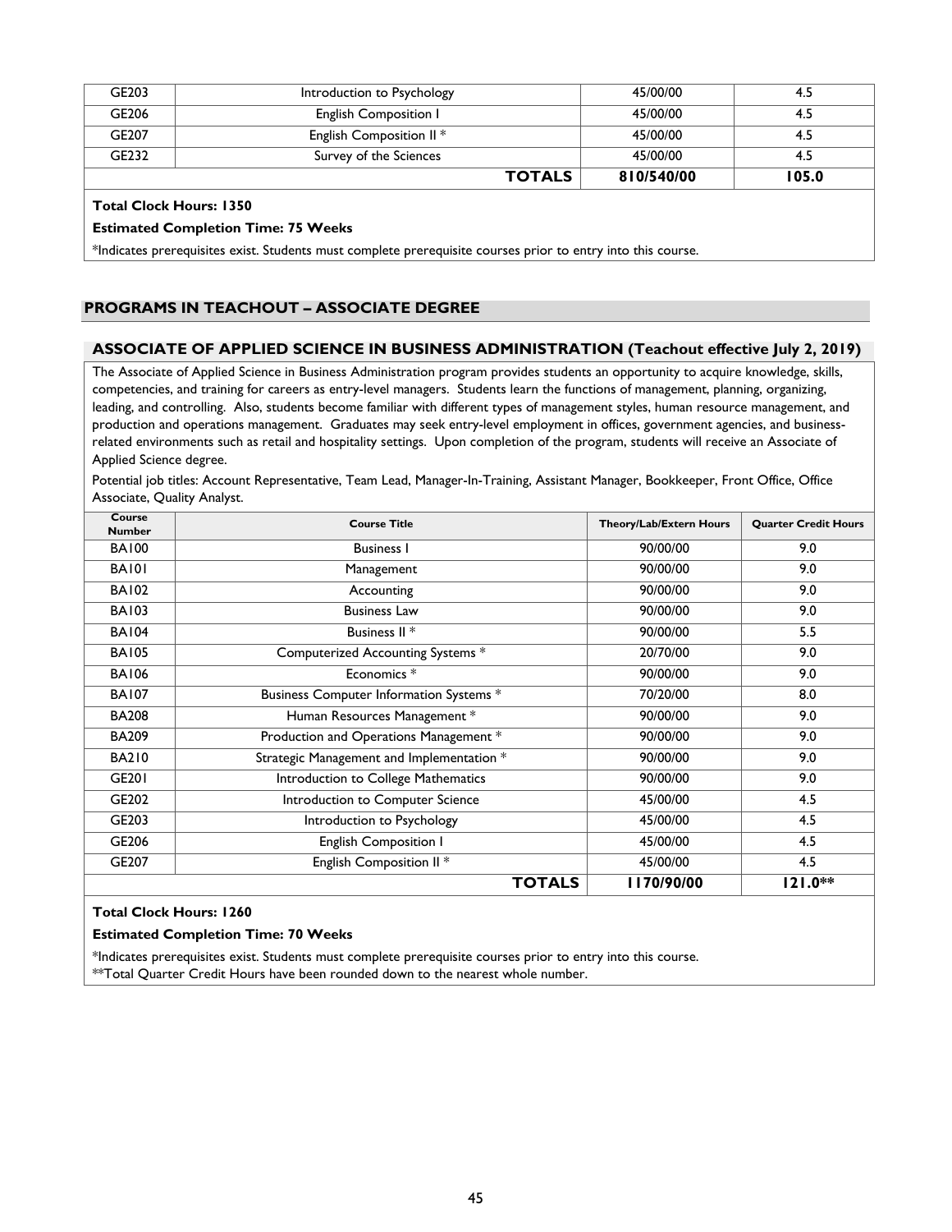| GE203 | Introduction to Psychology | 45/00/00 | 4.5 |
|---|---|---|---|
| GE206 | English Composition I | 45/00/00 | 4.5 |
| GE207 | English Composition II * | 45/00/00 | 4.5 |
| GE232 | Survey of the Sciences | 45/00/00 | 4.5 |
| | **TOTALS** | **810/540/00** | **105.0** |

**Total Clock Hours: 1350**

**Estimated Completion Time: 75 Weeks**

*Indicates prerequisites exist. Students must complete prerequisite courses prior to entry into this course.

## PROGRAMS IN TEACHOUT – ASSOCIATE DEGREE

### ASSOCIATE OF APPLIED SCIENCE IN BUSINESS ADMINISTRATION (Teachout effective July 2, 2019)

The Associate of Applied Science in Business Administration program provides students an opportunity to acquire knowledge, skills, competencies, and training for careers as entry-level managers. Students learn the functions of management, planning, organizing, leading, and controlling. Also, students become familiar with different types of management styles, human resource management, and production and operations management. Graduates may seek entry-level employment in offices, government agencies, and business-related environments such as retail and hospitality settings. Upon completion of the program, students will receive an Associate of Applied Science degree.

Potential job titles: Account Representative, Team Lead, Manager-In-Training, Assistant Manager, Bookkeeper, Front Office, Office Associate, Quality Analyst.

| Course Number | Course Title | Theory/Lab/Extern Hours | Quarter Credit Hours |
|---|---|---|---|
| BA100 | Business I | 90/00/00 | 9.0 |
| BA101 | Management | 90/00/00 | 9.0 |
| BA102 | Accounting | 90/00/00 | 9.0 |
| BA103 | Business Law | 90/00/00 | 9.0 |
| BA104 | Business II * | 90/00/00 | 5.5 |
| BA105 | Computerized Accounting Systems * | 20/70/00 | 9.0 |
| BA106 | Economics * | 90/00/00 | 9.0 |
| BA107 | Business Computer Information Systems * | 70/20/00 | 8.0 |
| BA208 | Human Resources Management * | 90/00/00 | 9.0 |
| BA209 | Production and Operations Management * | 90/00/00 | 9.0 |
| BA210 | Strategic Management and Implementation * | 90/00/00 | 9.0 |
| GE201 | Introduction to College Mathematics | 90/00/00 | 9.0 |
| GE202 | Introduction to Computer Science | 45/00/00 | 4.5 |
| GE203 | Introduction to Psychology | 45/00/00 | 4.5 |
| GE206 | English Composition I | 45/00/00 | 4.5 |
| GE207 | English Composition II * | 45/00/00 | 4.5 |
| | **TOTALS** | **1170/90/00** | **121.0**** |

**Total Clock Hours: 1260**

**Estimated Completion Time: 70 Weeks**

*Indicates prerequisites exist. Students must complete prerequisite courses prior to entry into this course.
**Total Quarter Credit Hours have been rounded down to the nearest whole number.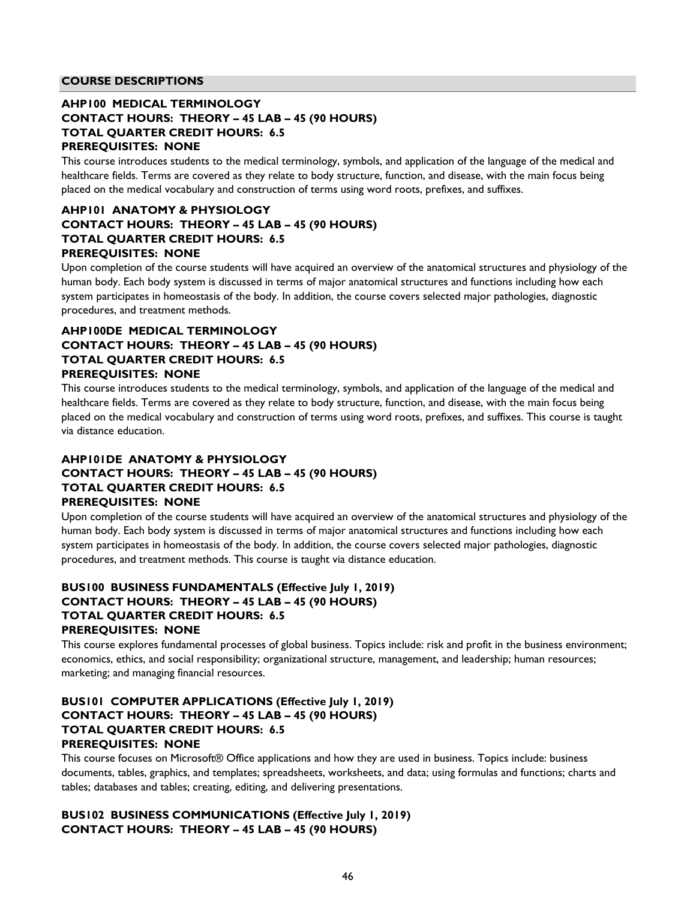## COURSE DESCRIPTIONS

### AHP100 MEDICAL TERMINOLOGY
**CONTACT HOURS: THEORY – 45 LAB – 45 (90 HOURS)**
**TOTAL QUARTER CREDIT HOURS: 6.5**
**PREREQUISITES: NONE**

This course introduces students to the medical terminology, symbols, and application of the language of the medical and healthcare fields. Terms are covered as they relate to body structure, function, and disease, with the main focus being placed on the medical vocabulary and construction of terms using word roots, prefixes, and suffixes.

### AHP101 ANATOMY & PHYSIOLOGY
**CONTACT HOURS: THEORY – 45 LAB – 45 (90 HOURS)**
**TOTAL QUARTER CREDIT HOURS: 6.5**
**PREREQUISITES: NONE**

Upon completion of the course students will have acquired an overview of the anatomical structures and physiology of the human body. Each body system is discussed in terms of major anatomical structures and functions including how each system participates in homeostasis of the body. In addition, the course covers selected major pathologies, diagnostic procedures, and treatment methods.

### AHP100DE MEDICAL TERMINOLOGY
**CONTACT HOURS: THEORY – 45 LAB – 45 (90 HOURS)**
**TOTAL QUARTER CREDIT HOURS: 6.5**
**PREREQUISITES: NONE**

This course introduces students to the medical terminology, symbols, and application of the language of the medical and healthcare fields. Terms are covered as they relate to body structure, function, and disease, with the main focus being placed on the medical vocabulary and construction of terms using word roots, prefixes, and suffixes. This course is taught via distance education.

### AHP101DE ANATOMY & PHYSIOLOGY
**CONTACT HOURS: THEORY – 45 LAB – 45 (90 HOURS)**
**TOTAL QUARTER CREDIT HOURS: 6.5**
**PREREQUISITES: NONE**

Upon completion of the course students will have acquired an overview of the anatomical structures and physiology of the human body. Each body system is discussed in terms of major anatomical structures and functions including how each system participates in homeostasis of the body. In addition, the course covers selected major pathologies, diagnostic procedures, and treatment methods. This course is taught via distance education.

### BUS100 BUSINESS FUNDAMENTALS (Effective July 1, 2019)
**CONTACT HOURS: THEORY – 45 LAB – 45 (90 HOURS)**
**TOTAL QUARTER CREDIT HOURS: 6.5**
**PREREQUISITES: NONE**

This course explores fundamental processes of global business. Topics include: risk and profit in the business environment; economics, ethics, and social responsibility; organizational structure, management, and leadership; human resources; marketing; and managing financial resources.

### BUS101 COMPUTER APPLICATIONS (Effective July 1, 2019)
**CONTACT HOURS: THEORY – 45 LAB – 45 (90 HOURS)**
**TOTAL QUARTER CREDIT HOURS: 6.5**
**PREREQUISITES: NONE**

This course focuses on Microsoft® Office applications and how they are used in business. Topics include: business documents, tables, graphics, and templates; spreadsheets, worksheets, and data; using formulas and functions; charts and tables; databases and tables; creating, editing, and delivering presentations.

### BUS102 BUSINESS COMMUNICATIONS (Effective July 1, 2019)
**CONTACT HOURS: THEORY – 45 LAB – 45 (90 HOURS)**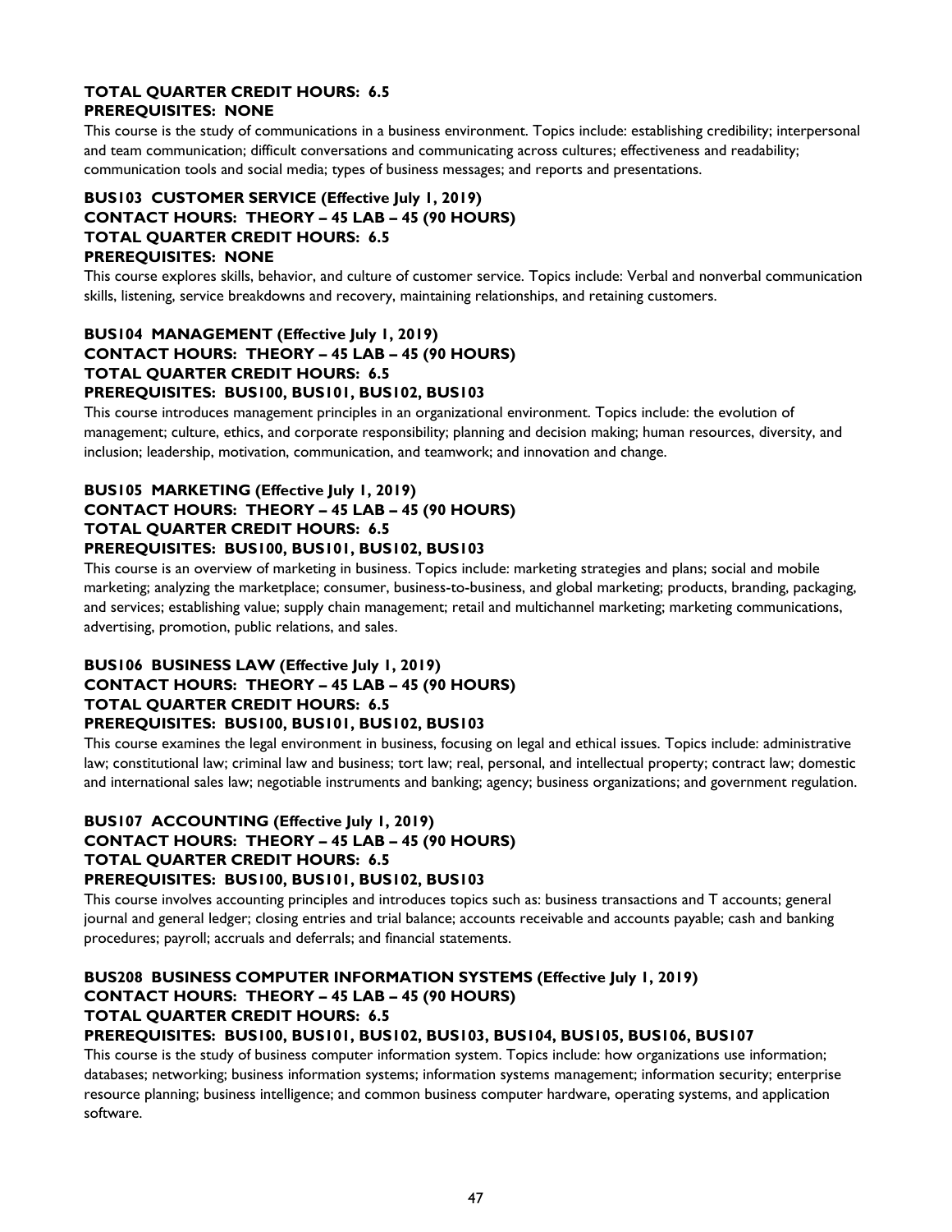**TOTAL QUARTER CREDIT HOURS: 6.5**
**PREREQUISITES: NONE**

This course is the study of communications in a business environment. Topics include: establishing credibility; interpersonal and team communication; difficult conversations and communicating across cultures; effectiveness and readability; communication tools and social media; types of business messages; and reports and presentations.

**BUS103 CUSTOMER SERVICE (Effective July 1, 2019)**
**CONTACT HOURS: THEORY – 45 LAB – 45 (90 HOURS)**
**TOTAL QUARTER CREDIT HOURS: 6.5**
**PREREQUISITES: NONE**

This course explores skills, behavior, and culture of customer service. Topics include: Verbal and nonverbal communication skills, listening, service breakdowns and recovery, maintaining relationships, and retaining customers.

**BUS104 MANAGEMENT (Effective July 1, 2019)**
**CONTACT HOURS: THEORY – 45 LAB – 45 (90 HOURS)**
**TOTAL QUARTER CREDIT HOURS: 6.5**
**PREREQUISITES: BUS100, BUS101, BUS102, BUS103**

This course introduces management principles in an organizational environment. Topics include: the evolution of management; culture, ethics, and corporate responsibility; planning and decision making; human resources, diversity, and inclusion; leadership, motivation, communication, and teamwork; and innovation and change.

**BUS105 MARKETING (Effective July 1, 2019)**
**CONTACT HOURS: THEORY – 45 LAB – 45 (90 HOURS)**
**TOTAL QUARTER CREDIT HOURS: 6.5**
**PREREQUISITES: BUS100, BUS101, BUS102, BUS103**

This course is an overview of marketing in business. Topics include: marketing strategies and plans; social and mobile marketing; analyzing the marketplace; consumer, business-to-business, and global marketing; products, branding, packaging, and services; establishing value; supply chain management; retail and multichannel marketing; marketing communications, advertising, promotion, public relations, and sales.

**BUS106 BUSINESS LAW (Effective July 1, 2019)**
**CONTACT HOURS: THEORY – 45 LAB – 45 (90 HOURS)**
**TOTAL QUARTER CREDIT HOURS: 6.5**
**PREREQUISITES: BUS100, BUS101, BUS102, BUS103**

This course examines the legal environment in business, focusing on legal and ethical issues. Topics include: administrative law; constitutional law; criminal law and business; tort law; real, personal, and intellectual property; contract law; domestic and international sales law; negotiable instruments and banking; agency; business organizations; and government regulation.

**BUS107 ACCOUNTING (Effective July 1, 2019)**
**CONTACT HOURS: THEORY – 45 LAB – 45 (90 HOURS)**
**TOTAL QUARTER CREDIT HOURS: 6.5**
**PREREQUISITES: BUS100, BUS101, BUS102, BUS103**

This course involves accounting principles and introduces topics such as: business transactions and T accounts; general journal and general ledger; closing entries and trial balance; accounts receivable and accounts payable; cash and banking procedures; payroll; accruals and deferrals; and financial statements.

**BUS208 BUSINESS COMPUTER INFORMATION SYSTEMS (Effective July 1, 2019)**
**CONTACT HOURS: THEORY – 45 LAB – 45 (90 HOURS)**
**TOTAL QUARTER CREDIT HOURS: 6.5**
**PREREQUISITES: BUS100, BUS101, BUS102, BUS103, BUS104, BUS105, BUS106, BUS107**

This course is the study of business computer information system. Topics include: how organizations use information; databases; networking; business information systems; information systems management; information security; enterprise resource planning; business intelligence; and common business computer hardware, operating systems, and application software.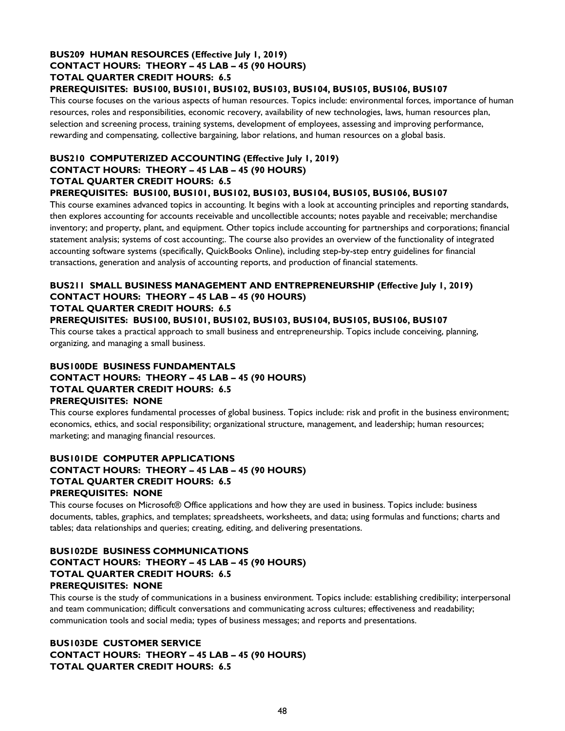**BUS209 HUMAN RESOURCES (Effective July 1, 2019)**
**CONTACT HOURS: THEORY – 45 LAB – 45 (90 HOURS)**
**TOTAL QUARTER CREDIT HOURS: 6.5**
**PREREQUISITES: BUS100, BUS101, BUS102, BUS103, BUS104, BUS105, BUS106, BUS107**

This course focuses on the various aspects of human resources. Topics include: environmental forces, importance of human resources, roles and responsibilities, economic recovery, availability of new technologies, laws, human resources plan, selection and screening process, training systems, development of employees, assessing and improving performance, rewarding and compensating, collective bargaining, labor relations, and human resources on a global basis.

**BUS210 COMPUTERIZED ACCOUNTING (Effective July 1, 2019)**
**CONTACT HOURS: THEORY – 45 LAB – 45 (90 HOURS)**
**TOTAL QUARTER CREDIT HOURS: 6.5**
**PREREQUISITES: BUS100, BUS101, BUS102, BUS103, BUS104, BUS105, BUS106, BUS107**

This course examines advanced topics in accounting. It begins with a look at accounting principles and reporting standards, then explores accounting for accounts receivable and uncollectible accounts; notes payable and receivable; merchandise inventory; and property, plant, and equipment. Other topics include accounting for partnerships and corporations; financial statement analysis; systems of cost accounting;. The course also provides an overview of the functionality of integrated accounting software systems (specifically, QuickBooks Online), including step-by-step entry guidelines for financial transactions, generation and analysis of accounting reports, and production of financial statements.

**BUS211 SMALL BUSINESS MANAGEMENT AND ENTREPRENEURSHIP (Effective July 1, 2019)**
**CONTACT HOURS: THEORY – 45 LAB – 45 (90 HOURS)**
**TOTAL QUARTER CREDIT HOURS: 6.5**
**PREREQUISITES: BUS100, BUS101, BUS102, BUS103, BUS104, BUS105, BUS106, BUS107**

This course takes a practical approach to small business and entrepreneurship. Topics include conceiving, planning, organizing, and managing a small business.

**BUS100DE BUSINESS FUNDAMENTALS**
**CONTACT HOURS: THEORY – 45 LAB – 45 (90 HOURS)**
**TOTAL QUARTER CREDIT HOURS: 6.5**
**PREREQUISITES: NONE**

This course explores fundamental processes of global business. Topics include: risk and profit in the business environment; economics, ethics, and social responsibility; organizational structure, management, and leadership; human resources; marketing; and managing financial resources.

**BUS101DE COMPUTER APPLICATIONS**
**CONTACT HOURS: THEORY – 45 LAB – 45 (90 HOURS)**
**TOTAL QUARTER CREDIT HOURS: 6.5**
**PREREQUISITES: NONE**

This course focuses on Microsoft® Office applications and how they are used in business. Topics include: business documents, tables, graphics, and templates; spreadsheets, worksheets, and data; using formulas and functions; charts and tables; data relationships and queries; creating, editing, and delivering presentations.

**BUS102DE BUSINESS COMMUNICATIONS**
**CONTACT HOURS: THEORY – 45 LAB – 45 (90 HOURS)**
**TOTAL QUARTER CREDIT HOURS: 6.5**
**PREREQUISITES: NONE**

This course is the study of communications in a business environment. Topics include: establishing credibility; interpersonal and team communication; difficult conversations and communicating across cultures; effectiveness and readability; communication tools and social media; types of business messages; and reports and presentations.

**BUS103DE CUSTOMER SERVICE**
**CONTACT HOURS: THEORY – 45 LAB – 45 (90 HOURS)**
**TOTAL QUARTER CREDIT HOURS: 6.5**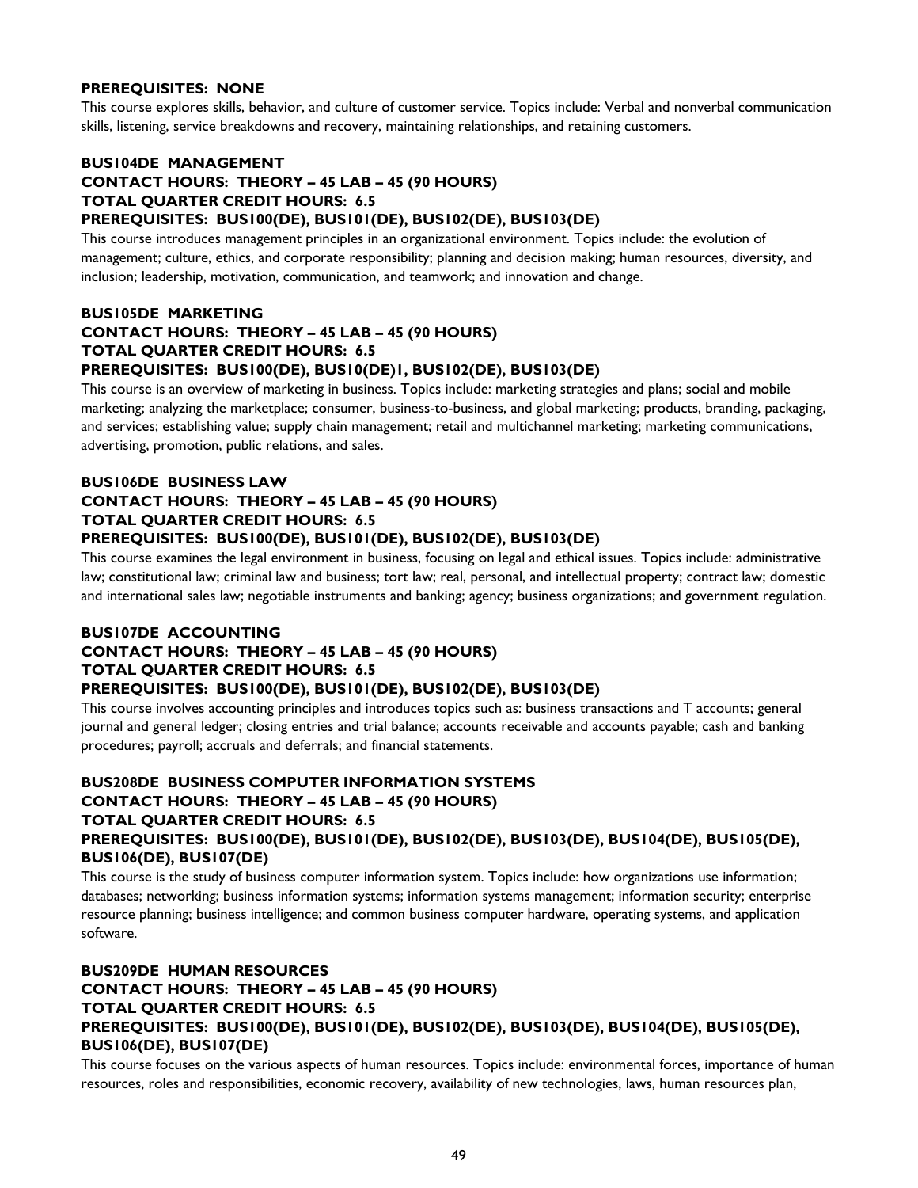**PREREQUISITES: NONE**

This course explores skills, behavior, and culture of customer service. Topics include: Verbal and nonverbal communication skills, listening, service breakdowns and recovery, maintaining relationships, and retaining customers.

**BUS104DE MANAGEMENT**
**CONTACT HOURS: THEORY – 45 LAB – 45 (90 HOURS)**
**TOTAL QUARTER CREDIT HOURS: 6.5**
**PREREQUISITES: BUS100(DE), BUS101(DE), BUS102(DE), BUS103(DE)**

This course introduces management principles in an organizational environment. Topics include: the evolution of management; culture, ethics, and corporate responsibility; planning and decision making; human resources, diversity, and inclusion; leadership, motivation, communication, and teamwork; and innovation and change.

**BUS105DE MARKETING**
**CONTACT HOURS: THEORY – 45 LAB – 45 (90 HOURS)**
**TOTAL QUARTER CREDIT HOURS: 6.5**
**PREREQUISITES: BUS100(DE), BUS10(DE)1, BUS102(DE), BUS103(DE)**

This course is an overview of marketing in business. Topics include: marketing strategies and plans; social and mobile marketing; analyzing the marketplace; consumer, business-to-business, and global marketing; products, branding, packaging, and services; establishing value; supply chain management; retail and multichannel marketing; marketing communications, advertising, promotion, public relations, and sales.

**BUS106DE BUSINESS LAW**
**CONTACT HOURS: THEORY – 45 LAB – 45 (90 HOURS)**
**TOTAL QUARTER CREDIT HOURS: 6.5**
**PREREQUISITES: BUS100(DE), BUS101(DE), BUS102(DE), BUS103(DE)**

This course examines the legal environment in business, focusing on legal and ethical issues. Topics include: administrative law; constitutional law; criminal law and business; tort law; real, personal, and intellectual property; contract law; domestic and international sales law; negotiable instruments and banking; agency; business organizations; and government regulation.

**BUS107DE ACCOUNTING**
**CONTACT HOURS: THEORY – 45 LAB – 45 (90 HOURS)**
**TOTAL QUARTER CREDIT HOURS: 6.5**
**PREREQUISITES: BUS100(DE), BUS101(DE), BUS102(DE), BUS103(DE)**

This course involves accounting principles and introduces topics such as: business transactions and T accounts; general journal and general ledger; closing entries and trial balance; accounts receivable and accounts payable; cash and banking procedures; payroll; accruals and deferrals; and financial statements.

**BUS208DE BUSINESS COMPUTER INFORMATION SYSTEMS**
**CONTACT HOURS: THEORY – 45 LAB – 45 (90 HOURS)**
**TOTAL QUARTER CREDIT HOURS: 6.5**
**PREREQUISITES: BUS100(DE), BUS101(DE), BUS102(DE), BUS103(DE), BUS104(DE), BUS105(DE), BUS106(DE), BUS107(DE)**

This course is the study of business computer information system. Topics include: how organizations use information; databases; networking; business information systems; information systems management; information security; enterprise resource planning; business intelligence; and common business computer hardware, operating systems, and application software.

**BUS209DE HUMAN RESOURCES**
**CONTACT HOURS: THEORY – 45 LAB – 45 (90 HOURS)**
**TOTAL QUARTER CREDIT HOURS: 6.5**
**PREREQUISITES: BUS100(DE), BUS101(DE), BUS102(DE), BUS103(DE), BUS104(DE), BUS105(DE), BUS106(DE), BUS107(DE)**

This course focuses on the various aspects of human resources. Topics include: environmental forces, importance of human resources, roles and responsibilities, economic recovery, availability of new technologies, laws, human resources plan,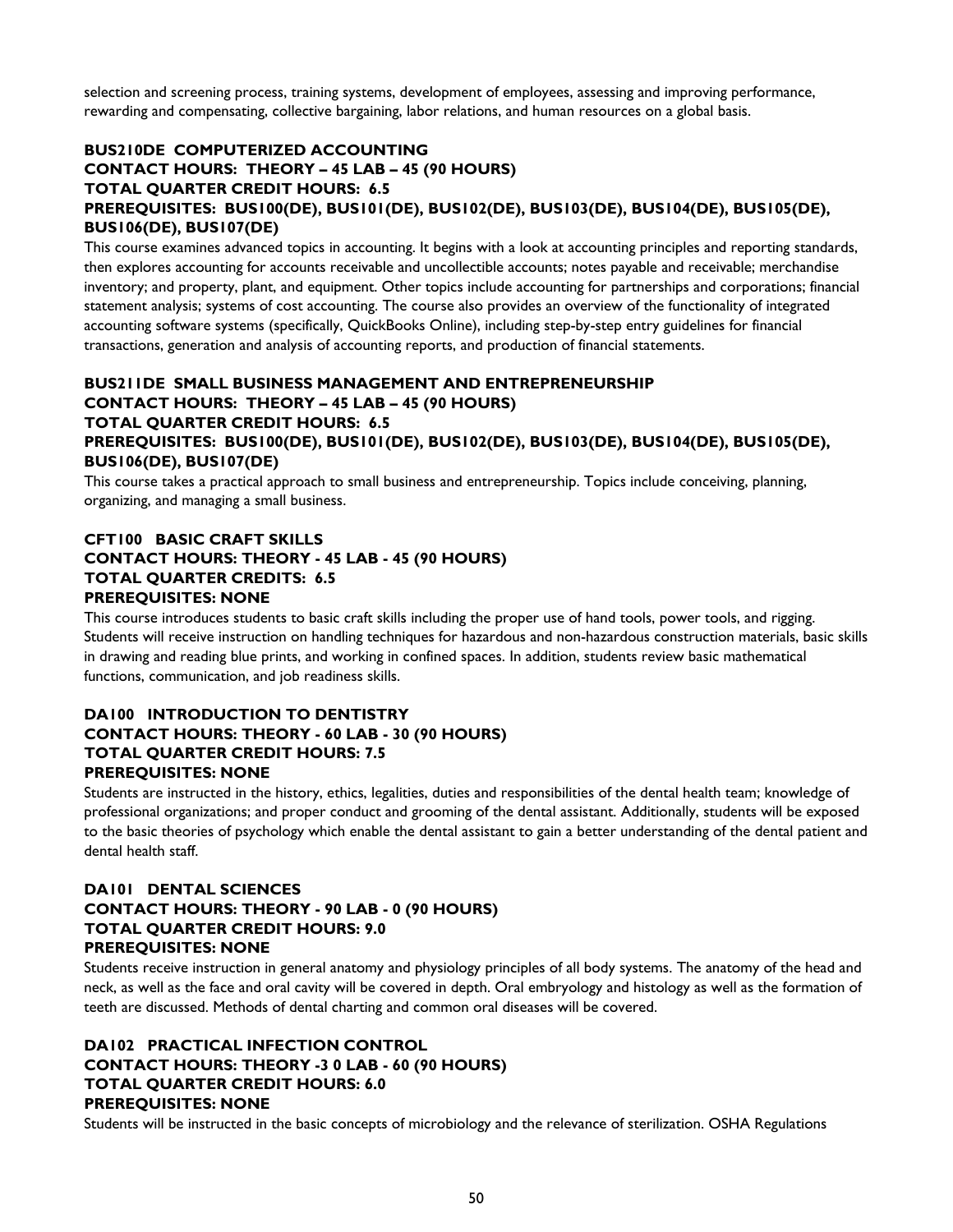selection and screening process, training systems, development of employees, assessing and improving performance, rewarding and compensating, collective bargaining, labor relations, and human resources on a global basis.

**BUS210DE COMPUTERIZED ACCOUNTING**
**CONTACT HOURS: THEORY – 45 LAB – 45 (90 HOURS)**
**TOTAL QUARTER CREDIT HOURS: 6.5**
**PREREQUISITES: BUS100(DE), BUS101(DE), BUS102(DE), BUS103(DE), BUS104(DE), BUS105(DE), BUS106(DE), BUS107(DE)**

This course examines advanced topics in accounting. It begins with a look at accounting principles and reporting standards, then explores accounting for accounts receivable and uncollectible accounts; notes payable and receivable; merchandise inventory; and property, plant, and equipment. Other topics include accounting for partnerships and corporations; financial statement analysis; systems of cost accounting. The course also provides an overview of the functionality of integrated accounting software systems (specifically, QuickBooks Online), including step-by-step entry guidelines for financial transactions, generation and analysis of accounting reports, and production of financial statements.

**BUS211DE SMALL BUSINESS MANAGEMENT AND ENTREPRENEURSHIP**
**CONTACT HOURS: THEORY – 45 LAB – 45 (90 HOURS)**
**TOTAL QUARTER CREDIT HOURS: 6.5**
**PREREQUISITES: BUS100(DE), BUS101(DE), BUS102(DE), BUS103(DE), BUS104(DE), BUS105(DE), BUS106(DE), BUS107(DE)**

This course takes a practical approach to small business and entrepreneurship. Topics include conceiving, planning, organizing, and managing a small business.

**CFT100 BASIC CRAFT SKILLS**
**CONTACT HOURS: THEORY - 45 LAB - 45 (90 HOURS)**
**TOTAL QUARTER CREDITS: 6.5**
**PREREQUISITES: NONE**

This course introduces students to basic craft skills including the proper use of hand tools, power tools, and rigging. Students will receive instruction on handling techniques for hazardous and non-hazardous construction materials, basic skills in drawing and reading blue prints, and working in confined spaces. In addition, students review basic mathematical functions, communication, and job readiness skills.

**DA100 INTRODUCTION TO DENTISTRY**
**CONTACT HOURS: THEORY - 60 LAB - 30 (90 HOURS)**
**TOTAL QUARTER CREDIT HOURS: 7.5**
**PREREQUISITES: NONE**

Students are instructed in the history, ethics, legalities, duties and responsibilities of the dental health team; knowledge of professional organizations; and proper conduct and grooming of the dental assistant. Additionally, students will be exposed to the basic theories of psychology which enable the dental assistant to gain a better understanding of the dental patient and dental health staff.

**DA101 DENTAL SCIENCES**
**CONTACT HOURS: THEORY - 90 LAB - 0 (90 HOURS)**
**TOTAL QUARTER CREDIT HOURS: 9.0**
**PREREQUISITES: NONE**

Students receive instruction in general anatomy and physiology principles of all body systems. The anatomy of the head and neck, as well as the face and oral cavity will be covered in depth. Oral embryology and histology as well as the formation of teeth are discussed. Methods of dental charting and common oral diseases will be covered.

**DA102 PRACTICAL INFECTION CONTROL**
**CONTACT HOURS: THEORY -3 0 LAB - 60 (90 HOURS)**
**TOTAL QUARTER CREDIT HOURS: 6.0**
**PREREQUISITES: NONE**

Students will be instructed in the basic concepts of microbiology and the relevance of sterilization. OSHA Regulations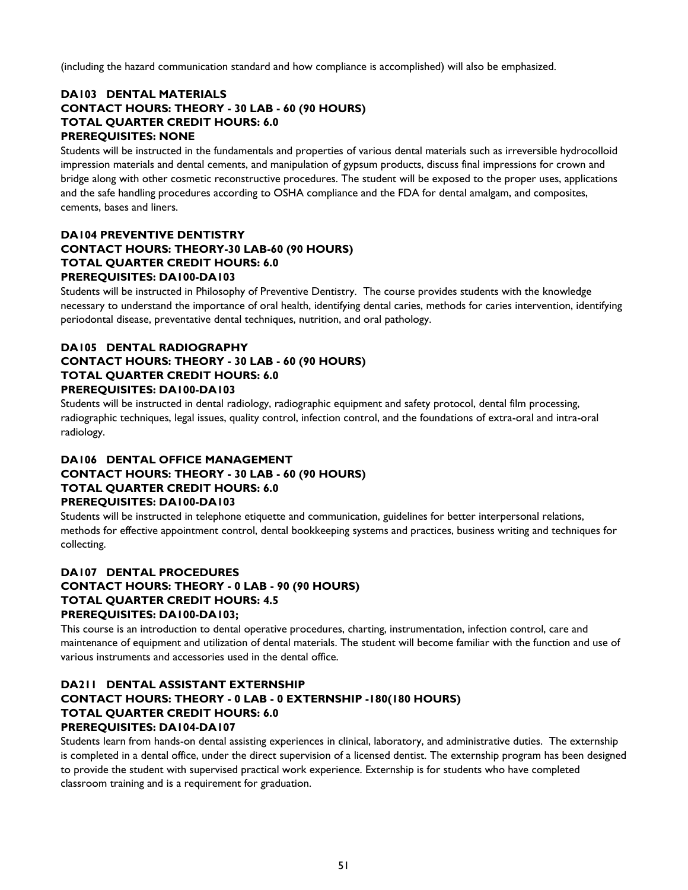(including the hazard communication standard and how compliance is accomplished) will also be emphasized.

### DA103 DENTAL MATERIALS
**CONTACT HOURS: THEORY - 30 LAB - 60 (90 HOURS)**
**TOTAL QUARTER CREDIT HOURS: 6.0**
**PREREQUISITES: NONE**

Students will be instructed in the fundamentals and properties of various dental materials such as irreversible hydrocolloid impression materials and dental cements, and manipulation of gypsum products, discuss final impressions for crown and bridge along with other cosmetic reconstructive procedures. The student will be exposed to the proper uses, applications and the safe handling procedures according to OSHA compliance and the FDA for dental amalgam, and composites, cements, bases and liners.

### DA104 PREVENTIVE DENTISTRY
**CONTACT HOURS: THEORY-30 LAB-60 (90 HOURS)**
**TOTAL QUARTER CREDIT HOURS: 6.0**
**PREREQUISITES: DA100-DA103**

Students will be instructed in Philosophy of Preventive Dentistry. The course provides students with the knowledge necessary to understand the importance of oral health, identifying dental caries, methods for caries intervention, identifying periodontal disease, preventative dental techniques, nutrition, and oral pathology.

### DA105 DENTAL RADIOGRAPHY
**CONTACT HOURS: THEORY - 30 LAB - 60 (90 HOURS)**
**TOTAL QUARTER CREDIT HOURS: 6.0**
**PREREQUISITES: DA100-DA103**

Students will be instructed in dental radiology, radiographic equipment and safety protocol, dental film processing, radiographic techniques, legal issues, quality control, infection control, and the foundations of extra-oral and intra-oral radiology.

### DA106 DENTAL OFFICE MANAGEMENT
**CONTACT HOURS: THEORY - 30 LAB - 60 (90 HOURS)**
**TOTAL QUARTER CREDIT HOURS: 6.0**
**PREREQUISITES: DA100-DA103**

Students will be instructed in telephone etiquette and communication, guidelines for better interpersonal relations, methods for effective appointment control, dental bookkeeping systems and practices, business writing and techniques for collecting.

### DA107 DENTAL PROCEDURES
**CONTACT HOURS: THEORY - 0 LAB - 90 (90 HOURS)**
**TOTAL QUARTER CREDIT HOURS: 4.5**
**PREREQUISITES: DA100-DA103;**

This course is an introduction to dental operative procedures, charting, instrumentation, infection control, care and maintenance of equipment and utilization of dental materials. The student will become familiar with the function and use of various instruments and accessories used in the dental office.

### DA211 DENTAL ASSISTANT EXTERNSHIP
**CONTACT HOURS: THEORY - 0 LAB - 0 EXTERNSHIP -180(180 HOURS)**
**TOTAL QUARTER CREDIT HOURS: 6.0**
**PREREQUISITES: DA104-DA107**

Students learn from hands-on dental assisting experiences in clinical, laboratory, and administrative duties. The externship is completed in a dental office, under the direct supervision of a licensed dentist. The externship program has been designed to provide the student with supervised practical work experience. Externship is for students who have completed classroom training and is a requirement for graduation.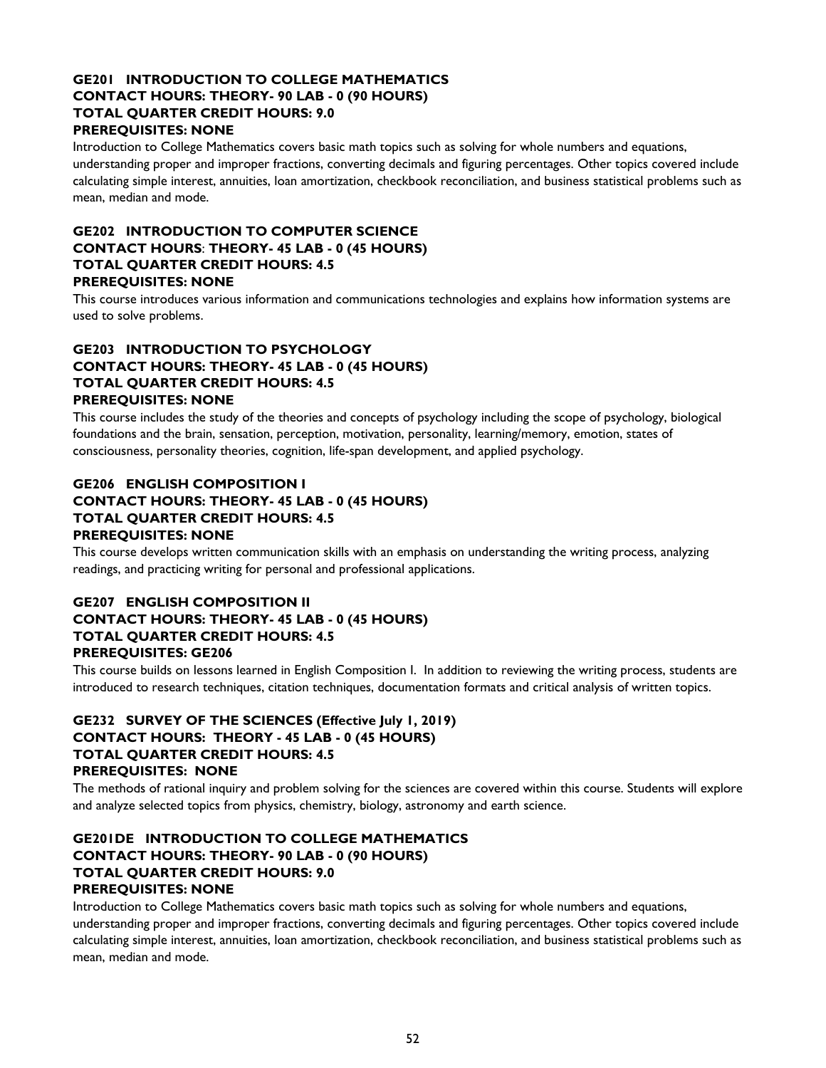**GE201 INTRODUCTION TO COLLEGE MATHEMATICS**
**CONTACT HOURS: THEORY- 90 LAB - 0 (90 HOURS)**
**TOTAL QUARTER CREDIT HOURS: 9.0**
**PREREQUISITES: NONE**

Introduction to College Mathematics covers basic math topics such as solving for whole numbers and equations, understanding proper and improper fractions, converting decimals and figuring percentages. Other topics covered include calculating simple interest, annuities, loan amortization, checkbook reconciliation, and business statistical problems such as mean, median and mode.

**GE202 INTRODUCTION TO COMPUTER SCIENCE**
**CONTACT HOURS: THEORY- 45 LAB - 0 (45 HOURS)**
**TOTAL QUARTER CREDIT HOURS: 4.5**
**PREREQUISITES: NONE**

This course introduces various information and communications technologies and explains how information systems are used to solve problems.

**GE203 INTRODUCTION TO PSYCHOLOGY**
**CONTACT HOURS: THEORY- 45 LAB - 0 (45 HOURS)**
**TOTAL QUARTER CREDIT HOURS: 4.5**
**PREREQUISITES: NONE**

This course includes the study of the theories and concepts of psychology including the scope of psychology, biological foundations and the brain, sensation, perception, motivation, personality, learning/memory, emotion, states of consciousness, personality theories, cognition, life-span development, and applied psychology.

**GE206 ENGLISH COMPOSITION I**
**CONTACT HOURS: THEORY- 45 LAB - 0 (45 HOURS)**
**TOTAL QUARTER CREDIT HOURS: 4.5**
**PREREQUISITES: NONE**

This course develops written communication skills with an emphasis on understanding the writing process, analyzing readings, and practicing writing for personal and professional applications.

**GE207 ENGLISH COMPOSITION II**
**CONTACT HOURS: THEORY- 45 LAB - 0 (45 HOURS)**
**TOTAL QUARTER CREDIT HOURS: 4.5**
**PREREQUISITES: GE206**

This course builds on lessons learned in English Composition I. In addition to reviewing the writing process, students are introduced to research techniques, citation techniques, documentation formats and critical analysis of written topics.

**GE232 SURVEY OF THE SCIENCES (Effective July 1, 2019)**
**CONTACT HOURS: THEORY - 45 LAB - 0 (45 HOURS)**
**TOTAL QUARTER CREDIT HOURS: 4.5**
**PREREQUISITES: NONE**

The methods of rational inquiry and problem solving for the sciences are covered within this course. Students will explore and analyze selected topics from physics, chemistry, biology, astronomy and earth science.

**GE201DE INTRODUCTION TO COLLEGE MATHEMATICS**
**CONTACT HOURS: THEORY- 90 LAB - 0 (90 HOURS)**
**TOTAL QUARTER CREDIT HOURS: 9.0**
**PREREQUISITES: NONE**

Introduction to College Mathematics covers basic math topics such as solving for whole numbers and equations, understanding proper and improper fractions, converting decimals and figuring percentages. Other topics covered include calculating simple interest, annuities, loan amortization, checkbook reconciliation, and business statistical problems such as mean, median and mode.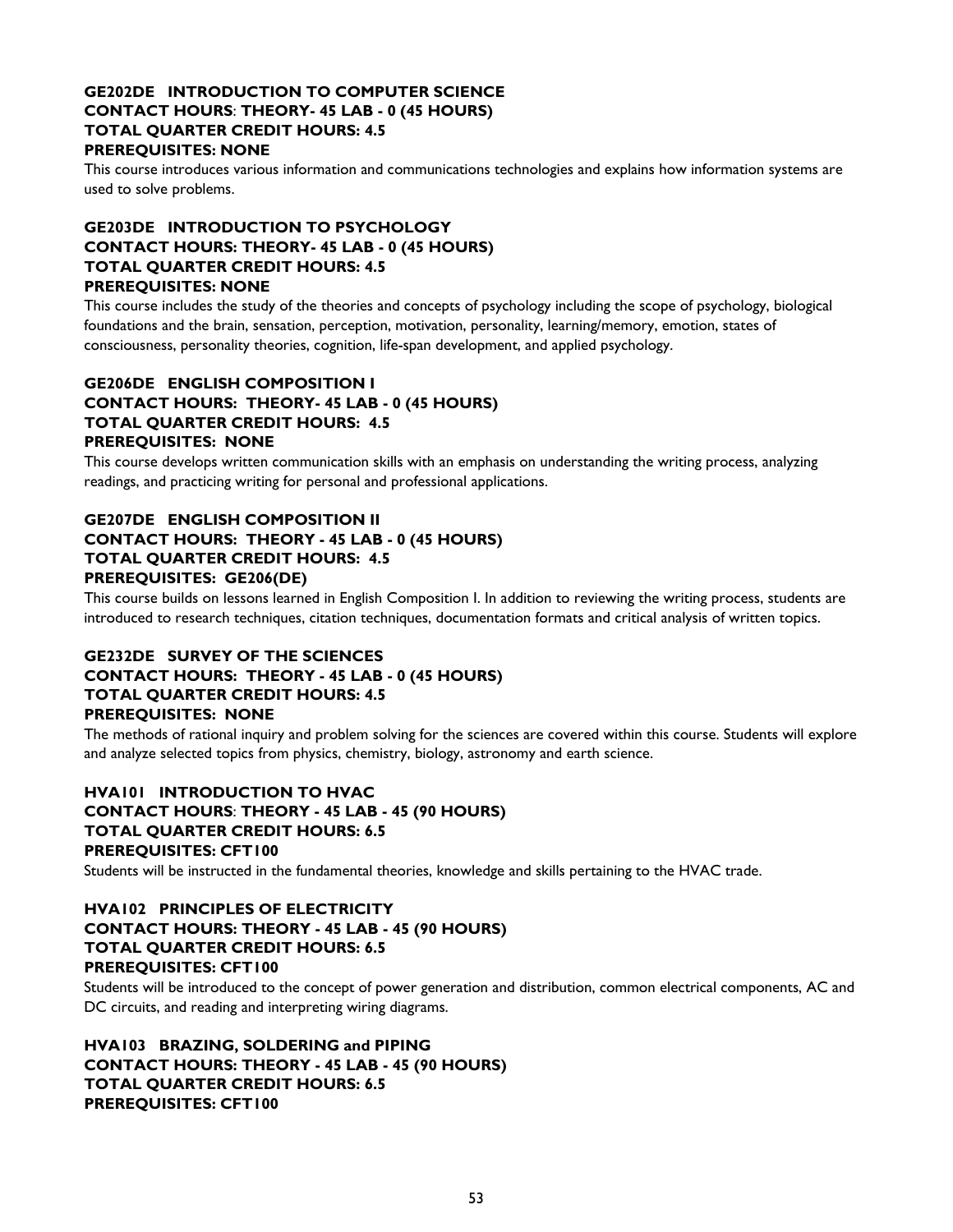**GE202DE INTRODUCTION TO COMPUTER SCIENCE**
**CONTACT HOURS: THEORY- 45 LAB - 0 (45 HOURS)**
**TOTAL QUARTER CREDIT HOURS: 4.5**
**PREREQUISITES: NONE**

This course introduces various information and communications technologies and explains how information systems are used to solve problems.

**GE203DE INTRODUCTION TO PSYCHOLOGY**
**CONTACT HOURS: THEORY- 45 LAB - 0 (45 HOURS)**
**TOTAL QUARTER CREDIT HOURS: 4.5**
**PREREQUISITES: NONE**

This course includes the study of the theories and concepts of psychology including the scope of psychology, biological foundations and the brain, sensation, perception, motivation, personality, learning/memory, emotion, states of consciousness, personality theories, cognition, life-span development, and applied psychology.

**GE206DE ENGLISH COMPOSITION I**
**CONTACT HOURS: THEORY- 45 LAB - 0 (45 HOURS)**
**TOTAL QUARTER CREDIT HOURS: 4.5**
**PREREQUISITES: NONE**

This course develops written communication skills with an emphasis on understanding the writing process, analyzing readings, and practicing writing for personal and professional applications.

**GE207DE ENGLISH COMPOSITION II**
**CONTACT HOURS: THEORY - 45 LAB - 0 (45 HOURS)**
**TOTAL QUARTER CREDIT HOURS: 4.5**
**PREREQUISITES: GE206(DE)**

This course builds on lessons learned in English Composition I. In addition to reviewing the writing process, students are introduced to research techniques, citation techniques, documentation formats and critical analysis of written topics.

**GE232DE SURVEY OF THE SCIENCES**
**CONTACT HOURS: THEORY - 45 LAB - 0 (45 HOURS)**
**TOTAL QUARTER CREDIT HOURS: 4.5**
**PREREQUISITES: NONE**

The methods of rational inquiry and problem solving for the sciences are covered within this course. Students will explore and analyze selected topics from physics, chemistry, biology, astronomy and earth science.

**HVA101 INTRODUCTION TO HVAC**
**CONTACT HOURS: THEORY - 45 LAB - 45 (90 HOURS)**
**TOTAL QUARTER CREDIT HOURS: 6.5**
**PREREQUISITES: CFT100**

Students will be instructed in the fundamental theories, knowledge and skills pertaining to the HVAC trade.

**HVA102 PRINCIPLES OF ELECTRICITY**
**CONTACT HOURS: THEORY - 45 LAB - 45 (90 HOURS)**
**TOTAL QUARTER CREDIT HOURS: 6.5**
**PREREQUISITES: CFT100**

Students will be introduced to the concept of power generation and distribution, common electrical components, AC and DC circuits, and reading and interpreting wiring diagrams.

**HVA103 BRAZING, SOLDERING and PIPING**
**CONTACT HOURS: THEORY - 45 LAB - 45 (90 HOURS)**
**TOTAL QUARTER CREDIT HOURS: 6.5**
**PREREQUISITES: CFT100**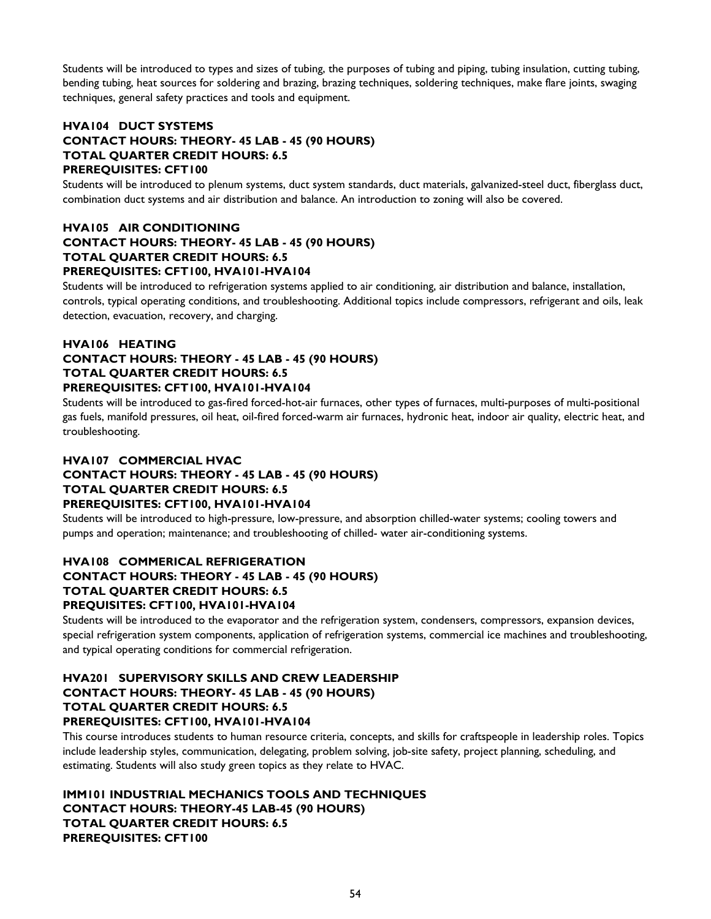Students will be introduced to types and sizes of tubing, the purposes of tubing and piping, tubing insulation, cutting tubing, bending tubing, heat sources for soldering and brazing, brazing techniques, soldering techniques, make flare joints, swaging techniques, general safety practices and tools and equipment.

**HVA104 DUCT SYSTEMS**
**CONTACT HOURS: THEORY- 45 LAB - 45 (90 HOURS)**
**TOTAL QUARTER CREDIT HOURS: 6.5**
**PREREQUISITES: CFT100**

Students will be introduced to plenum systems, duct system standards, duct materials, galvanized-steel duct, fiberglass duct, combination duct systems and air distribution and balance. An introduction to zoning will also be covered.

**HVA105 AIR CONDITIONING**
**CONTACT HOURS: THEORY- 45 LAB - 45 (90 HOURS)**
**TOTAL QUARTER CREDIT HOURS: 6.5**
**PREREQUISITES: CFT100, HVA101-HVA104**

Students will be introduced to refrigeration systems applied to air conditioning, air distribution and balance, installation, controls, typical operating conditions, and troubleshooting. Additional topics include compressors, refrigerant and oils, leak detection, evacuation, recovery, and charging.

**HVA106 HEATING**
**CONTACT HOURS: THEORY - 45 LAB - 45 (90 HOURS)**
**TOTAL QUARTER CREDIT HOURS: 6.5**
**PREREQUISITES: CFT100, HVA101-HVA104**

Students will be introduced to gas-fired forced-hot-air furnaces, other types of furnaces, multi-purposes of multi-positional gas fuels, manifold pressures, oil heat, oil-fired forced-warm air furnaces, hydronic heat, indoor air quality, electric heat, and troubleshooting.

**HVA107 COMMERCIAL HVAC**
**CONTACT HOURS: THEORY - 45 LAB - 45 (90 HOURS)**
**TOTAL QUARTER CREDIT HOURS: 6.5**
**PREREQUISITES: CFT100, HVA101-HVA104**

Students will be introduced to high-pressure, low-pressure, and absorption chilled-water systems; cooling towers and pumps and operation; maintenance; and troubleshooting of chilled- water air-conditioning systems.

**HVA108 COMMERICAL REFRIGERATION**
**CONTACT HOURS: THEORY - 45 LAB - 45 (90 HOURS)**
**TOTAL QUARTER CREDIT HOURS: 6.5**
**PREQUISITES: CFT100, HVA101-HVA104**

Students will be introduced to the evaporator and the refrigeration system, condensers, compressors, expansion devices, special refrigeration system components, application of refrigeration systems, commercial ice machines and troubleshooting, and typical operating conditions for commercial refrigeration.

**HVA201 SUPERVISORY SKILLS AND CREW LEADERSHIP**
**CONTACT HOURS: THEORY- 45 LAB - 45 (90 HOURS)**
**TOTAL QUARTER CREDIT HOURS: 6.5**
**PREREQUISITES: CFT100, HVA101-HVA104**

This course introduces students to human resource criteria, concepts, and skills for craftspeople in leadership roles. Topics include leadership styles, communication, delegating, problem solving, job-site safety, project planning, scheduling, and estimating. Students will also study green topics as they relate to HVAC.

**IMM101 INDUSTRIAL MECHANICS TOOLS AND TECHNIQUES**
**CONTACT HOURS: THEORY-45 LAB-45 (90 HOURS)**
**TOTAL QUARTER CREDIT HOURS: 6.5**
**PREREQUISITES: CFT100**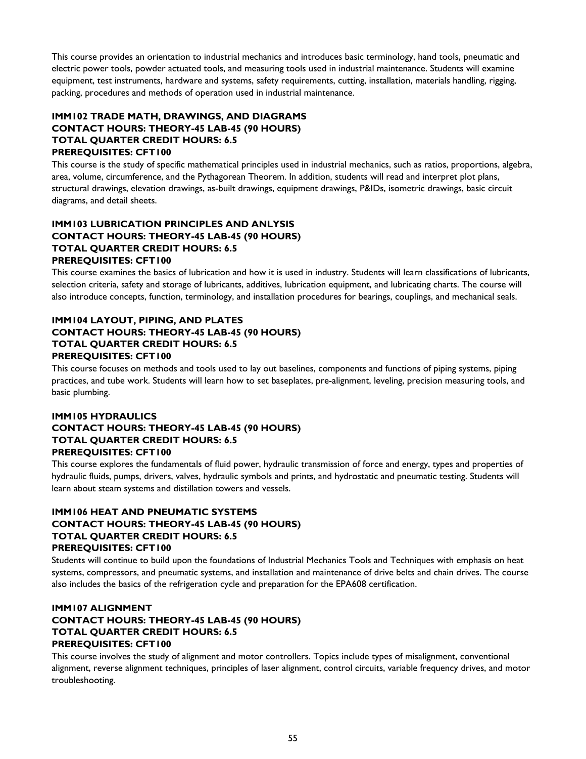This course provides an orientation to industrial mechanics and introduces basic terminology, hand tools, pneumatic and electric power tools, powder actuated tools, and measuring tools used in industrial maintenance. Students will examine equipment, test instruments, hardware and systems, safety requirements, cutting, installation, materials handling, rigging, packing, procedures and methods of operation used in industrial maintenance.

**IMM102 TRADE MATH, DRAWINGS, AND DIAGRAMS**
**CONTACT HOURS: THEORY-45 LAB-45 (90 HOURS)**
**TOTAL QUARTER CREDIT HOURS: 6.5**
**PREREQUISITES: CFT100**

This course is the study of specific mathematical principles used in industrial mechanics, such as ratios, proportions, algebra, area, volume, circumference, and the Pythagorean Theorem. In addition, students will read and interpret plot plans, structural drawings, elevation drawings, as-built drawings, equipment drawings, P&IDs, isometric drawings, basic circuit diagrams, and detail sheets.

**IMM103 LUBRICATION PRINCIPLES AND ANLYSIS**
**CONTACT HOURS: THEORY-45 LAB-45 (90 HOURS)**
**TOTAL QUARTER CREDIT HOURS: 6.5**
**PREREQUISITES: CFT100**

This course examines the basics of lubrication and how it is used in industry. Students will learn classifications of lubricants, selection criteria, safety and storage of lubricants, additives, lubrication equipment, and lubricating charts. The course will also introduce concepts, function, terminology, and installation procedures for bearings, couplings, and mechanical seals.

**IMM104 LAYOUT, PIPING, AND PLATES**
**CONTACT HOURS: THEORY-45 LAB-45 (90 HOURS)**
**TOTAL QUARTER CREDIT HOURS: 6.5**
**PREREQUISITES: CFT100**

This course focuses on methods and tools used to lay out baselines, components and functions of piping systems, piping practices, and tube work. Students will learn how to set baseplates, pre-alignment, leveling, precision measuring tools, and basic plumbing.

**IMM105 HYDRAULICS**
**CONTACT HOURS: THEORY-45 LAB-45 (90 HOURS)**
**TOTAL QUARTER CREDIT HOURS: 6.5**
**PREREQUISITES: CFT100**

This course explores the fundamentals of fluid power, hydraulic transmission of force and energy, types and properties of hydraulic fluids, pumps, drivers, valves, hydraulic symbols and prints, and hydrostatic and pneumatic testing. Students will learn about steam systems and distillation towers and vessels.

**IMM106 HEAT AND PNEUMATIC SYSTEMS**
**CONTACT HOURS: THEORY-45 LAB-45 (90 HOURS)**
**TOTAL QUARTER CREDIT HOURS: 6.5**
**PREREQUISITES: CFT100**

Students will continue to build upon the foundations of Industrial Mechanics Tools and Techniques with emphasis on heat systems, compressors, and pneumatic systems, and installation and maintenance of drive belts and chain drives. The course also includes the basics of the refrigeration cycle and preparation for the EPA608 certification.

**IMM107 ALIGNMENT**
**CONTACT HOURS: THEORY-45 LAB-45 (90 HOURS)**
**TOTAL QUARTER CREDIT HOURS: 6.5**
**PREREQUISITES: CFT100**

This course involves the study of alignment and motor controllers. Topics include types of misalignment, conventional alignment, reverse alignment techniques, principles of laser alignment, control circuits, variable frequency drives, and motor troubleshooting.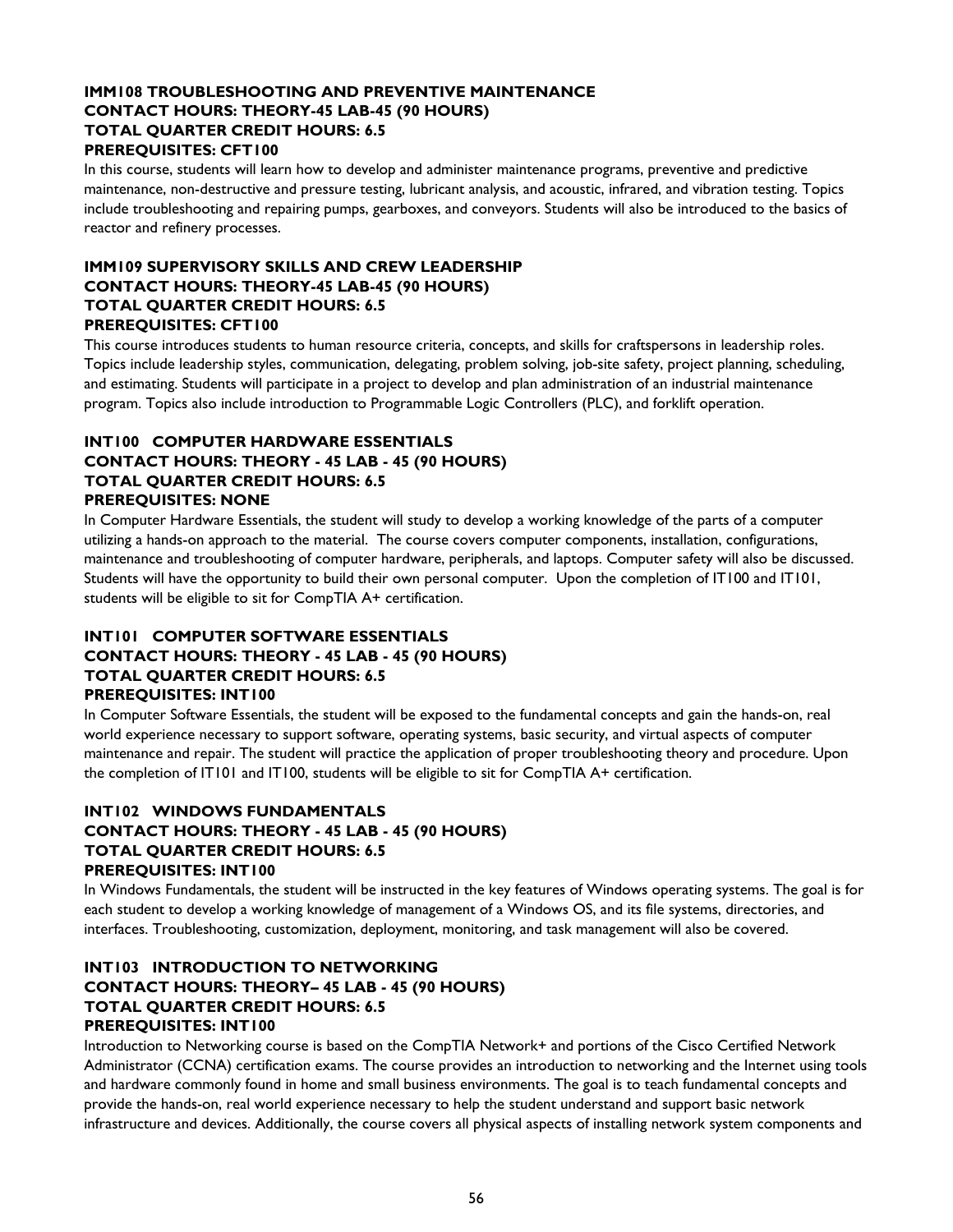**IMM108 TROUBLESHOOTING AND PREVENTIVE MAINTENANCE**
**CONTACT HOURS: THEORY-45 LAB-45 (90 HOURS)**
**TOTAL QUARTER CREDIT HOURS: 6.5**
**PREREQUISITES: CFT100**

In this course, students will learn how to develop and administer maintenance programs, preventive and predictive maintenance, non-destructive and pressure testing, lubricant analysis, and acoustic, infrared, and vibration testing. Topics include troubleshooting and repairing pumps, gearboxes, and conveyors. Students will also be introduced to the basics of reactor and refinery processes.

**IMM109 SUPERVISORY SKILLS AND CREW LEADERSHIP**
**CONTACT HOURS: THEORY-45 LAB-45 (90 HOURS)**
**TOTAL QUARTER CREDIT HOURS: 6.5**
**PREREQUISITES: CFT100**

This course introduces students to human resource criteria, concepts, and skills for craftspersons in leadership roles. Topics include leadership styles, communication, delegating, problem solving, job-site safety, project planning, scheduling, and estimating. Students will participate in a project to develop and plan administration of an industrial maintenance program. Topics also include introduction to Programmable Logic Controllers (PLC), and forklift operation.

**INT100 COMPUTER HARDWARE ESSENTIALS**
**CONTACT HOURS: THEORY - 45 LAB - 45 (90 HOURS)**
**TOTAL QUARTER CREDIT HOURS: 6.5**
**PREREQUISITES: NONE**

In Computer Hardware Essentials, the student will study to develop a working knowledge of the parts of a computer utilizing a hands-on approach to the material. The course covers computer components, installation, configurations, maintenance and troubleshooting of computer hardware, peripherals, and laptops. Computer safety will also be discussed. Students will have the opportunity to build their own personal computer. Upon the completion of IT100 and IT101, students will be eligible to sit for CompTIA A+ certification.

**INT101 COMPUTER SOFTWARE ESSENTIALS**
**CONTACT HOURS: THEORY - 45 LAB - 45 (90 HOURS)**
**TOTAL QUARTER CREDIT HOURS: 6.5**
**PREREQUISITES: INT100**

In Computer Software Essentials, the student will be exposed to the fundamental concepts and gain the hands-on, real world experience necessary to support software, operating systems, basic security, and virtual aspects of computer maintenance and repair. The student will practice the application of proper troubleshooting theory and procedure. Upon the completion of IT101 and IT100, students will be eligible to sit for CompTIA A+ certification.

**INT102 WINDOWS FUNDAMENTALS**
**CONTACT HOURS: THEORY - 45 LAB - 45 (90 HOURS)**
**TOTAL QUARTER CREDIT HOURS: 6.5**
**PREREQUISITES: INT100**

In Windows Fundamentals, the student will be instructed in the key features of Windows operating systems. The goal is for each student to develop a working knowledge of management of a Windows OS, and its file systems, directories, and interfaces. Troubleshooting, customization, deployment, monitoring, and task management will also be covered.

**INT103 INTRODUCTION TO NETWORKING**
**CONTACT HOURS: THEORY– 45 LAB - 45 (90 HOURS)**
**TOTAL QUARTER CREDIT HOURS: 6.5**
**PREREQUISITES: INT100**

Introduction to Networking course is based on the CompTIA Network+ and portions of the Cisco Certified Network Administrator (CCNA) certification exams. The course provides an introduction to networking and the Internet using tools and hardware commonly found in home and small business environments. The goal is to teach fundamental concepts and provide the hands-on, real world experience necessary to help the student understand and support basic network infrastructure and devices. Additionally, the course covers all physical aspects of installing network system components and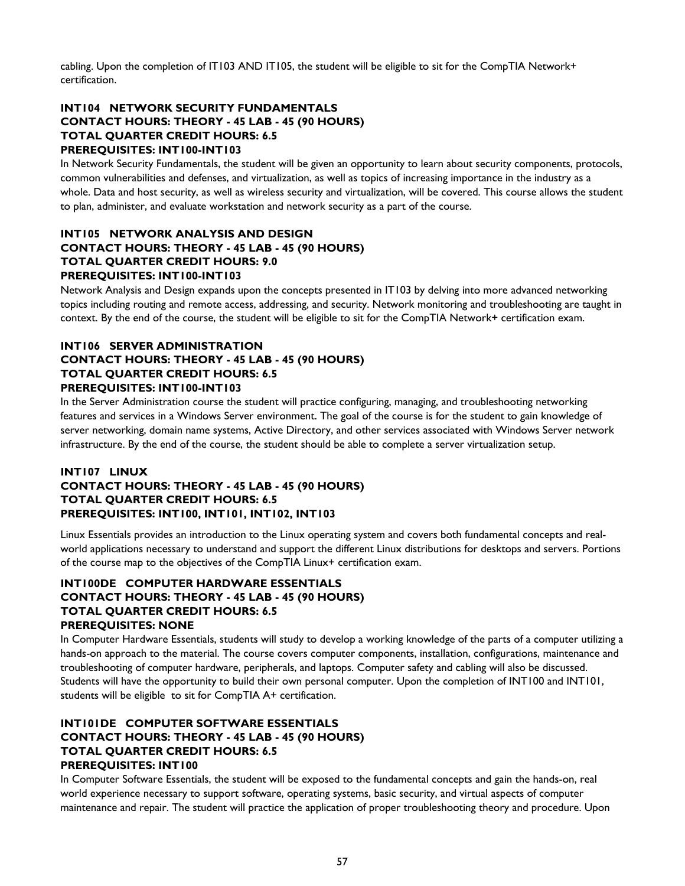cabling. Upon the completion of IT103 AND IT105, the student will be eligible to sit for the CompTIA Network+ certification.

### INT104 NETWORK SECURITY FUNDAMENTALS
**CONTACT HOURS: THEORY - 45 LAB - 45 (90 HOURS)**
**TOTAL QUARTER CREDIT HOURS: 6.5**
**PREREQUISITES: INT100-INT103**

In Network Security Fundamentals, the student will be given an opportunity to learn about security components, protocols, common vulnerabilities and defenses, and virtualization, as well as topics of increasing importance in the industry as a whole. Data and host security, as well as wireless security and virtualization, will be covered. This course allows the student to plan, administer, and evaluate workstation and network security as a part of the course.

### INT105 NETWORK ANALYSIS AND DESIGN
**CONTACT HOURS: THEORY - 45 LAB - 45 (90 HOURS)**
**TOTAL QUARTER CREDIT HOURS: 9.0**
**PREREQUISITES: INT100-INT103**

Network Analysis and Design expands upon the concepts presented in IT103 by delving into more advanced networking topics including routing and remote access, addressing, and security. Network monitoring and troubleshooting are taught in context. By the end of the course, the student will be eligible to sit for the CompTIA Network+ certification exam.

### INT106 SERVER ADMINISTRATION
**CONTACT HOURS: THEORY - 45 LAB - 45 (90 HOURS)**
**TOTAL QUARTER CREDIT HOURS: 6.5**
**PREREQUISITES: INT100-INT103**

In the Server Administration course the student will practice configuring, managing, and troubleshooting networking features and services in a Windows Server environment. The goal of the course is for the student to gain knowledge of server networking, domain name systems, Active Directory, and other services associated with Windows Server network infrastructure. By the end of the course, the student should be able to complete a server virtualization setup.

### INT107 LINUX
**CONTACT HOURS: THEORY - 45 LAB - 45 (90 HOURS)**
**TOTAL QUARTER CREDIT HOURS: 6.5**
**PREREQUISITES: INT100, INT101, INT102, INT103**

Linux Essentials provides an introduction to the Linux operating system and covers both fundamental concepts and real-world applications necessary to understand and support the different Linux distributions for desktops and servers. Portions of the course map to the objectives of the CompTIA Linux+ certification exam.

### INT100DE COMPUTER HARDWARE ESSENTIALS
**CONTACT HOURS: THEORY - 45 LAB - 45 (90 HOURS)**
**TOTAL QUARTER CREDIT HOURS: 6.5**
**PREREQUISITES: NONE**

In Computer Hardware Essentials, students will study to develop a working knowledge of the parts of a computer utilizing a hands-on approach to the material. The course covers computer components, installation, configurations, maintenance and troubleshooting of computer hardware, peripherals, and laptops. Computer safety and cabling will also be discussed. Students will have the opportunity to build their own personal computer. Upon the completion of INT100 and INT101, students will be eligible to sit for CompTIA A+ certification.

### INT101DE COMPUTER SOFTWARE ESSENTIALS
**CONTACT HOURS: THEORY - 45 LAB - 45 (90 HOURS)**
**TOTAL QUARTER CREDIT HOURS: 6.5**
**PREREQUISITES: INT100**

In Computer Software Essentials, the student will be exposed to the fundamental concepts and gain the hands-on, real world experience necessary to support software, operating systems, basic security, and virtual aspects of computer maintenance and repair. The student will practice the application of proper troubleshooting theory and procedure. Upon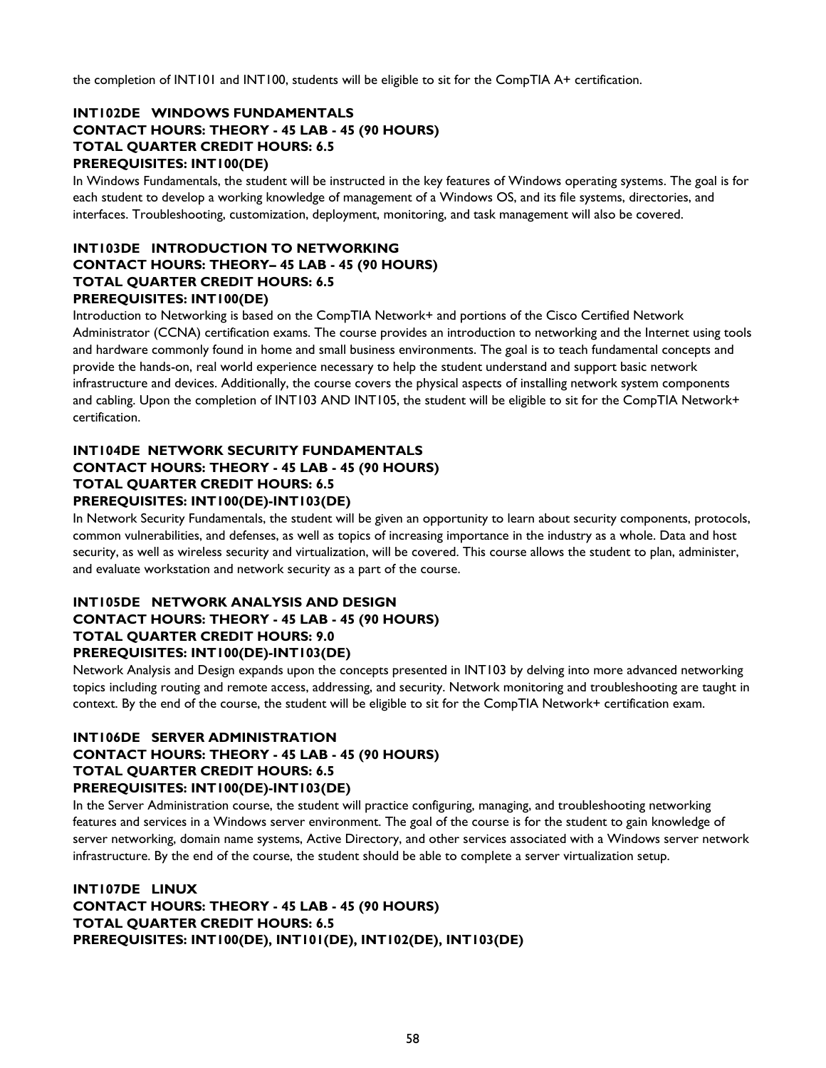the completion of INT101 and INT100, students will be eligible to sit for the CompTIA A+ certification.

**INT102DE WINDOWS FUNDAMENTALS**
**CONTACT HOURS: THEORY - 45 LAB - 45 (90 HOURS)**
**TOTAL QUARTER CREDIT HOURS: 6.5**
**PREREQUISITES: INT100(DE)**

In Windows Fundamentals, the student will be instructed in the key features of Windows operating systems. The goal is for each student to develop a working knowledge of management of a Windows OS, and its file systems, directories, and interfaces. Troubleshooting, customization, deployment, monitoring, and task management will also be covered.

**INT103DE INTRODUCTION TO NETWORKING**
**CONTACT HOURS: THEORY– 45 LAB - 45 (90 HOURS)**
**TOTAL QUARTER CREDIT HOURS: 6.5**
**PREREQUISITES: INT100(DE)**

Introduction to Networking is based on the CompTIA Network+ and portions of the Cisco Certified Network Administrator (CCNA) certification exams. The course provides an introduction to networking and the Internet using tools and hardware commonly found in home and small business environments. The goal is to teach fundamental concepts and provide the hands-on, real world experience necessary to help the student understand and support basic network infrastructure and devices. Additionally, the course covers the physical aspects of installing network system components and cabling. Upon the completion of INT103 AND INT105, the student will be eligible to sit for the CompTIA Network+ certification.

**INT104DE NETWORK SECURITY FUNDAMENTALS**
**CONTACT HOURS: THEORY - 45 LAB - 45 (90 HOURS)**
**TOTAL QUARTER CREDIT HOURS: 6.5**
**PREREQUISITES: INT100(DE)-INT103(DE)**

In Network Security Fundamentals, the student will be given an opportunity to learn about security components, protocols, common vulnerabilities, and defenses, as well as topics of increasing importance in the industry as a whole. Data and host security, as well as wireless security and virtualization, will be covered. This course allows the student to plan, administer, and evaluate workstation and network security as a part of the course.

**INT105DE NETWORK ANALYSIS AND DESIGN**
**CONTACT HOURS: THEORY - 45 LAB - 45 (90 HOURS)**
**TOTAL QUARTER CREDIT HOURS: 9.0**
**PREREQUISITES: INT100(DE)-INT103(DE)**

Network Analysis and Design expands upon the concepts presented in INT103 by delving into more advanced networking topics including routing and remote access, addressing, and security. Network monitoring and troubleshooting are taught in context. By the end of the course, the student will be eligible to sit for the CompTIA Network+ certification exam.

**INT106DE SERVER ADMINISTRATION**
**CONTACT HOURS: THEORY - 45 LAB - 45 (90 HOURS)**
**TOTAL QUARTER CREDIT HOURS: 6.5**
**PREREQUISITES: INT100(DE)-INT103(DE)**

In the Server Administration course, the student will practice configuring, managing, and troubleshooting networking features and services in a Windows server environment. The goal of the course is for the student to gain knowledge of server networking, domain name systems, Active Directory, and other services associated with a Windows server network infrastructure. By the end of the course, the student should be able to complete a server virtualization setup.

**INT107DE LINUX**
**CONTACT HOURS: THEORY - 45 LAB - 45 (90 HOURS)**
**TOTAL QUARTER CREDIT HOURS: 6.5**
**PREREQUISITES: INT100(DE), INT101(DE), INT102(DE), INT103(DE)**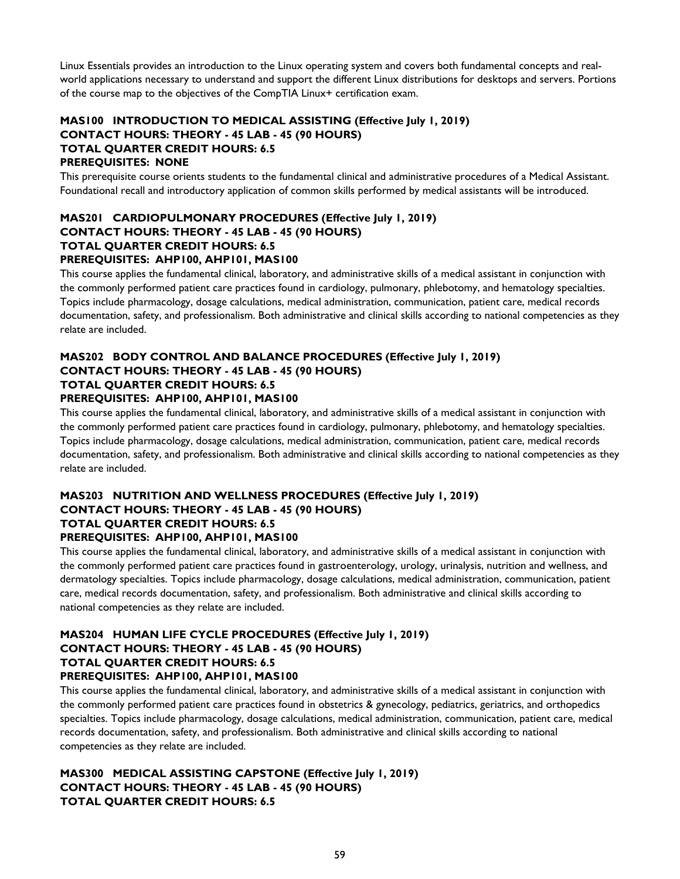Linux Essentials provides an introduction to the Linux operating system and covers both fundamental concepts and real-world applications necessary to understand and support the different Linux distributions for desktops and servers. Portions of the course map to the objectives of the CompTIA Linux+ certification exam.

**MAS100 INTRODUCTION TO MEDICAL ASSISTING (Effective July 1, 2019)**
**CONTACT HOURS: THEORY - 45 LAB - 45 (90 HOURS)**
**TOTAL QUARTER CREDIT HOURS: 6.5**
**PREREQUISITES: NONE**

This prerequisite course orients students to the fundamental clinical and administrative procedures of a Medical Assistant. Foundational recall and introductory application of common skills performed by medical assistants will be introduced.

**MAS201 CARDIOPULMONARY PROCEDURES (Effective July 1, 2019)**
**CONTACT HOURS: THEORY - 45 LAB - 45 (90 HOURS)**
**TOTAL QUARTER CREDIT HOURS: 6.5**
**PREREQUISITES: AHP100, AHP101, MAS100**

This course applies the fundamental clinical, laboratory, and administrative skills of a medical assistant in conjunction with the commonly performed patient care practices found in cardiology, pulmonary, phlebotomy, and hematology specialties. Topics include pharmacology, dosage calculations, medical administration, communication, patient care, medical records documentation, safety, and professionalism. Both administrative and clinical skills according to national competencies as they relate are included.

**MAS202 BODY CONTROL AND BALANCE PROCEDURES (Effective July 1, 2019)**
**CONTACT HOURS: THEORY - 45 LAB - 45 (90 HOURS)**
**TOTAL QUARTER CREDIT HOURS: 6.5**
**PREREQUISITES: AHP100, AHP101, MAS100**

This course applies the fundamental clinical, laboratory, and administrative skills of a medical assistant in conjunction with the commonly performed patient care practices found in cardiology, pulmonary, phlebotomy, and hematology specialties. Topics include pharmacology, dosage calculations, medical administration, communication, patient care, medical records documentation, safety, and professionalism. Both administrative and clinical skills according to national competencies as they relate are included.

**MAS203 NUTRITION AND WELLNESS PROCEDURES (Effective July 1, 2019)**
**CONTACT HOURS: THEORY - 45 LAB - 45 (90 HOURS)**
**TOTAL QUARTER CREDIT HOURS: 6.5**
**PREREQUISITES: AHP100, AHP101, MAS100**

This course applies the fundamental clinical, laboratory, and administrative skills of a medical assistant in conjunction with the commonly performed patient care practices found in gastroenterology, urology, urinalysis, nutrition and wellness, and dermatology specialties. Topics include pharmacology, dosage calculations, medical administration, communication, patient care, medical records documentation, safety, and professionalism. Both administrative and clinical skills according to national competencies as they relate are included.

**MAS204 HUMAN LIFE CYCLE PROCEDURES (Effective July 1, 2019)**
**CONTACT HOURS: THEORY - 45 LAB - 45 (90 HOURS)**
**TOTAL QUARTER CREDIT HOURS: 6.5**
**PREREQUISITES: AHP100, AHP101, MAS100**

This course applies the fundamental clinical, laboratory, and administrative skills of a medical assistant in conjunction with the commonly performed patient care practices found in obstetrics & gynecology, pediatrics, geriatrics, and orthopedics specialties. Topics include pharmacology, dosage calculations, medical administration, communication, patient care, medical records documentation, safety, and professionalism. Both administrative and clinical skills according to national competencies as they relate are included.

**MAS300 MEDICAL ASSISTING CAPSTONE (Effective July 1, 2019)**
**CONTACT HOURS: THEORY - 45 LAB - 45 (90 HOURS)**
**TOTAL QUARTER CREDIT HOURS: 6.5**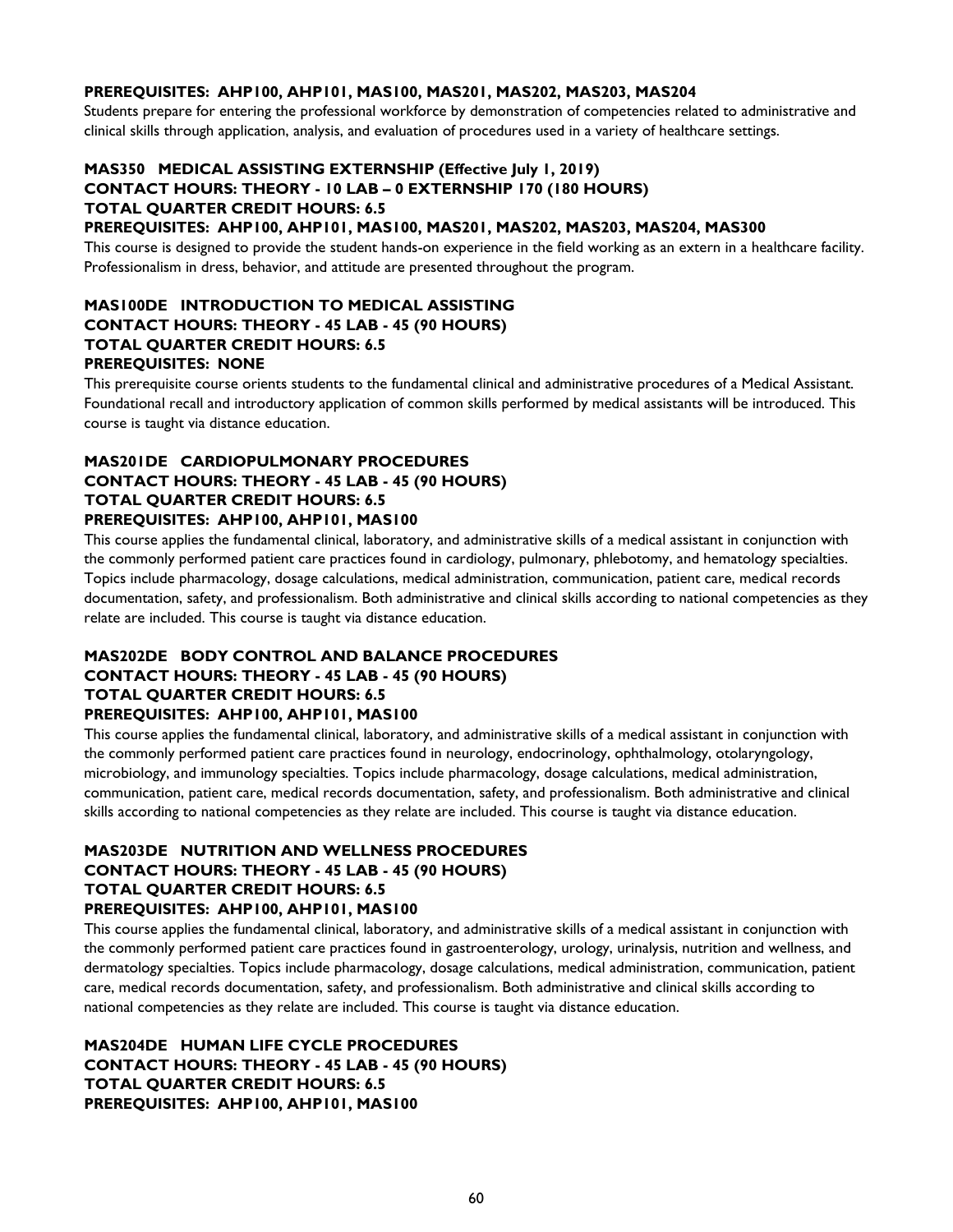**PREREQUISITES: AHP100, AHP101, MAS100, MAS201, MAS202, MAS203, MAS204**

Students prepare for entering the professional workforce by demonstration of competencies related to administrative and clinical skills through application, analysis, and evaluation of procedures used in a variety of healthcare settings.

### MAS350 MEDICAL ASSISTING EXTERNSHIP (Effective July 1, 2019)
**CONTACT HOURS: THEORY - 10 LAB – 0 EXTERNSHIP 170 (180 HOURS)**
**TOTAL QUARTER CREDIT HOURS: 6.5**
**PREREQUISITES: AHP100, AHP101, MAS100, MAS201, MAS202, MAS203, MAS204, MAS300**

This course is designed to provide the student hands-on experience in the field working as an extern in a healthcare facility. Professionalism in dress, behavior, and attitude are presented throughout the program.

### MAS100DE INTRODUCTION TO MEDICAL ASSISTING
**CONTACT HOURS: THEORY - 45 LAB - 45 (90 HOURS)**
**TOTAL QUARTER CREDIT HOURS: 6.5**
**PREREQUISITES: NONE**

This prerequisite course orients students to the fundamental clinical and administrative procedures of a Medical Assistant. Foundational recall and introductory application of common skills performed by medical assistants will be introduced. This course is taught via distance education.

### MAS201DE CARDIOPULMONARY PROCEDURES
**CONTACT HOURS: THEORY - 45 LAB - 45 (90 HOURS)**
**TOTAL QUARTER CREDIT HOURS: 6.5**
**PREREQUISITES: AHP100, AHP101, MAS100**

This course applies the fundamental clinical, laboratory, and administrative skills of a medical assistant in conjunction with the commonly performed patient care practices found in cardiology, pulmonary, phlebotomy, and hematology specialties. Topics include pharmacology, dosage calculations, medical administration, communication, patient care, medical records documentation, safety, and professionalism. Both administrative and clinical skills according to national competencies as they relate are included. This course is taught via distance education.

### MAS202DE BODY CONTROL AND BALANCE PROCEDURES
**CONTACT HOURS: THEORY - 45 LAB - 45 (90 HOURS)**
**TOTAL QUARTER CREDIT HOURS: 6.5**
**PREREQUISITES: AHP100, AHP101, MAS100**

This course applies the fundamental clinical, laboratory, and administrative skills of a medical assistant in conjunction with the commonly performed patient care practices found in neurology, endocrinology, ophthalmology, otolaryngology, microbiology, and immunology specialties. Topics include pharmacology, dosage calculations, medical administration, communication, patient care, medical records documentation, safety, and professionalism. Both administrative and clinical skills according to national competencies as they relate are included. This course is taught via distance education.

### MAS203DE NUTRITION AND WELLNESS PROCEDURES
**CONTACT HOURS: THEORY - 45 LAB - 45 (90 HOURS)**
**TOTAL QUARTER CREDIT HOURS: 6.5**
**PREREQUISITES: AHP100, AHP101, MAS100**

This course applies the fundamental clinical, laboratory, and administrative skills of a medical assistant in conjunction with the commonly performed patient care practices found in gastroenterology, urology, urinalysis, nutrition and wellness, and dermatology specialties. Topics include pharmacology, dosage calculations, medical administration, communication, patient care, medical records documentation, safety, and professionalism. Both administrative and clinical skills according to national competencies as they relate are included. This course is taught via distance education.

### MAS204DE HUMAN LIFE CYCLE PROCEDURES
**CONTACT HOURS: THEORY - 45 LAB - 45 (90 HOURS)**
**TOTAL QUARTER CREDIT HOURS: 6.5**
**PREREQUISITES: AHP100, AHP101, MAS100**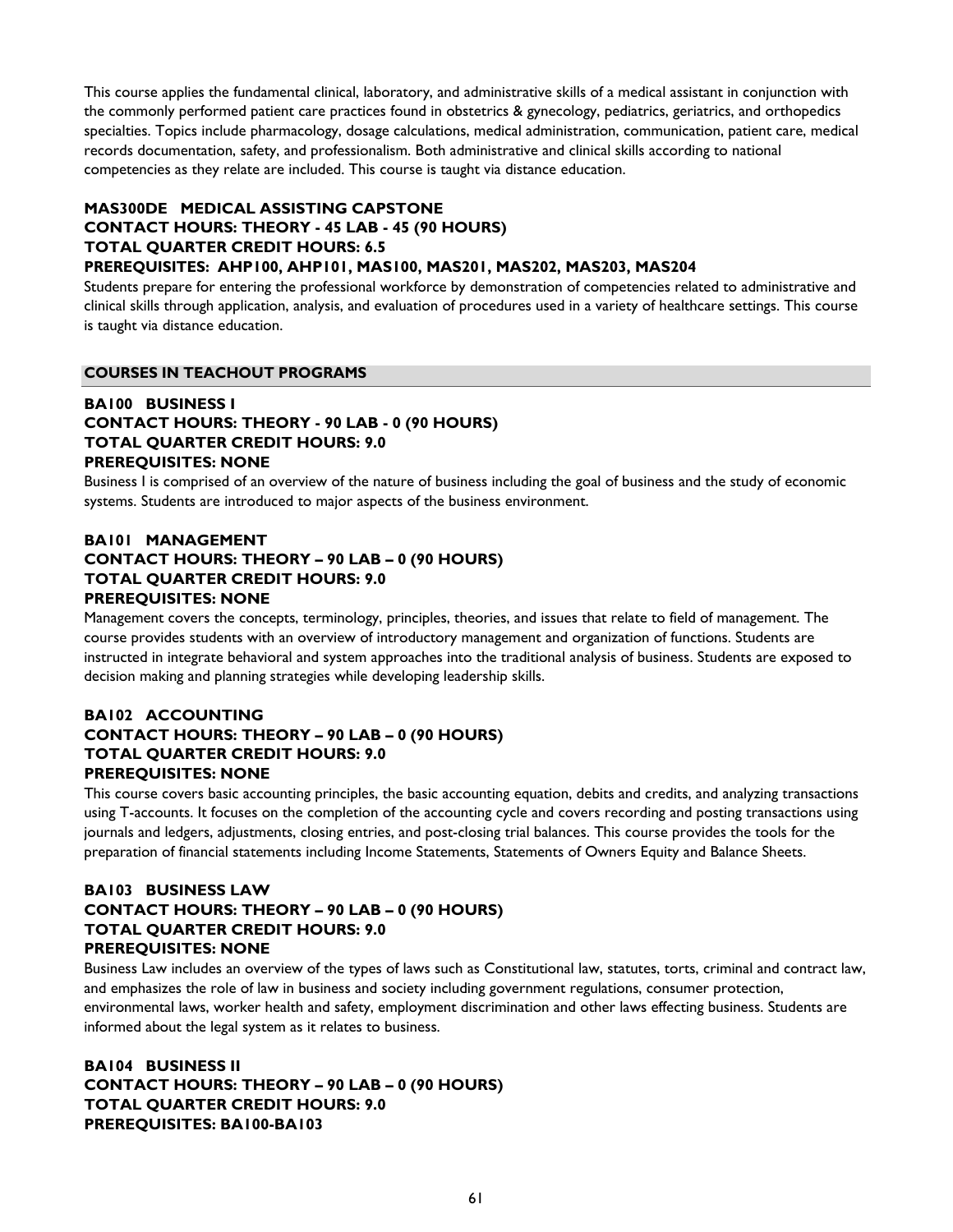This course applies the fundamental clinical, laboratory, and administrative skills of a medical assistant in conjunction with the commonly performed patient care practices found in obstetrics & gynecology, pediatrics, geriatrics, and orthopedics specialties. Topics include pharmacology, dosage calculations, medical administration, communication, patient care, medical records documentation, safety, and professionalism. Both administrative and clinical skills according to national competencies as they relate are included. This course is taught via distance education.

**MAS300DE MEDICAL ASSISTING CAPSTONE**
**CONTACT HOURS: THEORY - 45 LAB - 45 (90 HOURS)**
**TOTAL QUARTER CREDIT HOURS: 6.5**
**PREREQUISITES: AHP100, AHP101, MAS100, MAS201, MAS202, MAS203, MAS204**

Students prepare for entering the professional workforce by demonstration of competencies related to administrative and clinical skills through application, analysis, and evaluation of procedures used in a variety of healthcare settings. This course is taught via distance education.

## COURSES IN TEACHOUT PROGRAMS

**BA100 BUSINESS I**
**CONTACT HOURS: THEORY - 90 LAB - 0 (90 HOURS)**
**TOTAL QUARTER CREDIT HOURS: 9.0**
**PREREQUISITES: NONE**

Business I is comprised of an overview of the nature of business including the goal of business and the study of economic systems. Students are introduced to major aspects of the business environment.

**BA101 MANAGEMENT**
**CONTACT HOURS: THEORY – 90 LAB – 0 (90 HOURS)**
**TOTAL QUARTER CREDIT HOURS: 9.0**
**PREREQUISITES: NONE**

Management covers the concepts, terminology, principles, theories, and issues that relate to field of management. The course provides students with an overview of introductory management and organization of functions. Students are instructed in integrate behavioral and system approaches into the traditional analysis of business. Students are exposed to decision making and planning strategies while developing leadership skills.

**BA102 ACCOUNTING**
**CONTACT HOURS: THEORY – 90 LAB – 0 (90 HOURS)**
**TOTAL QUARTER CREDIT HOURS: 9.0**
**PREREQUISITES: NONE**

This course covers basic accounting principles, the basic accounting equation, debits and credits, and analyzing transactions using T-accounts. It focuses on the completion of the accounting cycle and covers recording and posting transactions using journals and ledgers, adjustments, closing entries, and post-closing trial balances. This course provides the tools for the preparation of financial statements including Income Statements, Statements of Owners Equity and Balance Sheets.

**BA103 BUSINESS LAW**
**CONTACT HOURS: THEORY – 90 LAB – 0 (90 HOURS)**
**TOTAL QUARTER CREDIT HOURS: 9.0**
**PREREQUISITES: NONE**

Business Law includes an overview of the types of laws such as Constitutional law, statutes, torts, criminal and contract law, and emphasizes the role of law in business and society including government regulations, consumer protection, environmental laws, worker health and safety, employment discrimination and other laws effecting business. Students are informed about the legal system as it relates to business.

**BA104 BUSINESS II**
**CONTACT HOURS: THEORY – 90 LAB – 0 (90 HOURS)**
**TOTAL QUARTER CREDIT HOURS: 9.0**
**PREREQUISITES: BA100-BA103**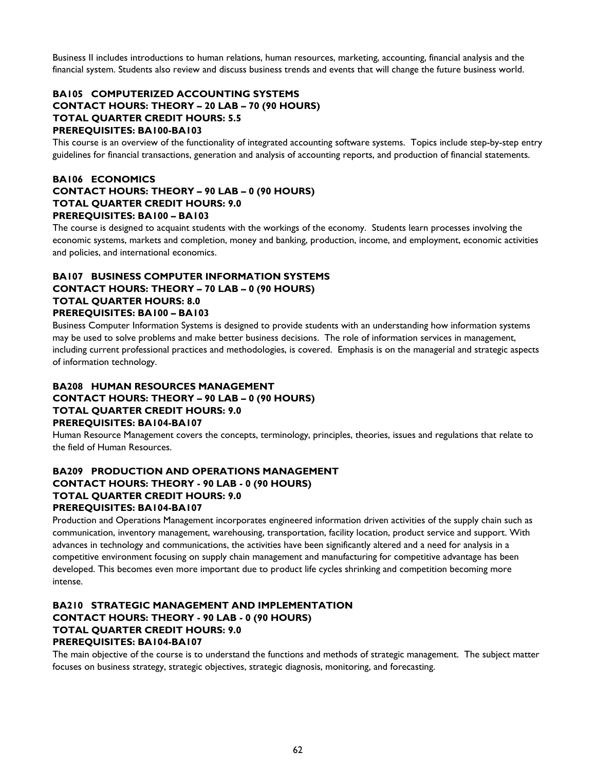Business II includes introductions to human relations, human resources, marketing, accounting, financial analysis and the financial system. Students also review and discuss business trends and events that will change the future business world.

**BA105 COMPUTERIZED ACCOUNTING SYSTEMS**
**CONTACT HOURS: THEORY – 20 LAB – 70 (90 HOURS)**
**TOTAL QUARTER CREDIT HOURS: 5.5**
**PREREQUISITES: BA100-BA103**

This course is an overview of the functionality of integrated accounting software systems. Topics include step-by-step entry guidelines for financial transactions, generation and analysis of accounting reports, and production of financial statements.

**BA106 ECONOMICS**
**CONTACT HOURS: THEORY – 90 LAB – 0 (90 HOURS)**
**TOTAL QUARTER CREDIT HOURS: 9.0**
**PREREQUISITES: BA100 – BA103**

The course is designed to acquaint students with the workings of the economy. Students learn processes involving the economic systems, markets and completion, money and banking, production, income, and employment, economic activities and policies, and international economics.

**BA107 BUSINESS COMPUTER INFORMATION SYSTEMS**
**CONTACT HOURS: THEORY – 70 LAB – 0 (90 HOURS)**
**TOTAL QUARTER HOURS: 8.0**
**PREREQUISITES: BA100 – BA103**

Business Computer Information Systems is designed to provide students with an understanding how information systems may be used to solve problems and make better business decisions. The role of information services in management, including current professional practices and methodologies, is covered. Emphasis is on the managerial and strategic aspects of information technology.

**BA208 HUMAN RESOURCES MANAGEMENT**
**CONTACT HOURS: THEORY – 90 LAB – 0 (90 HOURS)**
**TOTAL QUARTER CREDIT HOURS: 9.0**
**PREREQUISITES: BA104-BA107**

Human Resource Management covers the concepts, terminology, principles, theories, issues and regulations that relate to the field of Human Resources.

**BA209 PRODUCTION AND OPERATIONS MANAGEMENT**
**CONTACT HOURS: THEORY - 90 LAB - 0 (90 HOURS)**
**TOTAL QUARTER CREDIT HOURS: 9.0**
**PREREQUISITES: BA104-BA107**

Production and Operations Management incorporates engineered information driven activities of the supply chain such as communication, inventory management, warehousing, transportation, facility location, product service and support. With advances in technology and communications, the activities have been significantly altered and a need for analysis in a competitive environment focusing on supply chain management and manufacturing for competitive advantage has been developed. This becomes even more important due to product life cycles shrinking and competition becoming more intense.

**BA210 STRATEGIC MANAGEMENT AND IMPLEMENTATION**
**CONTACT HOURS: THEORY - 90 LAB - 0 (90 HOURS)**
**TOTAL QUARTER CREDIT HOURS: 9.0**
**PREREQUISITES: BA104-BA107**

The main objective of the course is to understand the functions and methods of strategic management. The subject matter focuses on business strategy, strategic objectives, strategic diagnosis, monitoring, and forecasting.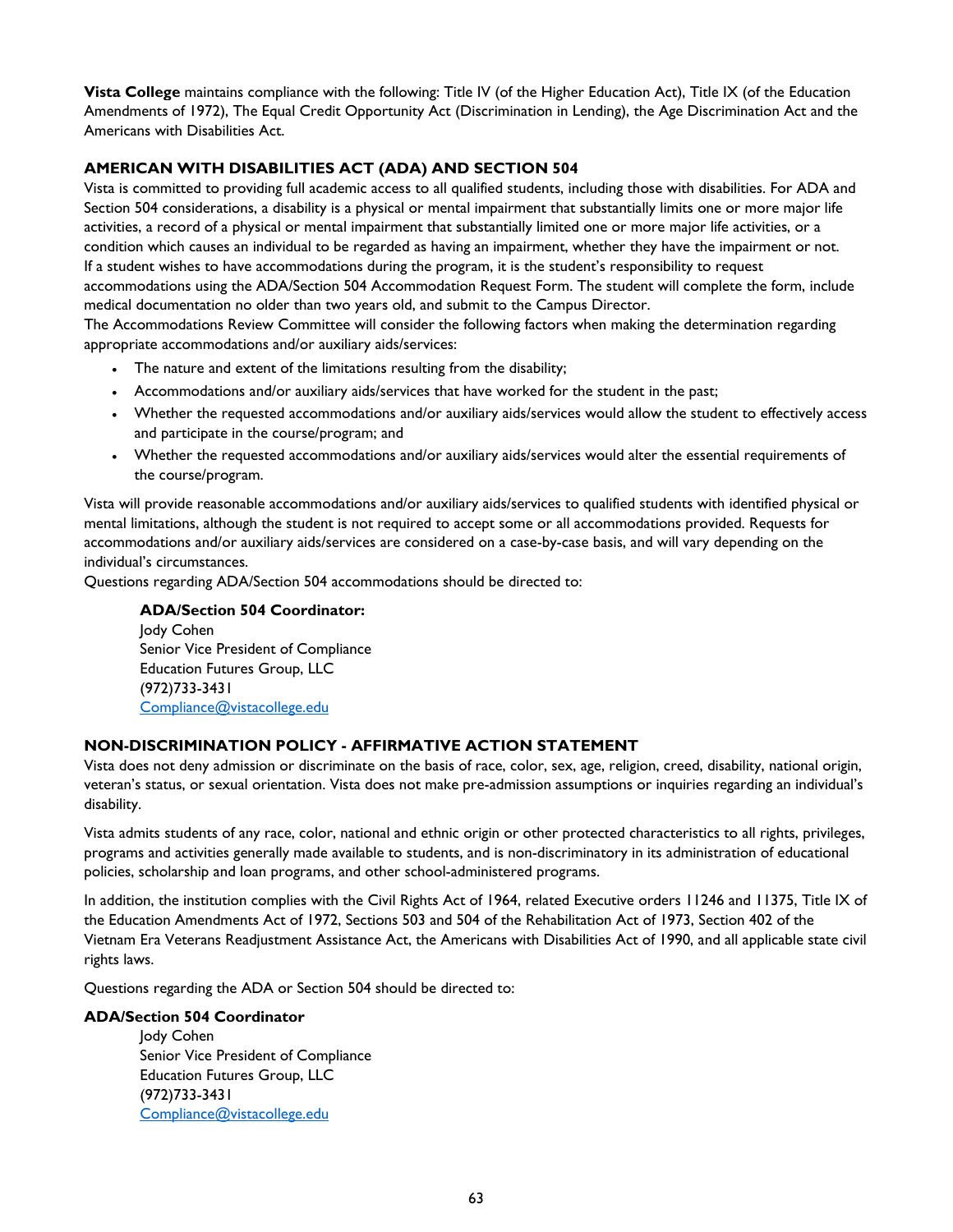**Vista College** maintains compliance with the following: Title IV (of the Higher Education Act), Title IX (of the Education Amendments of 1972), The Equal Credit Opportunity Act (Discrimination in Lending), the Age Discrimination Act and the Americans with Disabilities Act.

## AMERICAN WITH DISABILITIES ACT (ADA) AND SECTION 504

Vista is committed to providing full academic access to all qualified students, including those with disabilities. For ADA and Section 504 considerations, a disability is a physical or mental impairment that substantially limits one or more major life activities, a record of a physical or mental impairment that substantially limited one or more major life activities, or a condition which causes an individual to be regarded as having an impairment, whether they have the impairment or not. If a student wishes to have accommodations during the program, it is the student's responsibility to request accommodations using the ADA/Section 504 Accommodation Request Form. The student will complete the form, include medical documentation no older than two years old, and submit to the Campus Director.

The Accommodations Review Committee will consider the following factors when making the determination regarding appropriate accommodations and/or auxiliary aids/services:

- The nature and extent of the limitations resulting from the disability;
- Accommodations and/or auxiliary aids/services that have worked for the student in the past;
- Whether the requested accommodations and/or auxiliary aids/services would allow the student to effectively access and participate in the course/program; and
- Whether the requested accommodations and/or auxiliary aids/services would alter the essential requirements of the course/program.

Vista will provide reasonable accommodations and/or auxiliary aids/services to qualified students with identified physical or mental limitations, although the student is not required to accept some or all accommodations provided. Requests for accommodations and/or auxiliary aids/services are considered on a case-by-case basis, and will vary depending on the individual's circumstances.

Questions regarding ADA/Section 504 accommodations should be directed to:

**ADA/Section 504 Coordinator:**
Jody Cohen
Senior Vice President of Compliance
Education Futures Group, LLC
(972)733-3431
Compliance@vistacollege.edu

## NON-DISCRIMINATION POLICY - AFFIRMATIVE ACTION STATEMENT

Vista does not deny admission or discriminate on the basis of race, color, sex, age, religion, creed, disability, national origin, veteran's status, or sexual orientation. Vista does not make pre-admission assumptions or inquiries regarding an individual's disability.

Vista admits students of any race, color, national and ethnic origin or other protected characteristics to all rights, privileges, programs and activities generally made available to students, and is non-discriminatory in its administration of educational policies, scholarship and loan programs, and other school-administered programs.

In addition, the institution complies with the Civil Rights Act of 1964, related Executive orders 11246 and 11375, Title IX of the Education Amendments Act of 1972, Sections 503 and 504 of the Rehabilitation Act of 1973, Section 402 of the Vietnam Era Veterans Readjustment Assistance Act, the Americans with Disabilities Act of 1990, and all applicable state civil rights laws.

Questions regarding the ADA or Section 504 should be directed to:

**ADA/Section 504 Coordinator**
Jody Cohen
Senior Vice President of Compliance
Education Futures Group, LLC
(972)733-3431
Compliance@vistacollege.edu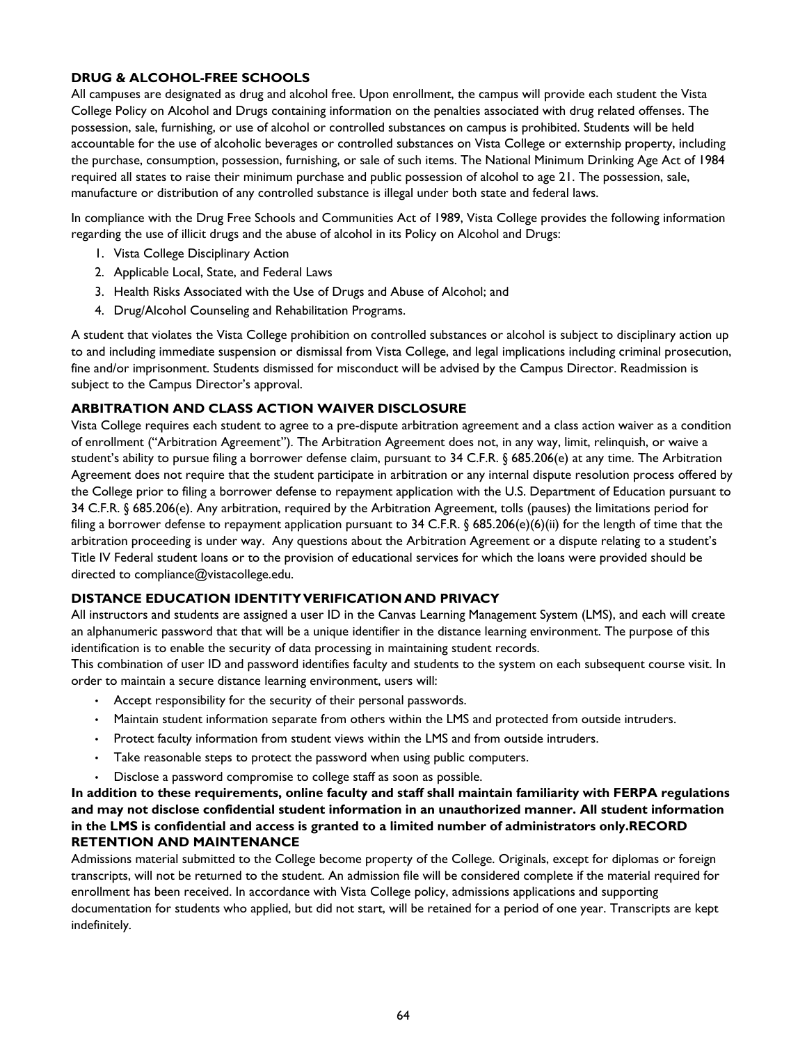## DRUG & ALCOHOL-FREE SCHOOLS

All campuses are designated as drug and alcohol free. Upon enrollment, the campus will provide each student the Vista College Policy on Alcohol and Drugs containing information on the penalties associated with drug related offenses. The possession, sale, furnishing, or use of alcohol or controlled substances on campus is prohibited. Students will be held accountable for the use of alcoholic beverages or controlled substances on Vista College or externship property, including the purchase, consumption, possession, furnishing, or sale of such items. The National Minimum Drinking Age Act of 1984 required all states to raise their minimum purchase and public possession of alcohol to age 21. The possession, sale, manufacture or distribution of any controlled substance is illegal under both state and federal laws.

In compliance with the Drug Free Schools and Communities Act of 1989, Vista College provides the following information regarding the use of illicit drugs and the abuse of alcohol in its Policy on Alcohol and Drugs:

1. Vista College Disciplinary Action
2. Applicable Local, State, and Federal Laws
3. Health Risks Associated with the Use of Drugs and Abuse of Alcohol; and
4. Drug/Alcohol Counseling and Rehabilitation Programs.

A student that violates the Vista College prohibition on controlled substances or alcohol is subject to disciplinary action up to and including immediate suspension or dismissal from Vista College, and legal implications including criminal prosecution, fine and/or imprisonment. Students dismissed for misconduct will be advised by the Campus Director. Readmission is subject to the Campus Director's approval.

## ARBITRATION AND CLASS ACTION WAIVER DISCLOSURE

Vista College requires each student to agree to a pre-dispute arbitration agreement and a class action waiver as a condition of enrollment ("Arbitration Agreement"). The Arbitration Agreement does not, in any way, limit, relinquish, or waive a student's ability to pursue filing a borrower defense claim, pursuant to 34 C.F.R. § 685.206(e) at any time. The Arbitration Agreement does not require that the student participate in arbitration or any internal dispute resolution process offered by the College prior to filing a borrower defense to repayment application with the U.S. Department of Education pursuant to 34 C.F.R. § 685.206(e). Any arbitration, required by the Arbitration Agreement, tolls (pauses) the limitations period for filing a borrower defense to repayment application pursuant to 34 C.F.R. § 685.206(e)(6)(ii) for the length of time that the arbitration proceeding is under way. Any questions about the Arbitration Agreement or a dispute relating to a student's Title IV Federal student loans or to the provision of educational services for which the loans were provided should be directed to compliance@vistacollege.edu.

## DISTANCE EDUCATION IDENTITY VERIFICATION AND PRIVACY

All instructors and students are assigned a user ID in the Canvas Learning Management System (LMS), and each will create an alphanumeric password that that will be a unique identifier in the distance learning environment. The purpose of this identification is to enable the security of data processing in maintaining student records.

This combination of user ID and password identifies faculty and students to the system on each subsequent course visit. In order to maintain a secure distance learning environment, users will:

- Accept responsibility for the security of their personal passwords.
- Maintain student information separate from others within the LMS and protected from outside intruders.
- Protect faculty information from student views within the LMS and from outside intruders.
- Take reasonable steps to protect the password when using public computers.
- Disclose a password compromise to college staff as soon as possible.

**In addition to these requirements, online faculty and staff shall maintain familiarity with FERPA regulations and may not disclose confidential student information in an unauthorized manner. All student information in the LMS is confidential and access is granted to a limited number of administrators only.**

## RECORD RETENTION AND MAINTENANCE

Admissions material submitted to the College become property of the College. Originals, except for diplomas or foreign transcripts, will not be returned to the student. An admission file will be considered complete if the material required for enrollment has been received. In accordance with Vista College policy, admissions applications and supporting documentation for students who applied, but did not start, will be retained for a period of one year. Transcripts are kept indefinitely.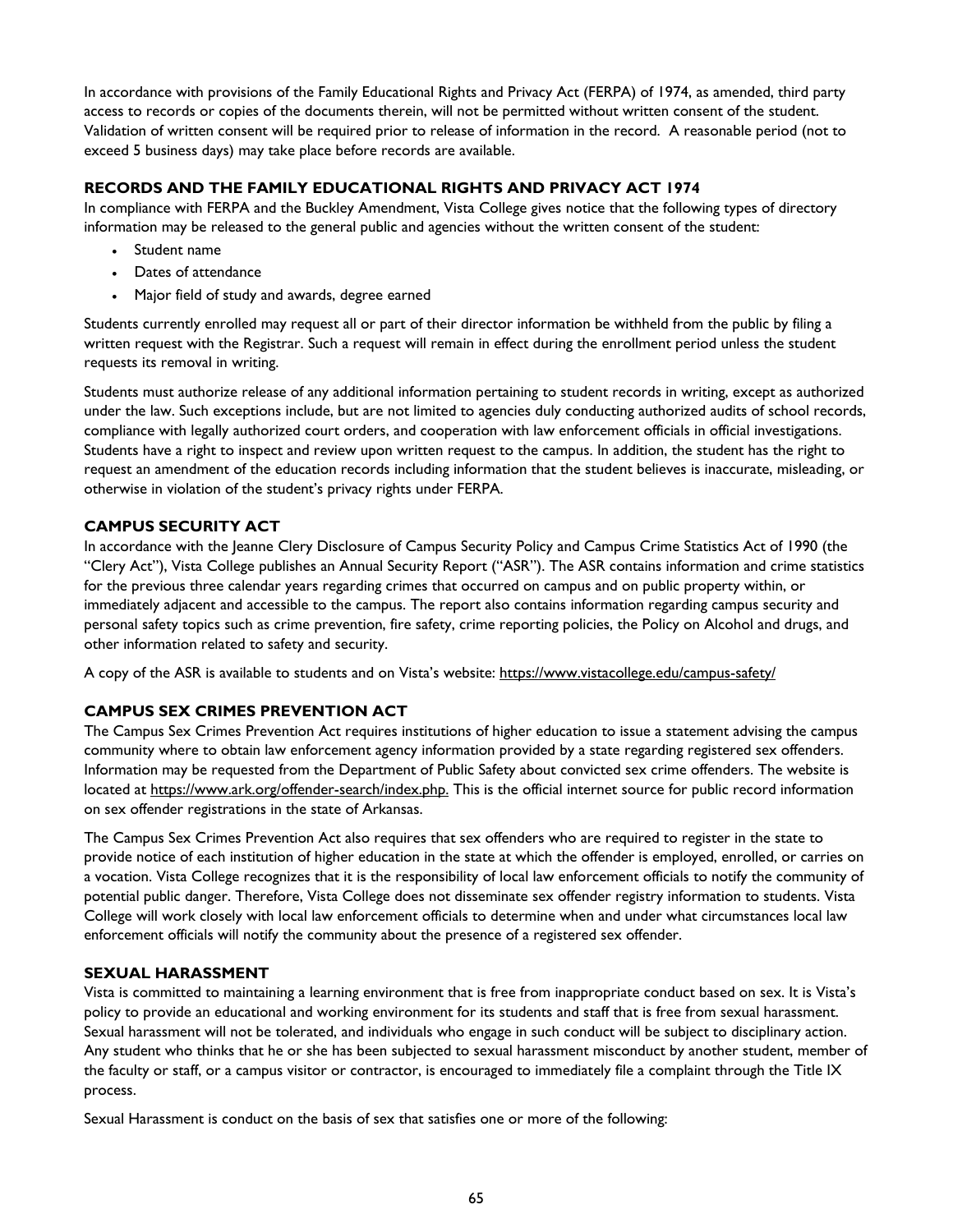In accordance with provisions of the Family Educational Rights and Privacy Act (FERPA) of 1974, as amended, third party access to records or copies of the documents therein, will not be permitted without written consent of the student. Validation of written consent will be required prior to release of information in the record. A reasonable period (not to exceed 5 business days) may take place before records are available.

### RECORDS AND THE FAMILY EDUCATIONAL RIGHTS AND PRIVACY ACT 1974

In compliance with FERPA and the Buckley Amendment, Vista College gives notice that the following types of directory information may be released to the general public and agencies without the written consent of the student:

- Student name
- Dates of attendance
- Major field of study and awards, degree earned

Students currently enrolled may request all or part of their director information be withheld from the public by filing a written request with the Registrar. Such a request will remain in effect during the enrollment period unless the student requests its removal in writing.

Students must authorize release of any additional information pertaining to student records in writing, except as authorized under the law. Such exceptions include, but are not limited to agencies duly conducting authorized audits of school records, compliance with legally authorized court orders, and cooperation with law enforcement officials in official investigations. Students have a right to inspect and review upon written request to the campus. In addition, the student has the right to request an amendment of the education records including information that the student believes is inaccurate, misleading, or otherwise in violation of the student's privacy rights under FERPA.

### CAMPUS SECURITY ACT

In accordance with the Jeanne Clery Disclosure of Campus Security Policy and Campus Crime Statistics Act of 1990 (the "Clery Act"), Vista College publishes an Annual Security Report ("ASR"). The ASR contains information and crime statistics for the previous three calendar years regarding crimes that occurred on campus and on public property within, or immediately adjacent and accessible to the campus. The report also contains information regarding campus security and personal safety topics such as crime prevention, fire safety, crime reporting policies, the Policy on Alcohol and drugs, and other information related to safety and security.

A copy of the ASR is available to students and on Vista's website: https://www.vistacollege.edu/campus-safety/

### CAMPUS SEX CRIMES PREVENTION ACT

The Campus Sex Crimes Prevention Act requires institutions of higher education to issue a statement advising the campus community where to obtain law enforcement agency information provided by a state regarding registered sex offenders. Information may be requested from the Department of Public Safety about convicted sex crime offenders. The website is located at https://www.ark.org/offender-search/index.php. This is the official internet source for public record information on sex offender registrations in the state of Arkansas.

The Campus Sex Crimes Prevention Act also requires that sex offenders who are required to register in the state to provide notice of each institution of higher education in the state at which the offender is employed, enrolled, or carries on a vocation. Vista College recognizes that it is the responsibility of local law enforcement officials to notify the community of potential public danger. Therefore, Vista College does not disseminate sex offender registry information to students. Vista College will work closely with local law enforcement officials to determine when and under what circumstances local law enforcement officials will notify the community about the presence of a registered sex offender.

### SEXUAL HARASSMENT

Vista is committed to maintaining a learning environment that is free from inappropriate conduct based on sex. It is Vista's policy to provide an educational and working environment for its students and staff that is free from sexual harassment. Sexual harassment will not be tolerated, and individuals who engage in such conduct will be subject to disciplinary action. Any student who thinks that he or she has been subjected to sexual harassment misconduct by another student, member of the faculty or staff, or a campus visitor or contractor, is encouraged to immediately file a complaint through the Title IX process.

Sexual Harassment is conduct on the basis of sex that satisfies one or more of the following: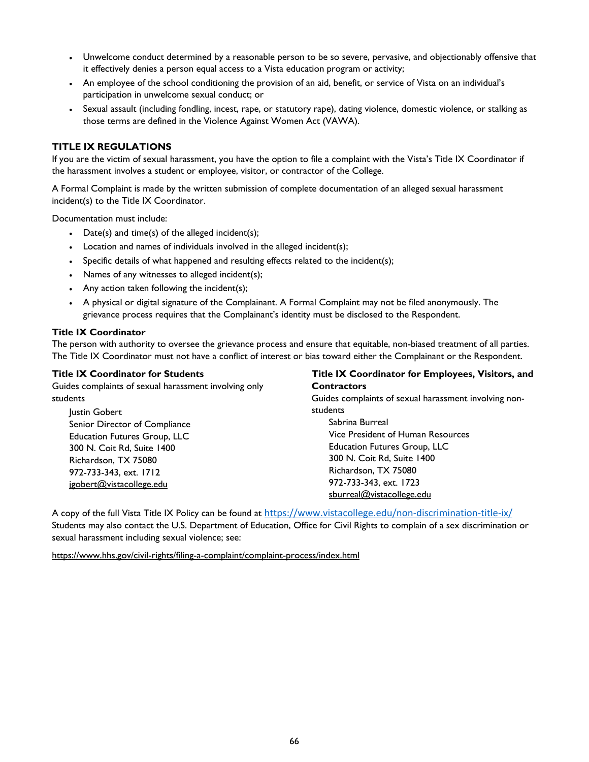- Unwelcome conduct determined by a reasonable person to be so severe, pervasive, and objectionably offensive that it effectively denies a person equal access to a Vista education program or activity;
- An employee of the school conditioning the provision of an aid, benefit, or service of Vista on an individual's participation in unwelcome sexual conduct; or
- Sexual assault (including fondling, incest, rape, or statutory rape), dating violence, domestic violence, or stalking as those terms are defined in the Violence Against Women Act (VAWA).

### TITLE IX REGULATIONS

If you are the victim of sexual harassment, you have the option to file a complaint with the Vista's Title IX Coordinator if the harassment involves a student or employee, visitor, or contractor of the College.

A Formal Complaint is made by the written submission of complete documentation of an alleged sexual harassment incident(s) to the Title IX Coordinator.

Documentation must include:

- Date(s) and time(s) of the alleged incident(s);
- Location and names of individuals involved in the alleged incident(s);
- Specific details of what happened and resulting effects related to the incident(s);
- Names of any witnesses to alleged incident(s);
- Any action taken following the incident(s);
- A physical or digital signature of the Complainant. A Formal Complaint may not be filed anonymously. The grievance process requires that the Complainant's identity must be disclosed to the Respondent.

#### Title IX Coordinator

The person with authority to oversee the grievance process and ensure that equitable, non-biased treatment of all parties. The Title IX Coordinator must not have a conflict of interest or bias toward either the Complainant or the Respondent.

**Title IX Coordinator for Students**

Guides complaints of sexual harassment involving only students

Justin Gobert
Senior Director of Compliance
Education Futures Group, LLC
300 N. Coit Rd, Suite 1400
Richardson, TX 75080
972-733-343, ext. 1712
jgobert@vistacollege.edu

**Title IX Coordinator for Employees, Visitors, and Contractors**

Guides complaints of sexual harassment involving non-students

Sabrina Burreal
Vice President of Human Resources
Education Futures Group, LLC
300 N. Coit Rd, Suite 1400
Richardson, TX 75080
972-733-343, ext. 1723
sburreal@vistacollege.edu

A copy of the full Vista Title IX Policy can be found at https://www.vistacollege.edu/non-discrimination-title-ix/
Students may also contact the U.S. Department of Education, Office for Civil Rights to complain of a sex discrimination or sexual harassment including sexual violence; see:

https://www.hhs.gov/civil-rights/filing-a-complaint/complaint-process/index.html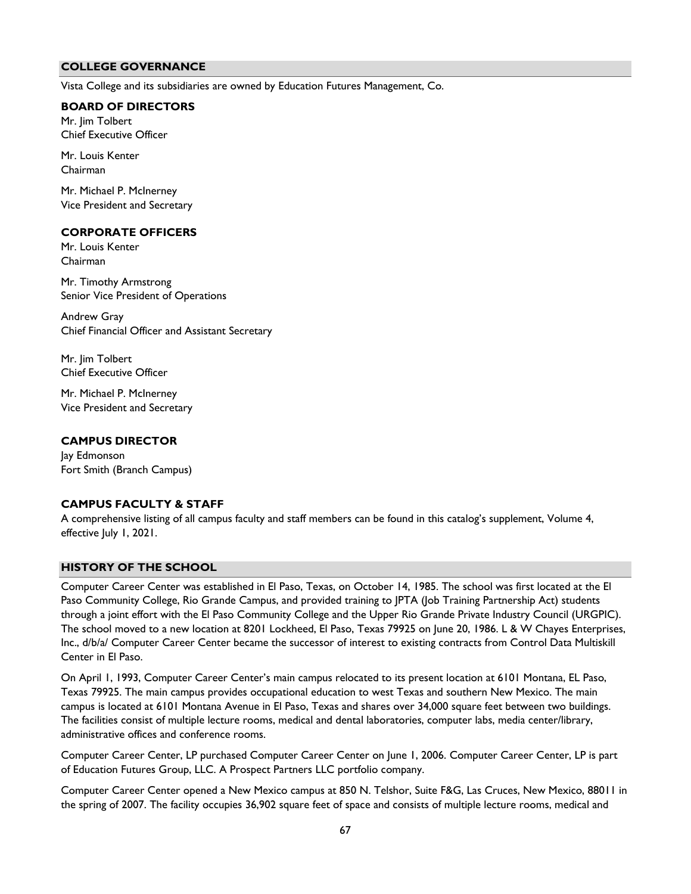## COLLEGE GOVERNANCE

Vista College and its subsidiaries are owned by Education Futures Management, Co.

### BOARD OF DIRECTORS

Mr. Jim Tolbert
Chief Executive Officer

Mr. Louis Kenter
Chairman

Mr. Michael P. McInerney
Vice President and Secretary

### CORPORATE OFFICERS

Mr. Louis Kenter
Chairman

Mr. Timothy Armstrong
Senior Vice President of Operations

Andrew Gray
Chief Financial Officer and Assistant Secretary

Mr. Jim Tolbert
Chief Executive Officer

Mr. Michael P. McInerney
Vice President and Secretary

### CAMPUS DIRECTOR

Jay Edmonson
Fort Smith (Branch Campus)

### CAMPUS FACULTY & STAFF

A comprehensive listing of all campus faculty and staff members can be found in this catalog's supplement, Volume 4, effective July 1, 2021.

## HISTORY OF THE SCHOOL

Computer Career Center was established in El Paso, Texas, on October 14, 1985. The school was first located at the El Paso Community College, Rio Grande Campus, and provided training to JPTA (Job Training Partnership Act) students through a joint effort with the El Paso Community College and the Upper Rio Grande Private Industry Council (URGPIC). The school moved to a new location at 8201 Lockheed, El Paso, Texas 79925 on June 20, 1986. L & W Chayes Enterprises, Inc., d/b/a/ Computer Career Center became the successor of interest to existing contracts from Control Data Multiskill Center in El Paso.

On April 1, 1993, Computer Career Center's main campus relocated to its present location at 6101 Montana, EL Paso, Texas 79925. The main campus provides occupational education to west Texas and southern New Mexico. The main campus is located at 6101 Montana Avenue in El Paso, Texas and shares over 34,000 square feet between two buildings. The facilities consist of multiple lecture rooms, medical and dental laboratories, computer labs, media center/library, administrative offices and conference rooms.

Computer Career Center, LP purchased Computer Career Center on June 1, 2006. Computer Career Center, LP is part of Education Futures Group, LLC. A Prospect Partners LLC portfolio company.

Computer Career Center opened a New Mexico campus at 850 N. Telshor, Suite F&G, Las Cruces, New Mexico, 88011 in the spring of 2007. The facility occupies 36,902 square feet of space and consists of multiple lecture rooms, medical and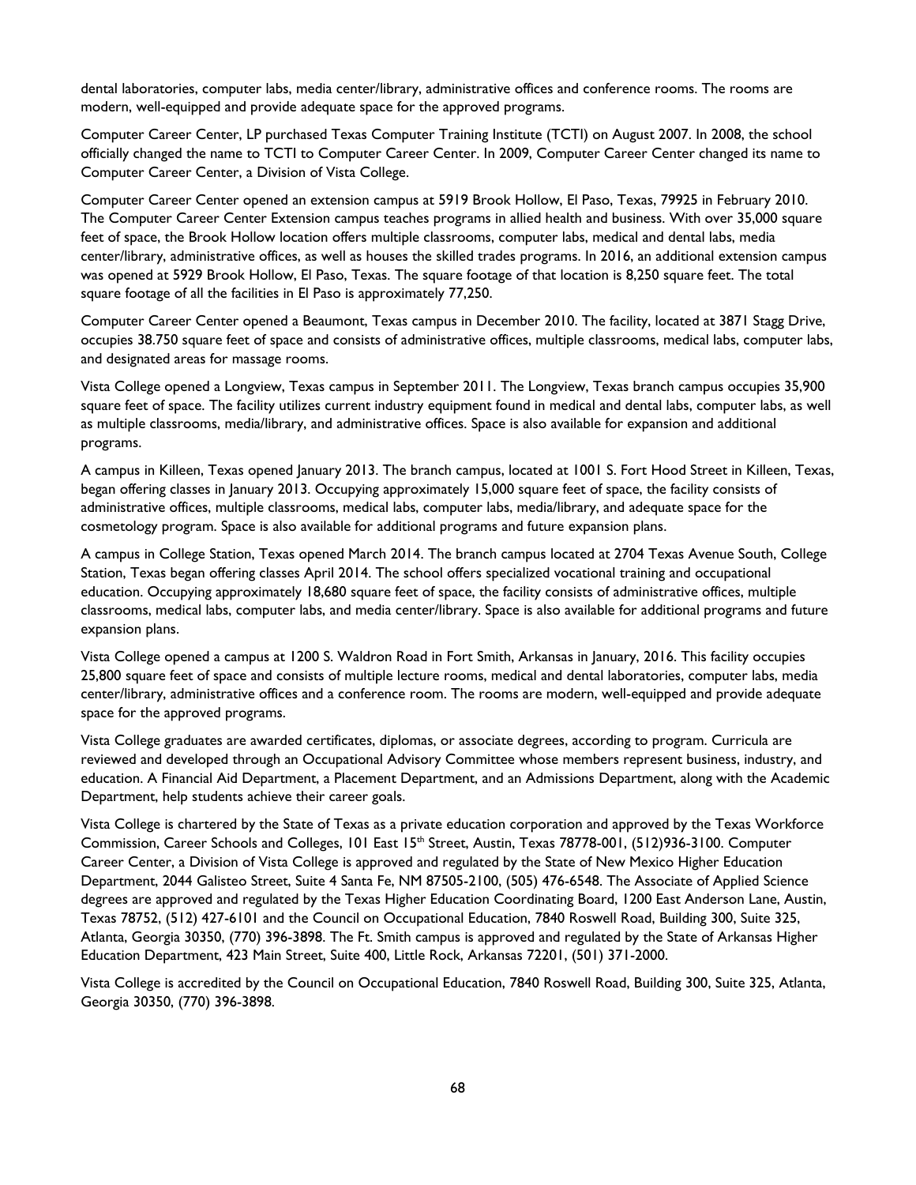dental laboratories, computer labs, media center/library, administrative offices and conference rooms. The rooms are modern, well-equipped and provide adequate space for the approved programs.

Computer Career Center, LP purchased Texas Computer Training Institute (TCTI) on August 2007. In 2008, the school officially changed the name to TCTI to Computer Career Center. In 2009, Computer Career Center changed its name to Computer Career Center, a Division of Vista College.

Computer Career Center opened an extension campus at 5919 Brook Hollow, El Paso, Texas, 79925 in February 2010. The Computer Career Center Extension campus teaches programs in allied health and business. With over 35,000 square feet of space, the Brook Hollow location offers multiple classrooms, computer labs, medical and dental labs, media center/library, administrative offices, as well as houses the skilled trades programs. In 2016, an additional extension campus was opened at 5929 Brook Hollow, El Paso, Texas. The square footage of that location is 8,250 square feet. The total square footage of all the facilities in El Paso is approximately 77,250.

Computer Career Center opened a Beaumont, Texas campus in December 2010. The facility, located at 3871 Stagg Drive, occupies 38.750 square feet of space and consists of administrative offices, multiple classrooms, medical labs, computer labs, and designated areas for massage rooms.

Vista College opened a Longview, Texas campus in September 2011. The Longview, Texas branch campus occupies 35,900 square feet of space. The facility utilizes current industry equipment found in medical and dental labs, computer labs, as well as multiple classrooms, media/library, and administrative offices. Space is also available for expansion and additional programs.

A campus in Killeen, Texas opened January 2013. The branch campus, located at 1001 S. Fort Hood Street in Killeen, Texas, began offering classes in January 2013. Occupying approximately 15,000 square feet of space, the facility consists of administrative offices, multiple classrooms, medical labs, computer labs, media/library, and adequate space for the cosmetology program. Space is also available for additional programs and future expansion plans.

A campus in College Station, Texas opened March 2014. The branch campus located at 2704 Texas Avenue South, College Station, Texas began offering classes April 2014. The school offers specialized vocational training and occupational education. Occupying approximately 18,680 square feet of space, the facility consists of administrative offices, multiple classrooms, medical labs, computer labs, and media center/library. Space is also available for additional programs and future expansion plans.

Vista College opened a campus at 1200 S. Waldron Road in Fort Smith, Arkansas in January, 2016. This facility occupies 25,800 square feet of space and consists of multiple lecture rooms, medical and dental laboratories, computer labs, media center/library, administrative offices and a conference room. The rooms are modern, well-equipped and provide adequate space for the approved programs.

Vista College graduates are awarded certificates, diplomas, or associate degrees, according to program. Curricula are reviewed and developed through an Occupational Advisory Committee whose members represent business, industry, and education. A Financial Aid Department, a Placement Department, and an Admissions Department, along with the Academic Department, help students achieve their career goals.

Vista College is chartered by the State of Texas as a private education corporation and approved by the Texas Workforce Commission, Career Schools and Colleges, 101 East 15th Street, Austin, Texas 78778-001, (512)936-3100. Computer Career Center, a Division of Vista College is approved and regulated by the State of New Mexico Higher Education Department, 2044 Galisteo Street, Suite 4 Santa Fe, NM 87505-2100, (505) 476-6548. The Associate of Applied Science degrees are approved and regulated by the Texas Higher Education Coordinating Board, 1200 East Anderson Lane, Austin, Texas 78752, (512) 427-6101 and the Council on Occupational Education, 7840 Roswell Road, Building 300, Suite 325, Atlanta, Georgia 30350, (770) 396-3898. The Ft. Smith campus is approved and regulated by the State of Arkansas Higher Education Department, 423 Main Street, Suite 400, Little Rock, Arkansas 72201, (501) 371-2000.

Vista College is accredited by the Council on Occupational Education, 7840 Roswell Road, Building 300, Suite 325, Atlanta, Georgia 30350, (770) 396-3898.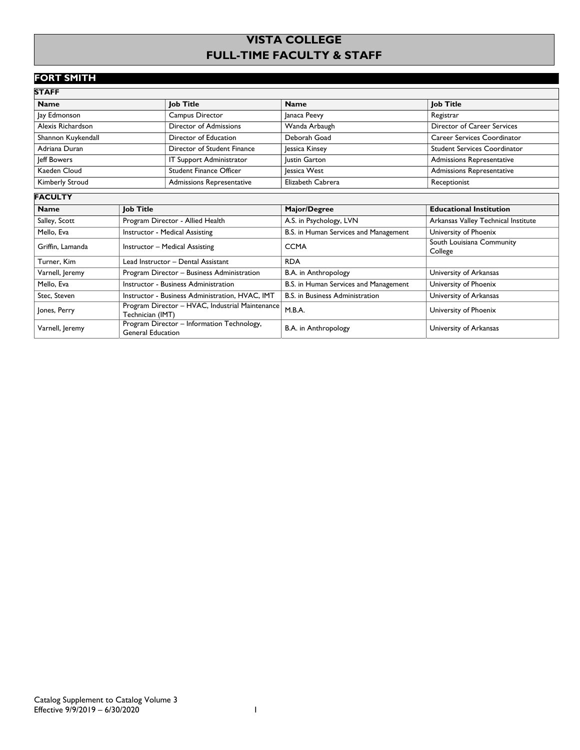# VISTA COLLEGE
# FULL-TIME FACULTY & STAFF

## FORT SMITH

### STAFF

| Name | Job Title | Name | Job Title |
|---|---|---|---|
| Jay Edmonson | Campus Director | Janaca Peevy | Registrar |
| Alexis Richardson | Director of Admissions | Wanda Arbaugh | Director of Career Services |
| Shannon Kuykendall | Director of Education | Deborah Goad | Career Services Coordinator |
| Adriana Duran | Director of Student Finance | Jessica Kinsey | Student Services Coordinator |
| Jeff Bowers | IT Support Administrator | Justin Garton | Admissions Representative |
| Kaeden Cloud | Student Finance Officer | Jessica West | Admissions Representative |
| Kimberly Stroud | Admissions Representative | Elizabeth Cabrera | Receptionist |

### FACULTY

| Name | Job Title | Major/Degree | Educational Institution |
|---|---|---|---|
| Salley, Scott | Program Director - Allied Health | A.S. in Psychology, LVN | Arkansas Valley Technical Institute |
| Mello, Eva | Instructor - Medical Assisting | B.S. in Human Services and Management | University of Phoenix |
| Griffin, Lamanda | Instructor – Medical Assisting | CCMA | South Louisiana Community College |
| Turner, Kim | Lead Instructor – Dental Assistant | RDA | |
| Varnell, Jeremy | Program Director – Business Administration | B.A. in Anthropology | University of Arkansas |
| Mello, Eva | Instructor - Business Administration | B.S. in Human Services and Management | University of Phoenix |
| Stec, Steven | Instructor - Business Administration, HVAC, IMT | B.S. in Business Administration | University of Arkansas |
| Jones, Perry | Program Director – HVAC, Industrial Maintenance Technician (IMT) | M.B.A. | University of Phoenix |
| Varnell, Jeremy | Program Director – Information Technology, General Education | B.A. in Anthropology | University of Arkansas |

Catalog Supplement to Catalog Volume 3
Effective 9/9/2019 – 6/30/2020